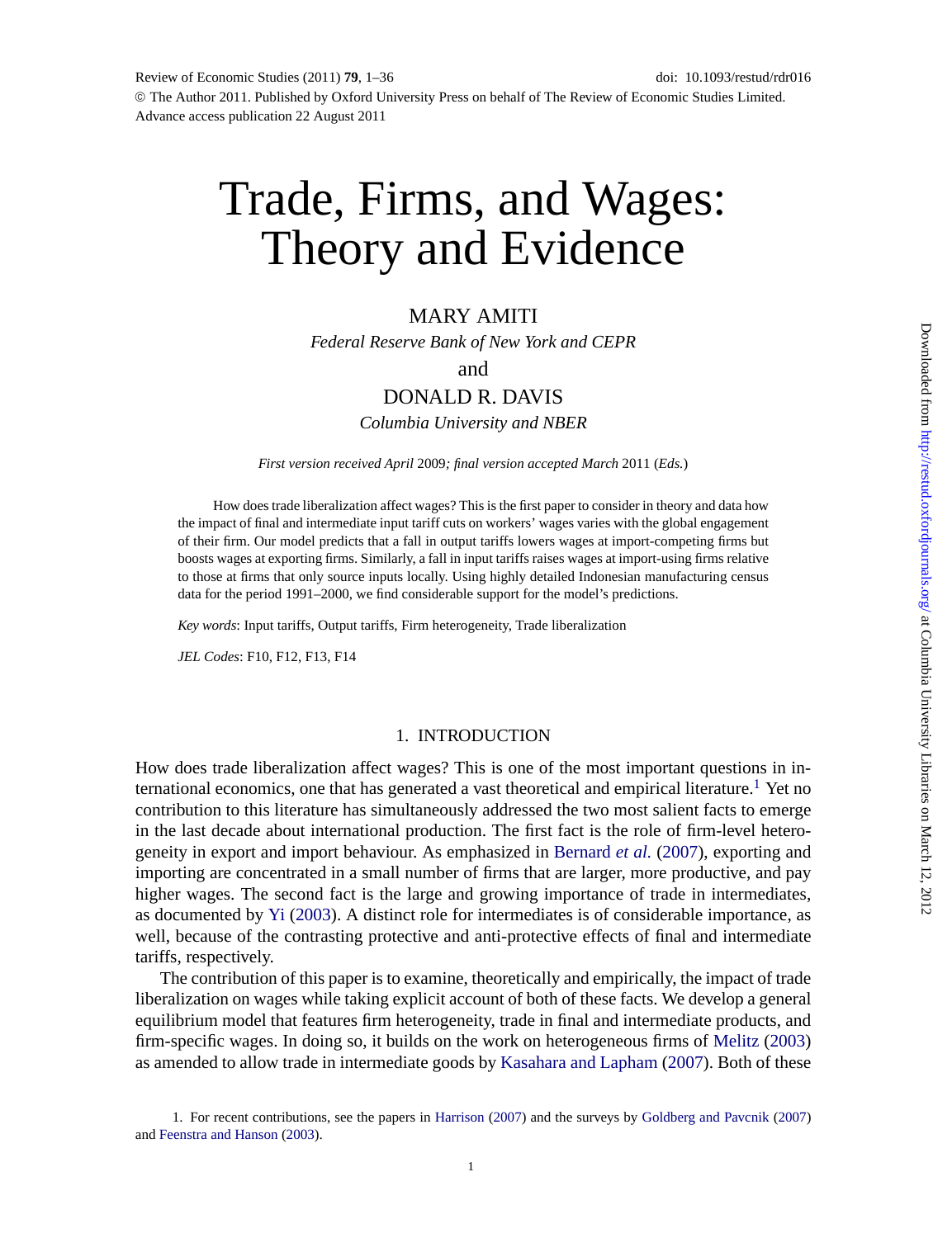# Trade, Firms, and Wages: Theory and Evidence

MARY AMITI

*Federal Reserve Bank of New York and CEPR*

and

DONALD R. DAVIS

*Columbia University and NBER*

*First version received April* 2009*; final version accepted March* 2011 (*Eds.*)

How does trade liberalization affect wages? This is the first paper to consider in theory and data how the impact of final and intermediate input tariff cuts on workers' wages varies with the global engagement of their firm. Our model predicts that a fall in output tariffs lowers wages at import-competing firms but boosts wages at exporting firms. Similarly, a fall in input tariffs raises wages at import-using firms relative to those at firms that only source inputs locally. Using highly detailed Indonesian manufacturing census data for the period 1991–2000, we find considerable support for the model's predictions.

*Key words*: Input tariffs, Output tariffs, Firm heterogeneity, Trade liberalization

*JEL Codes*: F10, F12, F13, F14

## 1. INTRODUCTION

How does trade liberalization affect wages? This is one of the most important questions in international economics, one that has generated a vast theoretical and empirical literature.[1] Yet no contribution to this literature has simultaneously addressed the two most salient facts to emerge in the last decade about international production. The first fact is the role of firm-level heterogeneity in export and import behaviour. As emphasized in Bernard *et al.* (2007), exporting and importing are concentrated in a small number of firms that are larger, more productive, and pay higher wages. The second fact is the large and growing importance of trade in intermediates, as documented by Yi (2003). A distinct role for intermediates is of considerable importance, as well, because of the contrasting protective and anti-protective effects of final and intermediate tariffs, respectively.

The contribution of this paper is to examine, theoretically and empirically, the impact of trade liberalization on wages while taking explicit account of both of these facts. We develop a general equilibrium model that features firm heterogeneity, trade in final and intermediate products, and firm-specific wages. In doing so, it builds on the work on heterogeneous firms of Melitz (2003) as amended to allow trade in intermediate goods by Kasahara and Lapham (2007). Both of these

1. For recent contributions, see the papers in Harrison (2007) and the surveys by Goldberg and Pavcnik (2007) and Feenstra and Hanson (2003).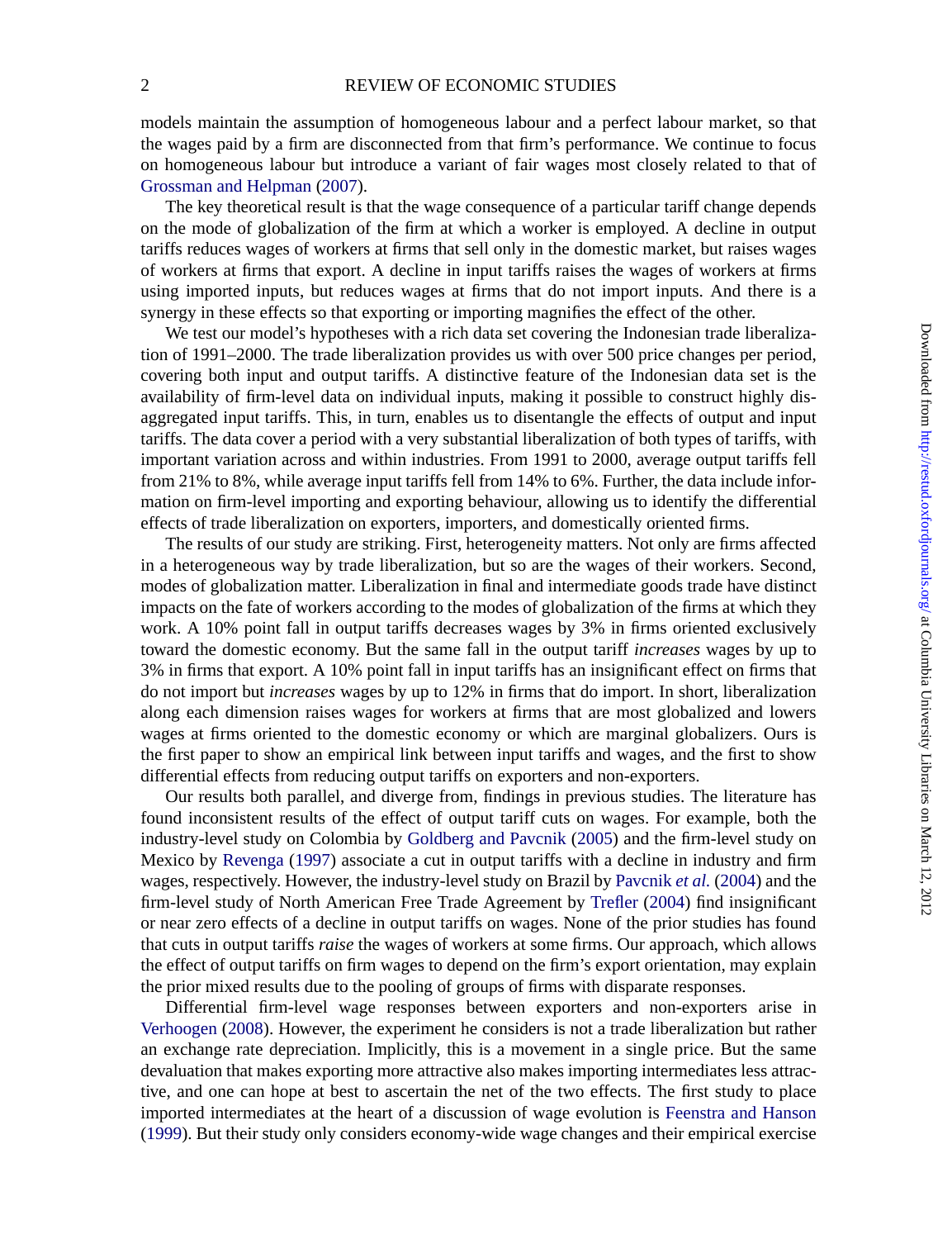models maintain the assumption of homogeneous labour and a perfect labour market, so that the wages paid by a firm are disconnected from that firm's performance. We continue to focus on homogeneous labour but introduce a variant of fair wages most closely related to that of Grossman and Helpman (2007).

The key theoretical result is that the wage consequence of a particular tariff change depends on the mode of globalization of the firm at which a worker is employed. A decline in output tariffs reduces wages of workers at firms that sell only in the domestic market, but raises wages of workers at firms that export. A decline in input tariffs raises the wages of workers at firms using imported inputs, but reduces wages at firms that do not import inputs. And there is a synergy in these effects so that exporting or importing magnifies the effect of the other.

We test our model's hypotheses with a rich data set covering the Indonesian trade liberalization of 1991–2000. The trade liberalization provides us with over 500 price changes per period, covering both input and output tariffs. A distinctive feature of the Indonesian data set is the availability of firm-level data on individual inputs, making it possible to construct highly disaggregated input tariffs. This, in turn, enables us to disentangle the effects of output and input tariffs. The data cover a period with a very substantial liberalization of both types of tariffs, with important variation across and within industries. From 1991 to 2000, average output tariffs fell from 21% to 8%, while average input tariffs fell from 14% to 6%. Further, the data include information on firm-level importing and exporting behaviour, allowing us to identify the differential effects of trade liberalization on exporters, importers, and domestically oriented firms.

The results of our study are striking. First, heterogeneity matters. Not only are firms affected in a heterogeneous way by trade liberalization, but so are the wages of their workers. Second, modes of globalization matter. Liberalization in final and intermediate goods trade have distinct impacts on the fate of workers according to the modes of globalization of the firms at which they work. A 10% point fall in output tariffs decreases wages by 3% in firms oriented exclusively toward the domestic economy. But the same fall in the output tariff *increases* wages by up to 3% in firms that export. A 10% point fall in input tariffs has an insignificant effect on firms that do not import but *increases* wages by up to 12% in firms that do import. In short, liberalization along each dimension raises wages for workers at firms that are most globalized and lowers wages at firms oriented to the domestic economy or which are marginal globalizers. Ours is the first paper to show an empirical link between input tariffs and wages, and the first to show differential effects from reducing output tariffs on exporters and non-exporters.

Our results both parallel, and diverge from, findings in previous studies. The literature has found inconsistent results of the effect of output tariff cuts on wages. For example, both the industry-level study on Colombia by Goldberg and Pavcnik (2005) and the firm-level study on Mexico by Revenga (1997) associate a cut in output tariffs with a decline in industry and firm wages, respectively. However, the industry-level study on Brazil by Pavcnik *et al.* (2004) and the firm-level study of North American Free Trade Agreement by Trefler (2004) find insignificant or near zero effects of a decline in output tariffs on wages. None of the prior studies has found that cuts in output tariffs *raise* the wages of workers at some firms. Our approach, which allows the effect of output tariffs on firm wages to depend on the firm's export orientation, may explain the prior mixed results due to the pooling of groups of firms with disparate responses.

Differential firm-level wage responses between exporters and non-exporters arise in Verhoogen (2008). However, the experiment he considers is not a trade liberalization but rather an exchange rate depreciation. Implicitly, this is a movement in a single price. But the same devaluation that makes exporting more attractive also makes importing intermediates less attractive, and one can hope at best to ascertain the net of the two effects. The first study to place imported intermediates at the heart of a discussion of wage evolution is Feenstra and Hanson (1999). But their study only considers economy-wide wage changes and their empirical exercise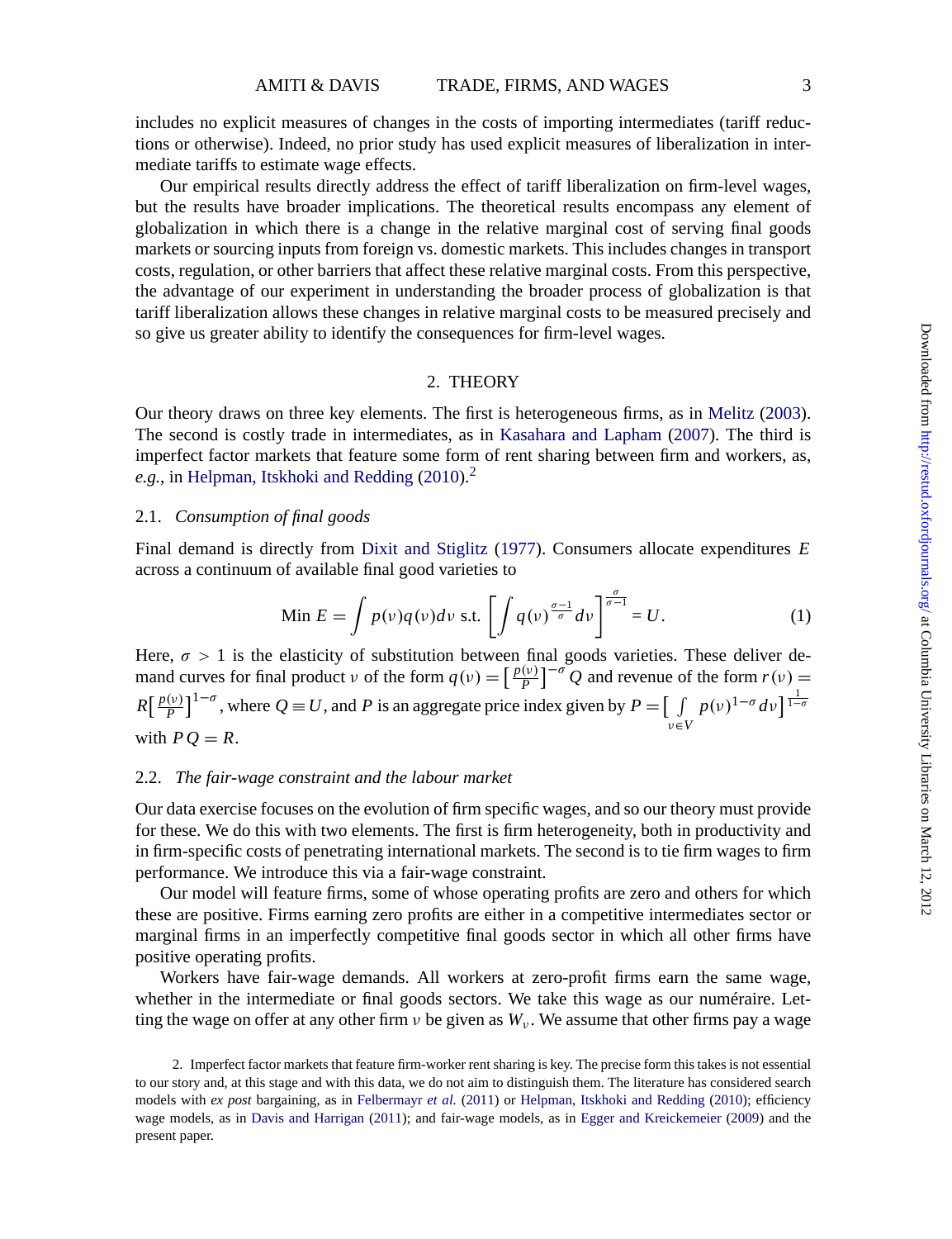includes no explicit measures of changes in the costs of importing intermediates (tariff reductions or otherwise). Indeed, no prior study has used explicit measures of liberalization in intermediate tariffs to estimate wage effects.

Our empirical results directly address the effect of tariff liberalization on firm-level wages, but the results have broader implications. The theoretical results encompass any element of globalization in which there is a change in the relative marginal cost of serving final goods markets or sourcing inputs from foreign vs. domestic markets. This includes changes in transport costs, regulation, or other barriers that affect these relative marginal costs. From this perspective, the advantage of our experiment in understanding the broader process of globalization is that tariff liberalization allows these changes in relative marginal costs to be measured precisely and so give us greater ability to identify the consequences for firm-level wages.

## 2. THEORY

Our theory draws on three key elements. The first is heterogeneous firms, as in Melitz (2003). The second is costly trade in intermediates, as in Kasahara and Lapham (2007). The third is imperfect factor markets that feature some form of rent sharing between firm and workers, as, *e.g.*, in Helpman, Itskhoki and Redding (2010).[2]

### 2.1. *Consumption of final goods*

Final demand is directly from Dixit and Stiglitz (1977). Consumers allocate expenditures $E$ across a continuum of available final good varieties to

$$\text{Min } E = \int p(\nu)q(\nu)d\nu \text{ s.t. } \left[\int q(\nu)^{\frac{\sigma-1}{\sigma}}d\nu\right]^{\frac{\sigma}{\sigma-1}} = U. \tag{1}$$

Here, $\sigma > 1$ is the elasticity of substitution between final goods varieties. These deliver demand curves for final product $\nu$ of the form $q(\nu) = \left[\frac{p(\nu)}{P}\right]^{-\sigma}Q$ and revenue of the form $r(\nu) = R\left[\frac{p(\nu)}{P}\right]^{1-\sigma}$, where $Q \equiv U$, and $P$ is an aggregate price index given by $P = \left[\int_{\nu \in V} p(\nu)^{1-\sigma}d\nu\right]^{\frac{1}{1-\sigma}}$ with $PQ = R$.

### 2.2. *The fair-wage constraint and the labour market*

Our data exercise focuses on the evolution of firm specific wages, and so our theory must provide for these. We do this with two elements. The first is firm heterogeneity, both in productivity and in firm-specific costs of penetrating international markets. The second is to tie firm wages to firm performance. We introduce this via a fair-wage constraint.

Our model will feature firms, some of whose operating profits are zero and others for which these are positive. Firms earning zero profits are either in a competitive intermediates sector or marginal firms in an imperfectly competitive final goods sector in which all other firms have positive operating profits.

Workers have fair-wage demands. All workers at zero-profit firms earn the same wage, whether in the intermediate or final goods sectors. We take this wage as our numéraire. Letting the wage on offer at any other firm $\nu$ be given as $W_\nu$. We assume that other firms pay a wage

2. Imperfect factor markets that feature firm-worker rent sharing is key. The precise form this takes is not essential to our story and, at this stage and with this data, we do not aim to distinguish them. The literature has considered search models with *ex post* bargaining, as in Felbermayr *et al.* (2011) or Helpman, Itskhoki and Redding (2010); efficiency wage models, as in Davis and Harrigan (2011); and fair-wage models, as in Egger and Kreickemeier (2009) and the present paper.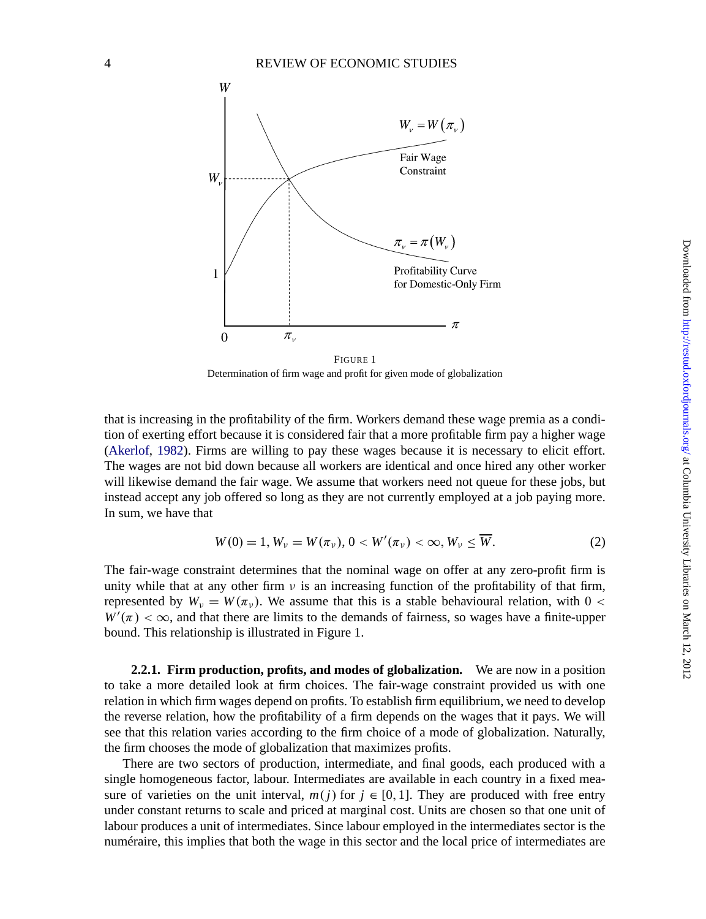FIGURE 1

Determination of firm wage and profit for given mode of globalization

that is increasing in the profitability of the firm. Workers demand these wage premia as a condition of exerting effort because it is considered fair that a more profitable firm pay a higher wage (Akerlof, 1982). Firms are willing to pay these wages because it is necessary to elicit effort. The wages are not bid down because all workers are identical and once hired any other worker will likewise demand the fair wage. We assume that workers need not queue for these jobs, but instead accept any job offered so long as they are not currently employed at a job paying more. In sum, we have that

$$W(0) = 1, W_\nu = W(\pi_\nu), 0 < W'(\pi_\nu) < \infty, W_\nu \leq \overline{W}. \tag{2}$$

The fair-wage constraint determines that the nominal wage on offer at any zero-profit firm is unity while that at any other firm $\nu$ is an increasing function of the profitability of that firm, represented by $W_\nu = W(\pi_\nu)$. We assume that this is a stable behavioural relation, with $0 < W'(\pi) < \infty$, and that there are limits to the demands of fairness, so wages have a finite-upper bound. This relationship is illustrated in Figure 1.

**2.2.1. Firm production, profits, and modes of globalization.** We are now in a position to take a more detailed look at firm choices. The fair-wage constraint provided us with one relation in which firm wages depend on profits. To establish firm equilibrium, we need to develop the reverse relation, how the profitability of a firm depends on the wages that it pays. We will see that this relation varies according to the firm choice of a mode of globalization. Naturally, the firm chooses the mode of globalization that maximizes profits.

There are two sectors of production, intermediate, and final goods, each produced with a single homogeneous factor, labour. Intermediates are available in each country in a fixed measure of varieties on the unit interval, $m(j)$ for $j \in [0, 1]$. They are produced with free entry under constant returns to scale and priced at marginal cost. Units are chosen so that one unit of labour produces a unit of intermediates. Since labour employed in the intermediates sector is the numéraire, this implies that both the wage in this sector and the local price of intermediates are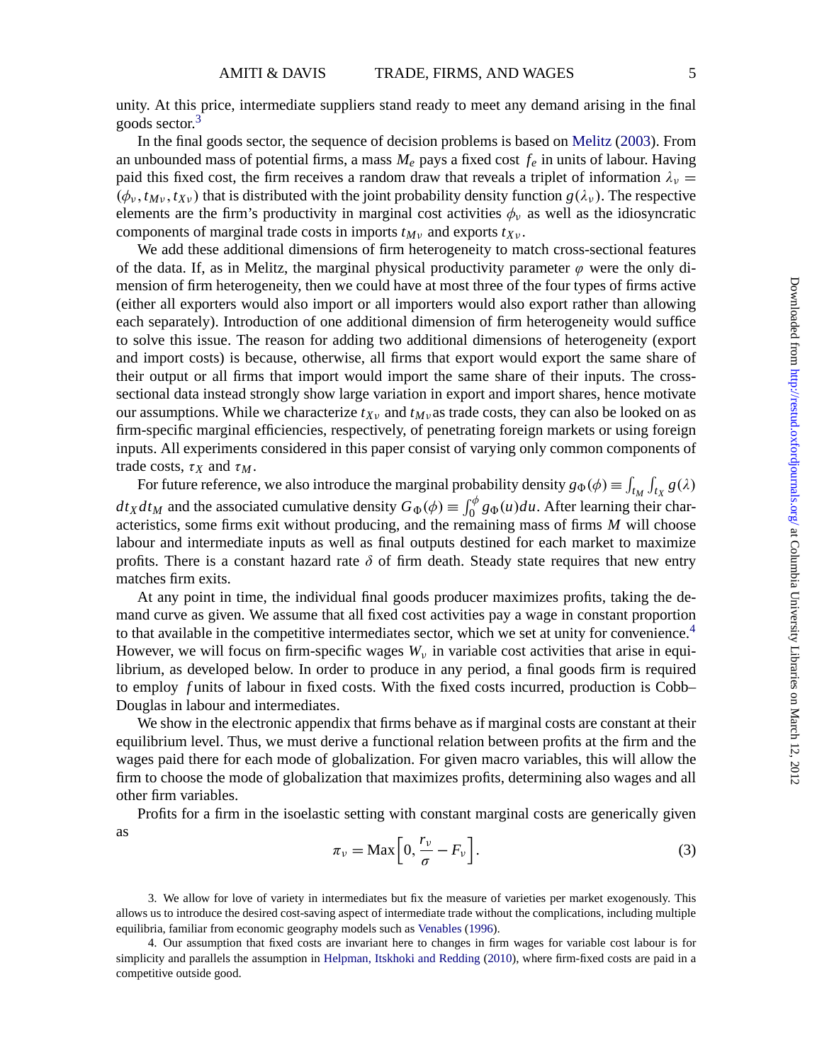unity. At this price, intermediate suppliers stand ready to meet any demand arising in the final goods sector.[3]

In the final goods sector, the sequence of decision problems is based on Melitz (2003). From an unbounded mass of potential firms, a mass $M_e$ pays a fixed cost $f_e$ in units of labour. Having paid this fixed cost, the firm receives a random draw that reveals a triplet of information $\lambda_\nu = (\phi_\nu, t_{M\nu}, t_{X\nu})$ that is distributed with the joint probability density function $g(\lambda_\nu)$. The respective elements are the firm's productivity in marginal cost activities $\phi_\nu$ as well as the idiosyncratic components of marginal trade costs in imports $t_{M\nu}$ and exports $t_{X\nu}$.

We add these additional dimensions of firm heterogeneity to match cross-sectional features of the data. If, as in Melitz, the marginal physical productivity parameter $\varphi$ were the only dimension of firm heterogeneity, then we could have at most three of the four types of firms active (either all exporters would also import or all importers would also export rather than allowing each separately). Introduction of one additional dimension of firm heterogeneity would suffice to solve this issue. The reason for adding two additional dimensions of heterogeneity (export and import costs) is because, otherwise, all firms that export would export the same share of their output or all firms that import would import the same share of their inputs. The cross-sectional data instead strongly show large variation in export and import shares, hence motivate our assumptions. While we characterize $t_{X\nu}$ and $t_{M\nu}$ as trade costs, they can also be looked on as firm-specific marginal efficiencies, respectively, of penetrating foreign markets or using foreign inputs. All experiments considered in this paper consist of varying only common components of trade costs, $\tau_X$ and $\tau_M$.

For future reference, we also introduce the marginal probability density $g_\Phi(\phi) \equiv \int_{t_M} \int_{t_X} g(\lambda) dt_X dt_M$ and the associated cumulative density $G_\Phi(\phi) \equiv \int_0^\phi g_\Phi(u)du$. After learning their characteristics, some firms exit without producing, and the remaining mass of firms $M$ will choose labour and intermediate inputs as well as final outputs destined for each market to maximize profits. There is a constant hazard rate $\delta$ of firm death. Steady state requires that new entry matches firm exits.

At any point in time, the individual final goods producer maximizes profits, taking the demand curve as given. We assume that all fixed cost activities pay a wage in constant proportion to that available in the competitive intermediates sector, which we set at unity for convenience.[4] However, we will focus on firm-specific wages $W_\nu$ in variable cost activities that arise in equilibrium, as developed below. In order to produce in any period, a final goods firm is required to employ $f$ units of labour in fixed costs. With the fixed costs incurred, production is Cobb–Douglas in labour and intermediates.

We show in the electronic appendix that firms behave as if marginal costs are constant at their equilibrium level. Thus, we must derive a functional relation between profits at the firm and the wages paid there for each mode of globalization. For given macro variables, this will allow the firm to choose the mode of globalization that maximizes profits, determining also wages and all other firm variables.

Profits for a firm in the isoelastic setting with constant marginal costs are generically given as

$$\pi_\nu = \text{Max}\left[0, \frac{r_\nu}{\sigma} - F_\nu\right]. \tag{3}$$

3. We allow for love of variety in intermediates but fix the measure of varieties per market exogenously. This allows us to introduce the desired cost-saving aspect of intermediate trade without the complications, including multiple equilibria, familiar from economic geography models such as Venables (1996).

4. Our assumption that fixed costs are invariant here to changes in firm wages for variable cost labour is for simplicity and parallels the assumption in Helpman, Itskhoki and Redding (2010), where firm-fixed costs are paid in a competitive outside good.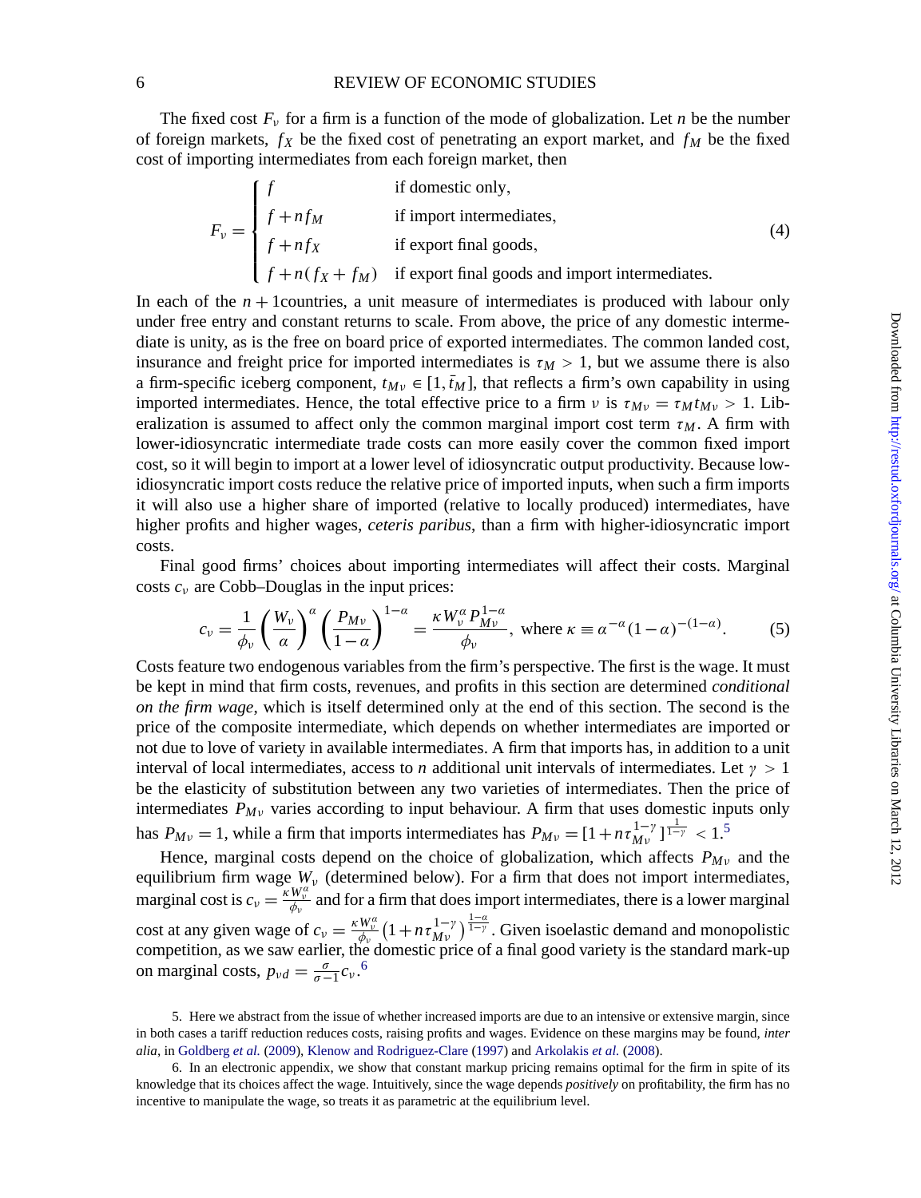The fixed cost $F_\nu$ for a firm is a function of the mode of globalization. Let $n$ be the number of foreign markets, $f_X$ be the fixed cost of penetrating an export market, and $f_M$ be the fixed cost of importing intermediates from each foreign market, then

$$F_\nu = \begin{cases} f & \text{if domestic only,} \\ f + nf_M & \text{if import intermediates,} \\ f + nf_X & \text{if export final goods,} \\ f + n(f_X + f_M) & \text{if export final goods and import intermediates.} \end{cases} \tag{4}$$

In each of the $n+1$countries, a unit measure of intermediates is produced with labour only under free entry and constant returns to scale. From above, the price of any domestic intermediate is unity, as is the free on board price of exported intermediates. The common landed cost, insurance and freight price for imported intermediates is $\tau_M > 1$, but we assume there is also a firm-specific iceberg component, $t_{M\nu} \in [1, \bar{t}_M]$, that reflects a firm's own capability in using imported intermediates. Hence, the total effective price to a firm $\nu$ is $\tau_{M\nu} = \tau_M t_{M\nu} > 1$. Liberalization is assumed to affect only the common marginal import cost term $\tau_M$. A firm with lower-idiosyncratic intermediate trade costs can more easily cover the common fixed import cost, so it will begin to import at a lower level of idiosyncratic output productivity. Because low-idiosyncratic import costs reduce the relative price of imported inputs, when such a firm imports it will also use a higher share of imported (relative to locally produced) intermediates, have higher profits and higher wages, *ceteris paribus*, than a firm with higher-idiosyncratic import costs.

Final good firms' choices about importing intermediates will affect their costs. Marginal costs $c_\nu$ are Cobb–Douglas in the input prices:

$$c_\nu = \frac{1}{\phi_\nu}\left(\frac{W_\nu}{\alpha}\right)^\alpha \left(\frac{P_{M\nu}}{1-\alpha}\right)^{1-\alpha} = \frac{\kappa W_\nu^\alpha P_{M\nu}^{1-\alpha}}{\phi_\nu}, \text{ where } \kappa \equiv \alpha^{-\alpha}(1-\alpha)^{-(1-\alpha)}. \tag{5}$$

Costs feature two endogenous variables from the firm's perspective. The first is the wage. It must be kept in mind that firm costs, revenues, and profits in this section are determined *conditional on the firm wage*, which is itself determined only at the end of this section. The second is the price of the composite intermediate, which depends on whether intermediates are imported or not due to love of variety in available intermediates. A firm that imports has, in addition to a unit interval of local intermediates, access to $n$ additional unit intervals of intermediates. Let $\gamma > 1$ be the elasticity of substitution between any two varieties of intermediates. Then the price of intermediates $P_{M\nu}$ varies according to input behaviour. A firm that uses domestic inputs only has $P_{M\nu} = 1$, while a firm that imports intermediates has $P_{M\nu} = [1 + n\tau_{M\nu}^{1-\gamma}]^{\frac{1}{1-\gamma}} < 1$.[5]

Hence, marginal costs depend on the choice of globalization, which affects $P_{M\nu}$ and the equilibrium firm wage $W_\nu$ (determined below). For a firm that does not import intermediates, marginal cost is $c_\nu = \frac{\kappa W_\nu^\alpha}{\phi_\nu}$ and for a firm that does import intermediates, there is a lower marginal cost at any given wage of $c_\nu = \frac{\kappa W_\nu^\alpha}{\phi_\nu}\left(1 + n\tau_{M\nu}^{1-\gamma}\right)^{\frac{1-\alpha}{1-\gamma}}$. Given isoelastic demand and monopolistic competition, as we saw earlier, the domestic price of a final good variety is the standard mark-up on marginal costs, $p_{\nu d} = \frac{\sigma}{\sigma-1}c_\nu$.[6]

5. Here we abstract from the issue of whether increased imports are due to an intensive or extensive margin, since in both cases a tariff reduction reduces costs, raising profits and wages. Evidence on these margins may be found, *inter alia*, in Goldberg *et al.* (2009), Klenow and Rodriguez-Clare (1997) and Arkolakis *et al.* (2008).

6. In an electronic appendix, we show that constant markup pricing remains optimal for the firm in spite of its knowledge that its choices affect the wage. Intuitively, since the wage depends *positively* on profitability, the firm has no incentive to manipulate the wage, so treats it as parametric at the equilibrium level.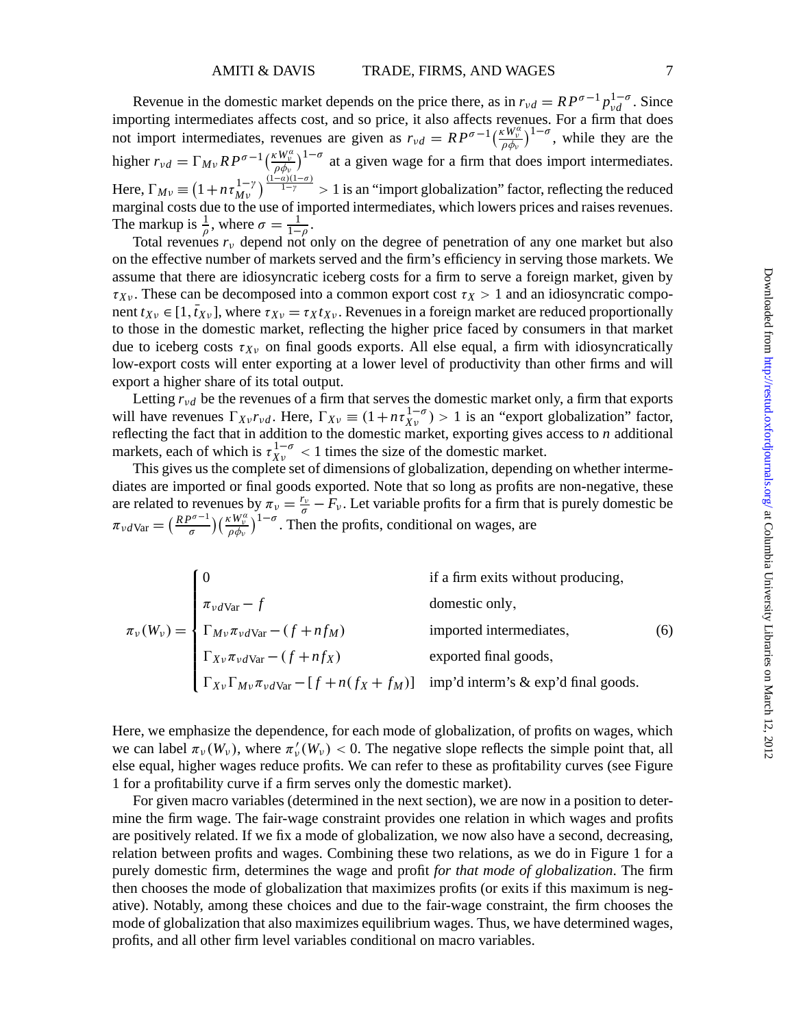Revenue in the domestic market depends on the price there, as in $r_{\nu d} = RP^{\sigma-1}p_{\nu d}^{1-\sigma}$. Since importing intermediates affects cost, and so price, it also affects revenues. For a firm that does not import intermediates, revenues are given as $r_{\nu d} = RP^{\sigma-1}\left(\frac{\kappa W_\nu^\alpha}{\rho\phi_\nu}\right)^{1-\sigma}$, while they are the higher $r_{\nu d} = \Gamma_{M\nu} RP^{\sigma-1}\left(\frac{\kappa W_\nu^\alpha}{\rho\phi_\nu}\right)^{1-\sigma}$ at a given wage for a firm that does import intermediates. Here, $\Gamma_{M\nu} \equiv \left(1+n\tau_{M\nu}^{1-\gamma}\right)^{\frac{(1-\alpha)(1-\sigma)}{1-\gamma}} > 1$ is an "import globalization" factor, reflecting the reduced marginal costs due to the use of imported intermediates, which lowers prices and raises revenues. The markup is $\frac{1}{\rho}$, where $\sigma = \frac{1}{1-\rho}$.

Total revenues $r_\nu$ depend not only on the degree of penetration of any one market but also on the effective number of markets served and the firm's efficiency in serving those markets. We assume that there are idiosyncratic iceberg costs for a firm to serve a foreign market, given by $\tau_{X\nu}$. These can be decomposed into a common export cost $\tau_X > 1$ and an idiosyncratic component $t_{X\nu} \in [1, \bar{t}_{X\nu}]$, where $\tau_{X\nu} = \tau_X t_{X\nu}$. Revenues in a foreign market are reduced proportionally to those in the domestic market, reflecting the higher price faced by consumers in that market due to iceberg costs $\tau_{X\nu}$ on final goods exports. All else equal, a firm with idiosyncratically low-export costs will enter exporting at a lower level of productivity than other firms and will export a higher share of its total output.

Letting $r_{\nu d}$ be the revenues of a firm that serves the domestic market only, a firm that exports will have revenues $\Gamma_{X\nu} r_{\nu d}$. Here, $\Gamma_{X\nu} \equiv (1+n\tau_{X\nu}^{1-\sigma}) > 1$ is an "export globalization" factor, reflecting the fact that in addition to the domestic market, exporting gives access to $n$ additional markets, each of which is $\tau_{X\nu}^{1-\sigma} < 1$ times the size of the domestic market.

This gives us the complete set of dimensions of globalization, depending on whether intermediates are imported or final goods exported. Note that so long as profits are non-negative, these are related to revenues by $\pi_\nu = \frac{r_\nu}{\sigma} - F_\nu$. Let variable profits for a firm that is purely domestic be $\pi_{\nu d\text{Var}} = \left(\frac{RP^{\sigma-1}}{\sigma}\right)\left(\frac{\kappa W_\nu^\alpha}{\rho\phi_\nu}\right)^{1-\sigma}$. Then the profits, conditional on wages, are

$$
\pi_\nu(W_\nu) = \begin{cases} 0 & \text{if a firm exits without producing,} \\ \pi_{\nu d\text{Var}} - f & \text{domestic only,} \\ \Gamma_{M\nu}\pi_{\nu d\text{Var}} - (f+nf_M) & \text{imported intermediates,} \\ \Gamma_{X\nu}\pi_{\nu d\text{Var}} - (f+nf_X) & \text{exported final goods,} \\ \Gamma_{X\nu}\Gamma_{M\nu}\pi_{\nu d\text{Var}} - [f+n(f_X+f_M)] & \text{imp'd interm's \& exp'd final goods.} \end{cases} \tag{6}
$$

Here, we emphasize the dependence, for each mode of globalization, of profits on wages, which we can label $\pi_\nu(W_\nu)$, where $\pi'_\nu(W_\nu) < 0$. The negative slope reflects the simple point that, all else equal, higher wages reduce profits. We can refer to these as profitability curves (see Figure 1 for a profitability curve if a firm serves only the domestic market).

For given macro variables (determined in the next section), we are now in a position to determine the firm wage. The fair-wage constraint provides one relation in which wages and profits are positively related. If we fix a mode of globalization, we now also have a second, decreasing, relation between profits and wages. Combining these two relations, as we do in Figure 1 for a purely domestic firm, determines the wage and profit *for that mode of globalization*. The firm then chooses the mode of globalization that maximizes profits (or exits if this maximum is negative). Notably, among these choices and due to the fair-wage constraint, the firm chooses the mode of globalization that also maximizes equilibrium wages. Thus, we have determined wages, profits, and all other firm level variables conditional on macro variables.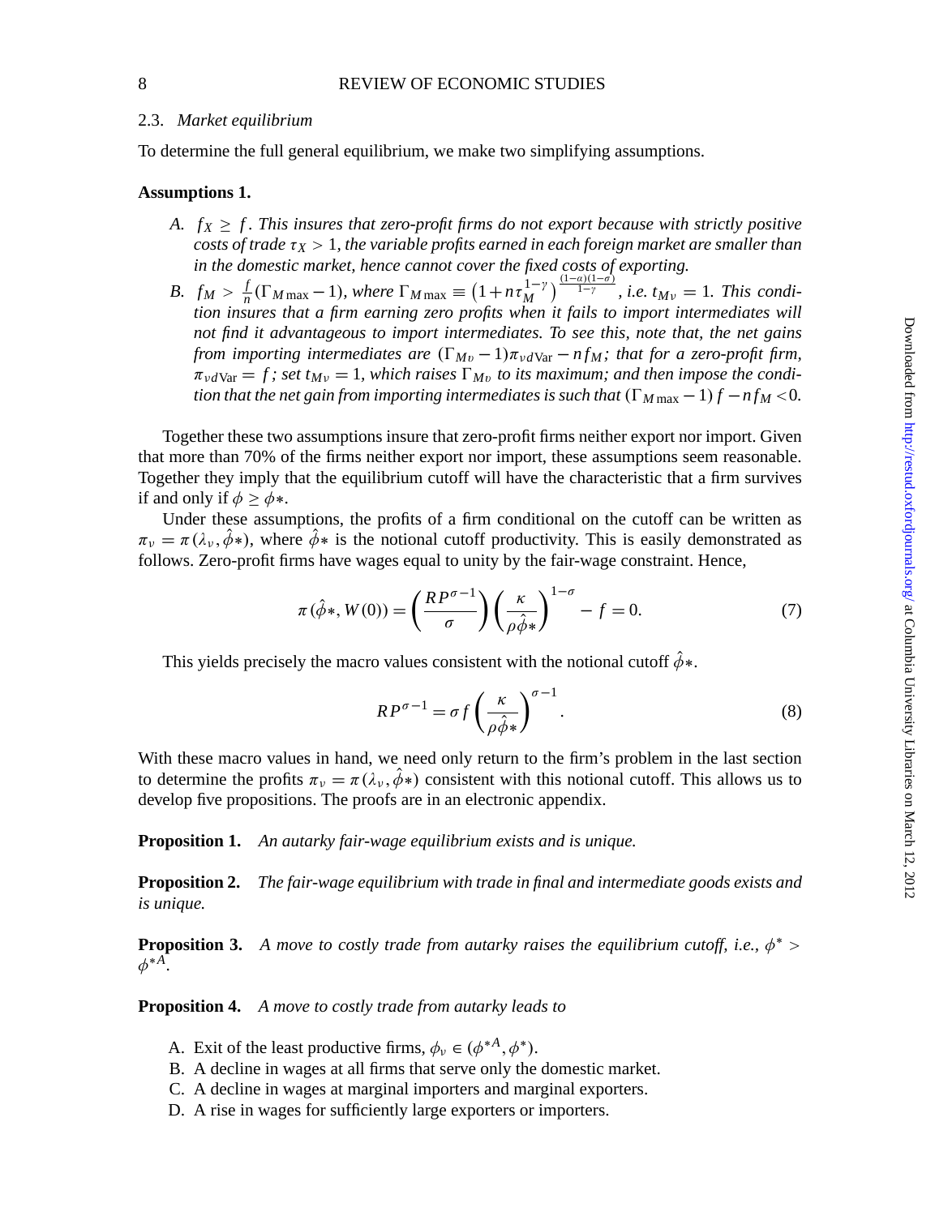### 2.3. *Market equilibrium*

To determine the full general equilibrium, we make two simplifying assumptions.

**Assumptions 1.**

- *A.* $f_X \geq f$. *This insures that zero-profit firms do not export because with strictly positive costs of trade* $\tau_X > 1$, *the variable profits earned in each foreign market are smaller than in the domestic market, hence cannot cover the fixed costs of exporting.*
- *B.* $f_M > \frac{f}{n}(\Gamma_{M\max} - 1)$, *where* $\Gamma_{M\max} \equiv \left(1 + n\tau_M^{1-\gamma}\right)^{\frac{(1-\alpha)(1-\sigma)}{1-\gamma}}$, *i.e.* $t_{M\nu} = 1$. *This condition insures that a firm earning zero profits when it fails to import intermediates will not find it advantageous to import intermediates. To see this, note that, the net gains from importing intermediates are* $(\Gamma_{M\upsilon} - 1)\pi_{\upsilon d\text{Var}} - nf_M$; *that for a zero-profit firm,* $\pi_{\nu d\text{Var}} = f$; *set* $t_{M\nu} = 1$, *which raises* $\Gamma_{M\upsilon}$ *to its maximum; and then impose the condition that the net gain from importing intermediates is such that* $(\Gamma_{M\max} - 1) f - nf_M < 0$.

Together these two assumptions insure that zero-profit firms neither export nor import. Given that more than 70% of the firms neither export nor import, these assumptions seem reasonable. Together they imply that the equilibrium cutoff will have the characteristic that a firm survives if and only if $\phi \geq \phi*$.

Under these assumptions, the profits of a firm conditional on the cutoff can be written as $\pi_\nu = \pi(\lambda_\nu, \hat{\phi}*)$, where $\hat{\phi}*$ is the notional cutoff productivity. This is easily demonstrated as follows. Zero-profit firms have wages equal to unity by the fair-wage constraint. Hence,

$$\pi(\hat{\phi}*, W(0)) = \left(\frac{RP^{\sigma-1}}{\sigma}\right)\left(\frac{\kappa}{\rho\hat{\phi}*}\right)^{1-\sigma} - f = 0. \tag{7}$$

This yields precisely the macro values consistent with the notional cutoff $\hat{\phi}*$.

$$RP^{\sigma-1} = \sigma f \left(\frac{\kappa}{\rho\hat{\phi}*}\right)^{\sigma-1}. \tag{8}$$

With these macro values in hand, we need only return to the firm's problem in the last section to determine the profits $\pi_\nu = \pi(\lambda_\nu, \hat{\phi}*)$ consistent with this notional cutoff. This allows us to develop five propositions. The proofs are in an electronic appendix.

**Proposition 1.** *An autarky fair-wage equilibrium exists and is unique.*

**Proposition 2.** *The fair-wage equilibrium with trade in final and intermediate goods exists and is unique.*

**Proposition 3.** *A move to costly trade from autarky raises the equilibrium cutoff, i.e.,* $\phi^* > \phi^{*A}$.

**Proposition 4.** *A move to costly trade from autarky leads to*

A. Exit of the least productive firms, $\phi_\nu \in (\phi^{*A}, \phi^*)$.
B. A decline in wages at all firms that serve only the domestic market.
C. A decline in wages at marginal importers and marginal exporters.
D. A rise in wages for sufficiently large exporters or importers.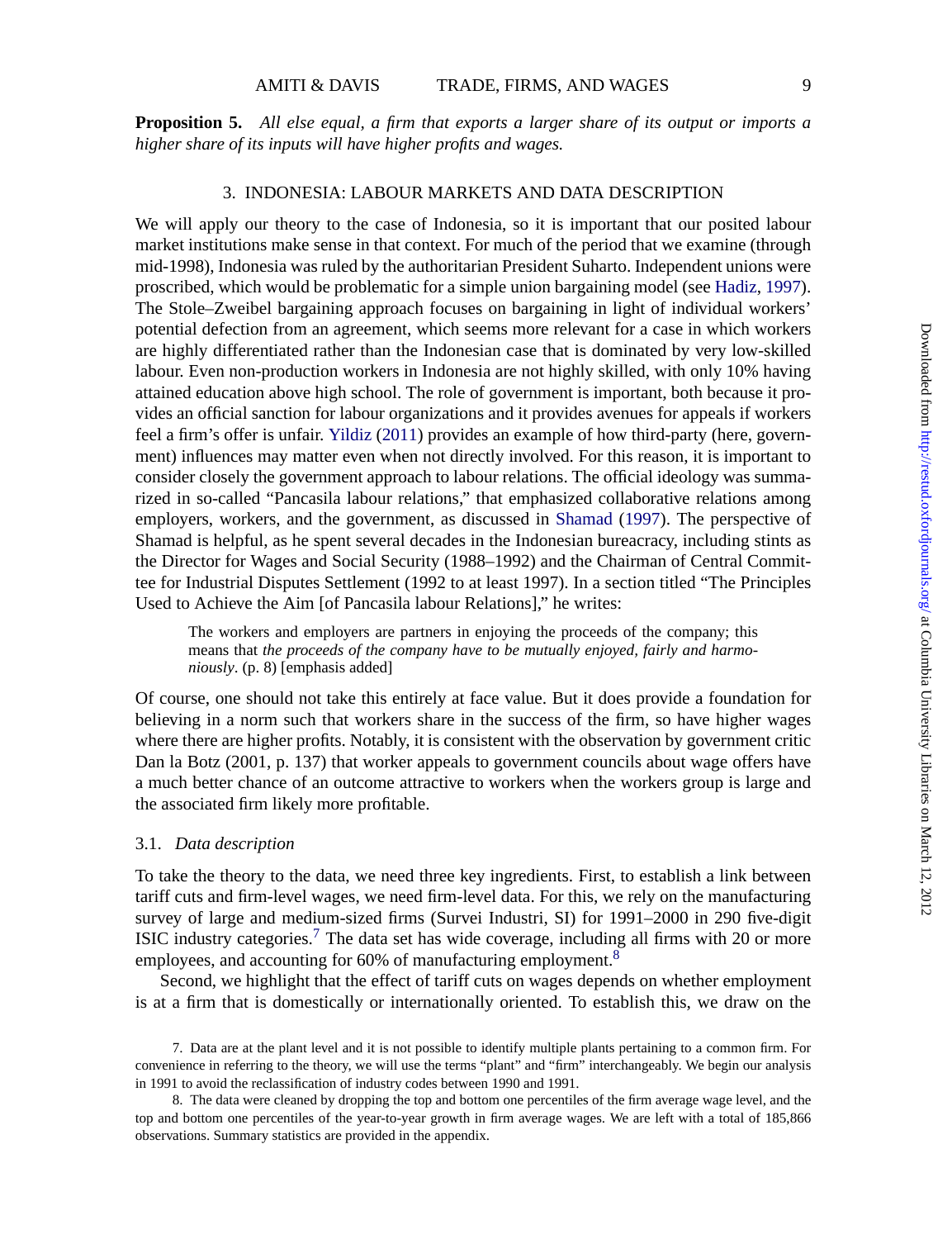**Proposition 5.** *All else equal, a firm that exports a larger share of its output or imports a higher share of its inputs will have higher profits and wages.*

## 3. INDONESIA: LABOUR MARKETS AND DATA DESCRIPTION

We will apply our theory to the case of Indonesia, so it is important that our posited labour market institutions make sense in that context. For much of the period that we examine (through mid-1998), Indonesia was ruled by the authoritarian President Suharto. Independent unions were proscribed, which would be problematic for a simple union bargaining model (see Hadiz, 1997). The Stole–Zweibel bargaining approach focuses on bargaining in light of individual workers' potential defection from an agreement, which seems more relevant for a case in which workers are highly differentiated rather than the Indonesian case that is dominated by very low-skilled labour. Even non-production workers in Indonesia are not highly skilled, with only 10% having attained education above high school. The role of government is important, both because it provides an official sanction for labour organizations and it provides avenues for appeals if workers feel a firm's offer is unfair. Yildiz (2011) provides an example of how third-party (here, government) influences may matter even when not directly involved. For this reason, it is important to consider closely the government approach to labour relations. The official ideology was summarized in so-called "Pancasila labour relations," that emphasized collaborative relations among employers, workers, and the government, as discussed in Shamad (1997). The perspective of Shamad is helpful, as he spent several decades in the Indonesian bureacracy, including stints as the Director for Wages and Social Security (1988–1992) and the Chairman of Central Committee for Industrial Disputes Settlement (1992 to at least 1997). In a section titled "The Principles Used to Achieve the Aim [of Pancasila labour Relations]," he writes:

> The workers and employers are partners in enjoying the proceeds of the company; this means that *the proceeds of the company have to be mutually enjoyed, fairly and harmoniously*. (p. 8) [emphasis added]

Of course, one should not take this entirely at face value. But it does provide a foundation for believing in a norm such that workers share in the success of the firm, so have higher wages where there are higher profits. Notably, it is consistent with the observation by government critic Dan la Botz (2001, p. 137) that worker appeals to government councils about wage offers have a much better chance of an outcome attractive to workers when the workers group is large and the associated firm likely more profitable.

### 3.1. *Data description*

To take the theory to the data, we need three key ingredients. First, to establish a link between tariff cuts and firm-level wages, we need firm-level data. For this, we rely on the manufacturing survey of large and medium-sized firms (Survei Industri, SI) for 1991–2000 in 290 five-digit ISIC industry categories.[7] The data set has wide coverage, including all firms with 20 or more employees, and accounting for 60% of manufacturing employment.[8]

Second, we highlight that the effect of tariff cuts on wages depends on whether employment is at a firm that is domestically or internationally oriented. To establish this, we draw on the

7. Data are at the plant level and it is not possible to identify multiple plants pertaining to a common firm. For convenience in referring to the theory, we will use the terms "plant" and "firm" interchangeably. We begin our analysis in 1991 to avoid the reclassification of industry codes between 1990 and 1991.

8. The data were cleaned by dropping the top and bottom one percentiles of the firm average wage level, and the top and bottom one percentiles of the year-to-year growth in firm average wages. We are left with a total of 185,866 observations. Summary statistics are provided in the appendix.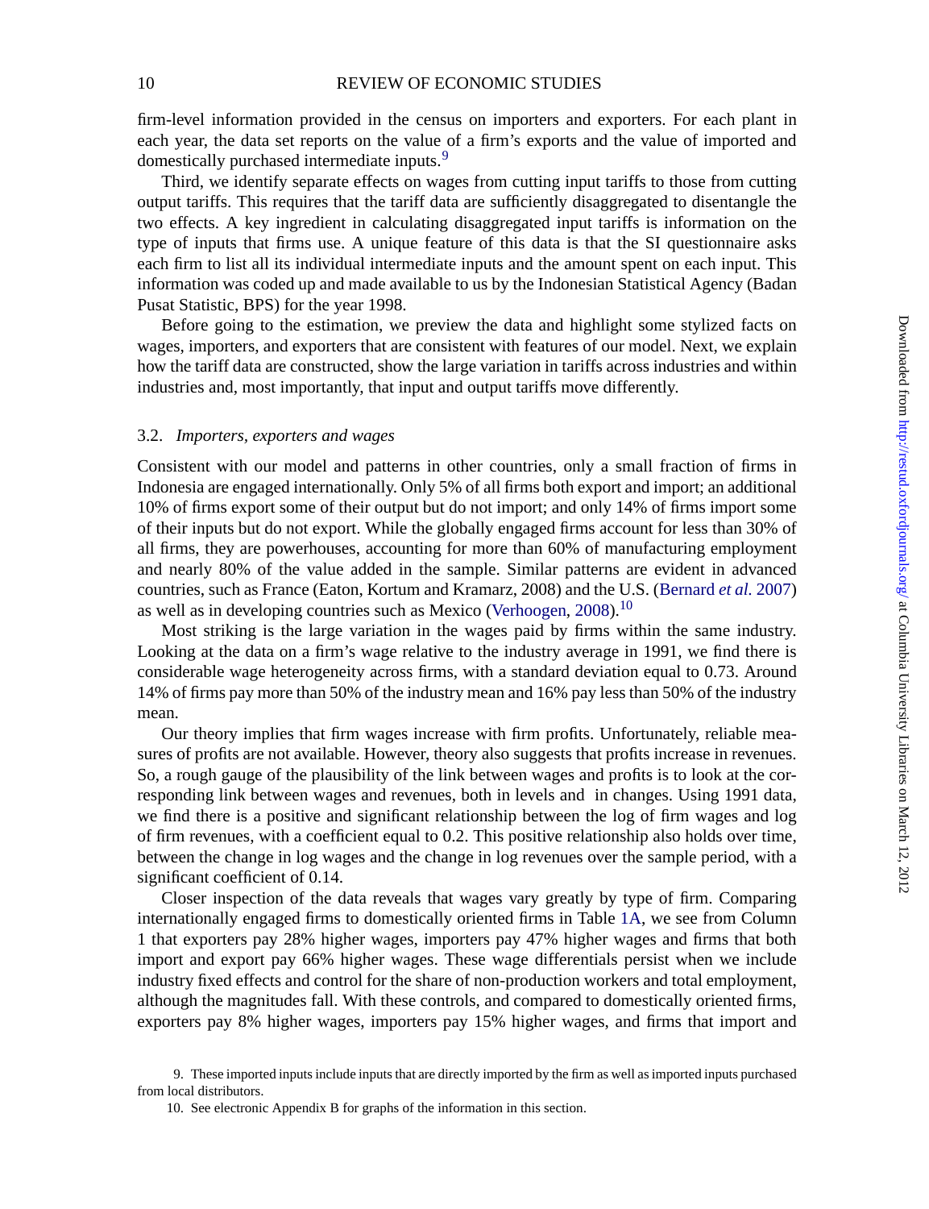firm-level information provided in the census on importers and exporters. For each plant in each year, the data set reports on the value of a firm's exports and the value of imported and domestically purchased intermediate inputs.[9]

Third, we identify separate effects on wages from cutting input tariffs to those from cutting output tariffs. This requires that the tariff data are sufficiently disaggregated to disentangle the two effects. A key ingredient in calculating disaggregated input tariffs is information on the type of inputs that firms use. A unique feature of this data is that the SI questionnaire asks each firm to list all its individual intermediate inputs and the amount spent on each input. This information was coded up and made available to us by the Indonesian Statistical Agency (Badan Pusat Statistic, BPS) for the year 1998.

Before going to the estimation, we preview the data and highlight some stylized facts on wages, importers, and exporters that are consistent with features of our model. Next, we explain how the tariff data are constructed, show the large variation in tariffs across industries and within industries and, most importantly, that input and output tariffs move differently.

### 3.2. *Importers, exporters and wages*

Consistent with our model and patterns in other countries, only a small fraction of firms in Indonesia are engaged internationally. Only 5% of all firms both export and import; an additional 10% of firms export some of their output but do not import; and only 14% of firms import some of their inputs but do not export. While the globally engaged firms account for less than 30% of all firms, they are powerhouses, accounting for more than 60% of manufacturing employment and nearly 80% of the value added in the sample. Similar patterns are evident in advanced countries, such as France (Eaton, Kortum and Kramarz, 2008) and the U.S. (Bernard *et al.* 2007) as well as in developing countries such as Mexico (Verhoogen, 2008).[10]

Most striking is the large variation in the wages paid by firms within the same industry. Looking at the data on a firm's wage relative to the industry average in 1991, we find there is considerable wage heterogeneity across firms, with a standard deviation equal to 0.73. Around 14% of firms pay more than 50% of the industry mean and 16% pay less than 50% of the industry mean.

Our theory implies that firm wages increase with firm profits. Unfortunately, reliable measures of profits are not available. However, theory also suggests that profits increase in revenues. So, a rough gauge of the plausibility of the link between wages and profits is to look at the corresponding link between wages and revenues, both in levels and in changes. Using 1991 data, we find there is a positive and significant relationship between the log of firm wages and log of firm revenues, with a coefficient equal to 0.2. This positive relationship also holds over time, between the change in log wages and the change in log revenues over the sample period, with a significant coefficient of 0.14.

Closer inspection of the data reveals that wages vary greatly by type of firm. Comparing internationally engaged firms to domestically oriented firms in Table 1A, we see from Column 1 that exporters pay 28% higher wages, importers pay 47% higher wages and firms that both import and export pay 66% higher wages. These wage differentials persist when we include industry fixed effects and control for the share of non-production workers and total employment, although the magnitudes fall. With these controls, and compared to domestically oriented firms, exporters pay 8% higher wages, importers pay 15% higher wages, and firms that import and

9. These imported inputs include inputs that are directly imported by the firm as well as imported inputs purchased from local distributors.

10. See electronic Appendix B for graphs of the information in this section.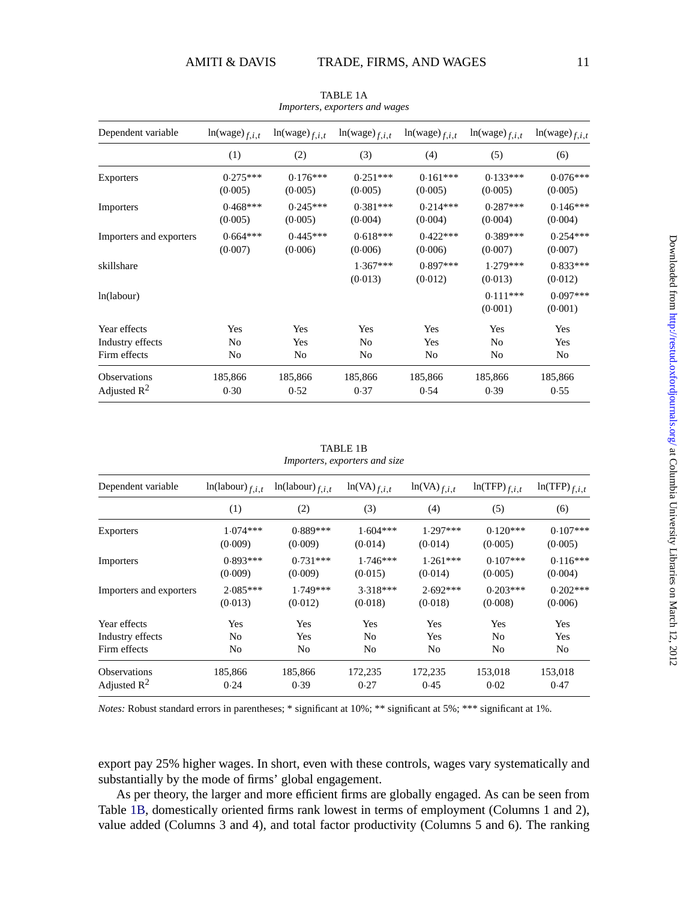TABLE 1A

*Importers, exporters and wages*

| Dependent variable | $\ln(\text{wage})_{f,i,t}$ | $\ln(\text{wage})_{f,i,t}$ | $\ln(\text{wage})_{f,i,t}$ | $\ln(\text{wage})_{f,i,t}$ | $\ln(\text{wage})_{f,i,t}$ | $\ln(\text{wage})_{f,i,t}$ |
|---|---|---|---|---|---|---|
| | (1) | (2) | (3) | (4) | (5) | (6) |
| Exporters | 0·275*** | 0·176*** | 0·251*** | 0·161*** | 0·133*** | 0·076*** |
| | (0·005) | (0·005) | (0·005) | (0·005) | (0·005) | (0·005) |
| Importers | 0·468*** | 0·245*** | 0·381*** | 0·214*** | 0·287*** | 0·146*** |
| | (0·005) | (0·005) | (0·004) | (0·004) | (0·004) | (0·004) |
| Importers and exporters | 0·664*** | 0·445*** | 0·618*** | 0·422*** | 0·389*** | 0·254*** |
| | (0·007) | (0·006) | (0·006) | (0·006) | (0·007) | (0·007) |
| skillshare | | | 1·367*** | 0·897*** | 1·279*** | 0·833*** |
| | | | (0·013) | (0·012) | (0·013) | (0·012) |
| ln(labour) | | | | | 0·111*** | 0·097*** |
| | | | | | (0·001) | (0·001) |
| Year effects | Yes | Yes | Yes | Yes | Yes | Yes |
| Industry effects | No | Yes | No | Yes | No | Yes |
| Firm effects | No | No | No | No | No | No |
| Observations | 185,866 | 185,866 | 185,866 | 185,866 | 185,866 | 185,866 |
| Adjusted $R^2$ | 0·30 | 0·52 | 0·37 | 0·54 | 0·39 | 0·55 |

TABLE 1B

*Importers, exporters and size*

| Dependent variable | $\ln(\text{labour})_{f,i,t}$ | $\ln(\text{labour})_{f,i,t}$ | $\ln(\text{VA})_{f,i,t}$ | $\ln(\text{VA})_{f,i,t}$ | $\ln(\text{TFP})_{f,i,t}$ | $\ln(\text{TFP})_{f,i,t}$ |
|---|---|---|---|---|---|---|
| | (1) | (2) | (3) | (4) | (5) | (6) |
| Exporters | 1·074*** | 0·889*** | 1·604*** | 1·297*** | 0·120*** | 0·107*** |
| | (0·009) | (0·009) | (0·014) | (0·014) | (0·005) | (0·005) |
| Importers | 0·893*** | 0·731*** | 1·746*** | 1·261*** | 0·107*** | 0·116*** |
| | (0·009) | (0·009) | (0·015) | (0·014) | (0·005) | (0·004) |
| Importers and exporters | 2·085*** | 1·749*** | 3·318*** | 2·692*** | 0·203*** | 0·202*** |
| | (0·013) | (0·012) | (0·018) | (0·018) | (0·008) | (0·006) |
| Year effects | Yes | Yes | Yes | Yes | Yes | Yes |
| Industry effects | No | Yes | No | Yes | No | Yes |
| Firm effects | No | No | No | No | No | No |
| Observations | 185,866 | 185,866 | 172,235 | 172,235 | 153,018 | 153,018 |
| Adjusted $R^2$ | 0·24 | 0·39 | 0·27 | 0·45 | 0·02 | 0·47 |

*Notes:* Robust standard errors in parentheses; * significant at 10%; ** significant at 5%; *** significant at 1%.

export pay 25% higher wages. In short, even with these controls, wages vary systematically and substantially by the mode of firms' global engagement.

As per theory, the larger and more efficient firms are globally engaged. As can be seen from Table 1B, domestically oriented firms rank lowest in terms of employment (Columns 1 and 2), value added (Columns 3 and 4), and total factor productivity (Columns 5 and 6). The ranking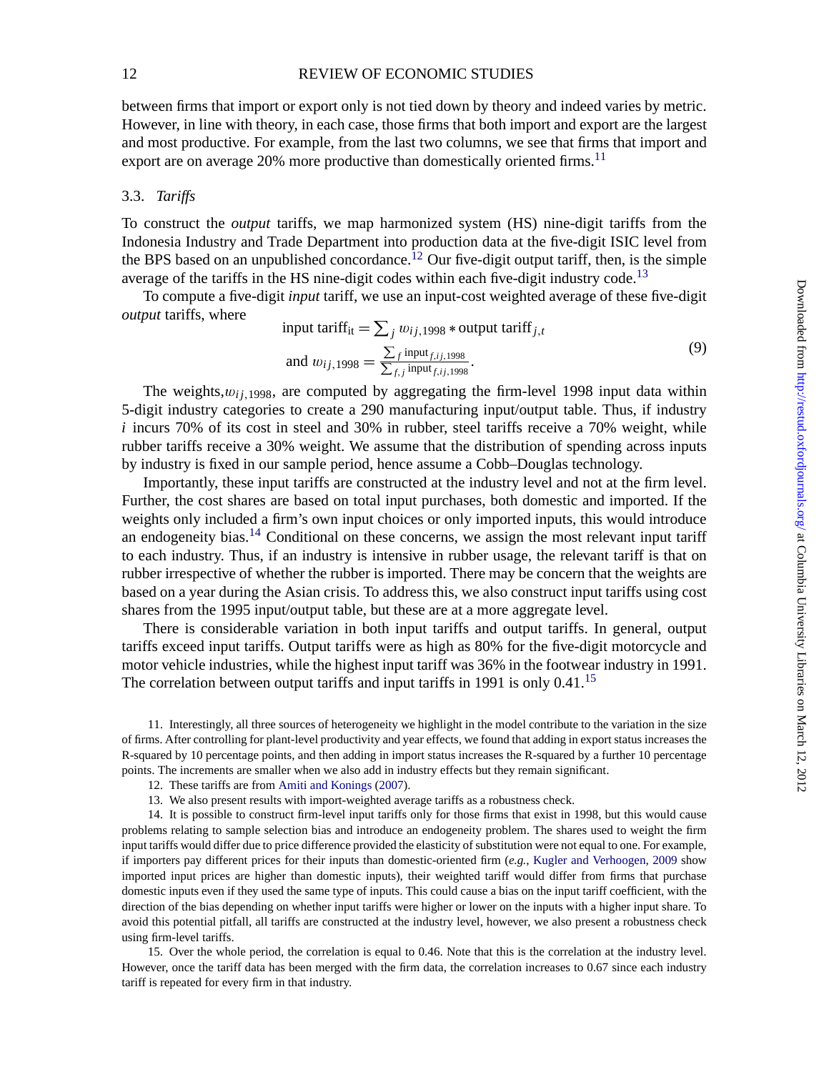between firms that import or export only is not tied down by theory and indeed varies by metric. However, in line with theory, in each case, those firms that both import and export are the largest and most productive. For example, from the last two columns, we see that firms that import and export are on average 20% more productive than domestically oriented firms.[11]

### 3.3. *Tariffs*

To construct the *output* tariffs, we map harmonized system (HS) nine-digit tariffs from the Indonesia Industry and Trade Department into production data at the five-digit ISIC level from the BPS based on an unpublished concordance.[12] Our five-digit output tariff, then, is the simple average of the tariffs in the HS nine-digit codes within each five-digit industry code.[13]

To compute a five-digit *input* tariff, we use an input-cost weighted average of these five-digit *output* tariffs, where

$$\text{input tariff}_{\text{it}} = \sum_j w_{ij,1998} * \text{output tariff}_{j,t}$$
$$\text{and } w_{ij,1998} = \frac{\sum_f \text{input}_{f,ij,1998}}{\sum_{f,j} \text{input}_{f,ij,1998}}. \tag{9}$$

The weights, $w_{ij,1998}$, are computed by aggregating the firm-level 1998 input data within 5-digit industry categories to create a 290 manufacturing input/output table. Thus, if industry $i$ incurs 70% of its cost in steel and 30% in rubber, steel tariffs receive a 70% weight, while rubber tariffs receive a 30% weight. We assume that the distribution of spending across inputs by industry is fixed in our sample period, hence assume a Cobb–Douglas technology.

Importantly, these input tariffs are constructed at the industry level and not at the firm level. Further, the cost shares are based on total input purchases, both domestic and imported. If the weights only included a firm's own input choices or only imported inputs, this would introduce an endogeneity bias.[14] Conditional on these concerns, we assign the most relevant input tariff to each industry. Thus, if an industry is intensive in rubber usage, the relevant tariff is that on rubber irrespective of whether the rubber is imported. There may be concern that the weights are based on a year during the Asian crisis. To address this, we also construct input tariffs using cost shares from the 1995 input/output table, but these are at a more aggregate level.

There is considerable variation in both input tariffs and output tariffs. In general, output tariffs exceed input tariffs. Output tariffs were as high as 80% for the five-digit motorcycle and motor vehicle industries, while the highest input tariff was 36% in the footwear industry in 1991. The correlation between output tariffs and input tariffs in 1991 is only 0.41.[15]

11. Interestingly, all three sources of heterogeneity we highlight in the model contribute to the variation in the size of firms. After controlling for plant-level productivity and year effects, we found that adding in export status increases the R-squared by 10 percentage points, and then adding in import status increases the R-squared by a further 10 percentage points. The increments are smaller when we also add in industry effects but they remain significant.

12. These tariffs are from Amiti and Konings (2007).

13. We also present results with import-weighted average tariffs as a robustness check.

14. It is possible to construct firm-level input tariffs only for those firms that exist in 1998, but this would cause problems relating to sample selection bias and introduce an endogeneity problem. The shares used to weight the firm input tariffs would differ due to price difference provided the elasticity of substitution were not equal to one. For example, if importers pay different prices for their inputs than domestic-oriented firm (*e.g.*, Kugler and Verhoogen, 2009 show imported input prices are higher than domestic inputs), their weighted tariff would differ from firms that purchase domestic inputs even if they used the same type of inputs. This could cause a bias on the input tariff coefficient, with the direction of the bias depending on whether input tariffs were higher or lower on the inputs with a higher input share. To avoid this potential pitfall, all tariffs are constructed at the industry level, however, we also present a robustness check using firm-level tariffs.

15. Over the whole period, the correlation is equal to 0.46. Note that this is the correlation at the industry level. However, once the tariff data has been merged with the firm data, the correlation increases to 0.67 since each industry tariff is repeated for every firm in that industry.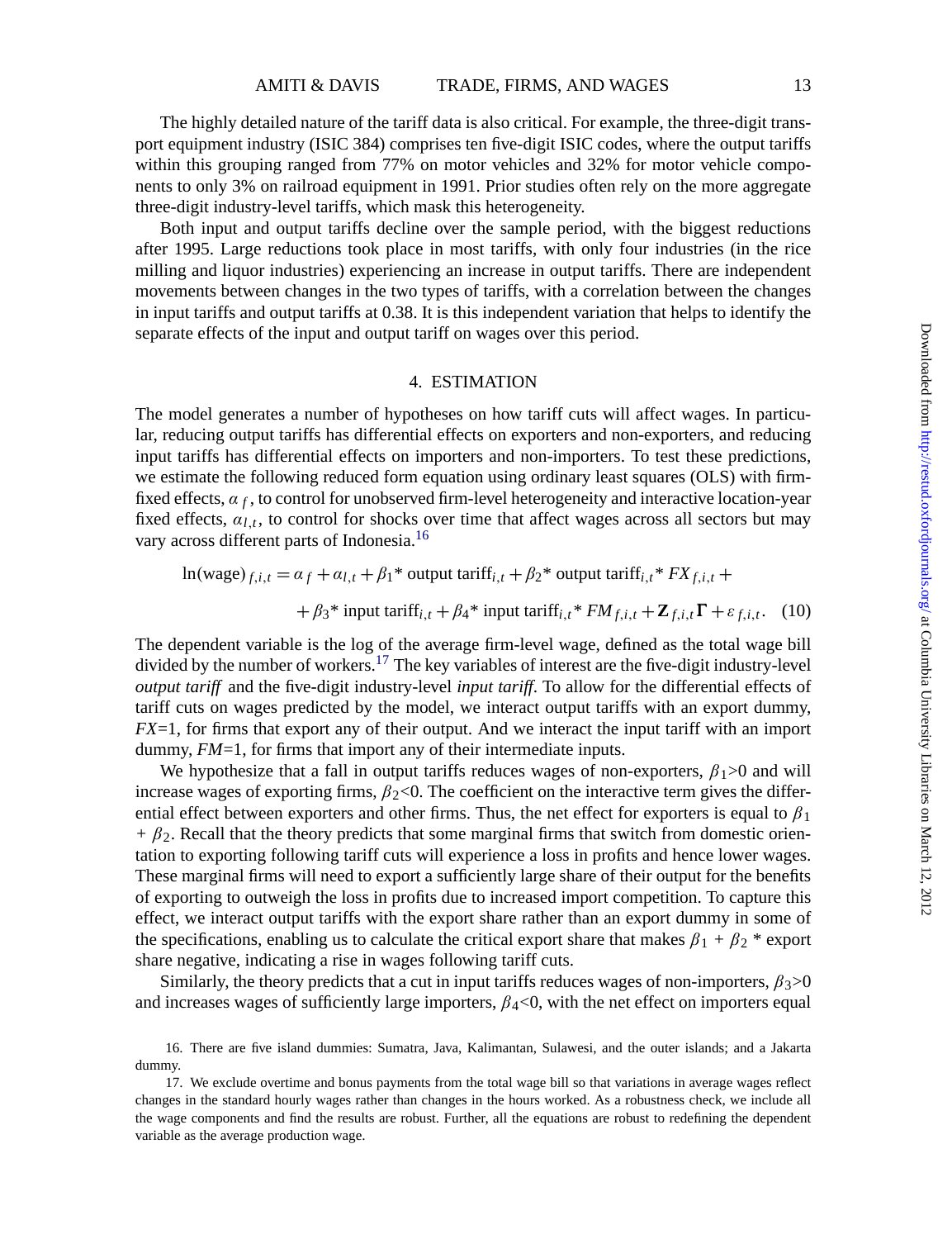The highly detailed nature of the tariff data is also critical. For example, the three-digit transport equipment industry (ISIC 384) comprises ten five-digit ISIC codes, where the output tariffs within this grouping ranged from 77% on motor vehicles and 32% for motor vehicle components to only 3% on railroad equipment in 1991. Prior studies often rely on the more aggregate three-digit industry-level tariffs, which mask this heterogeneity.

Both input and output tariffs decline over the sample period, with the biggest reductions after 1995. Large reductions took place in most tariffs, with only four industries (in the rice milling and liquor industries) experiencing an increase in output tariffs. There are independent movements between changes in the two types of tariffs, with a correlation between the changes in input tariffs and output tariffs at 0.38. It is this independent variation that helps to identify the separate effects of the input and output tariff on wages over this period.

## 4. ESTIMATION

The model generates a number of hypotheses on how tariff cuts will affect wages. In particular, reducing output tariffs has differential effects on exporters and non-exporters, and reducing input tariffs has differential effects on importers and non-importers. To test these predictions, we estimate the following reduced form equation using ordinary least squares (OLS) with firm-fixed effects, $\alpha_f$, to control for unobserved firm-level heterogeneity and interactive location-year fixed effects, $\alpha_{l,t}$, to control for shocks over time that affect wages across all sectors but may vary across different parts of Indonesia.[16]

$$\ln(\text{wage})_{f,i,t} = \alpha_f + \alpha_{l,t} + \beta_1 * \text{ output tariff}_{i,t} + \beta_2 * \text{ output tariff}_{i,t} * FX_{f,i,t} + \\ + \beta_3 * \text{ input tariff}_{i,t} + \beta_4 * \text{ input tariff}_{i,t} * FM_{f,i,t} + \mathbf{Z}_{f,i,t}\mathbf{\Gamma} + \varepsilon_{f,i,t}. \quad (10)$$

The dependent variable is the log of the average firm-level wage, defined as the total wage bill divided by the number of workers.[17] The key variables of interest are the five-digit industry-level *output tariff* and the five-digit industry-level *input tariff*. To allow for the differential effects of tariff cuts on wages predicted by the model, we interact output tariffs with an export dummy, *FX*=1, for firms that export any of their output. And we interact the input tariff with an import dummy, *FM*=1, for firms that import any of their intermediate inputs.

We hypothesize that a fall in output tariffs reduces wages of non-exporters, $\beta_1 > 0$ and will increase wages of exporting firms, $\beta_2 < 0$. The coefficient on the interactive term gives the differential effect between exporters and other firms. Thus, the net effect for exporters is equal to $\beta_1 + \beta_2$. Recall that the theory predicts that some marginal firms that switch from domestic orientation to exporting following tariff cuts will experience a loss in profits and hence lower wages. These marginal firms will need to export a sufficiently large share of their output for the benefits of exporting to outweigh the loss in profits due to increased import competition. To capture this effect, we interact output tariffs with the export share rather than an export dummy in some of the specifications, enabling us to calculate the critical export share that makes $\beta_1 + \beta_2$ * export share negative, indicating a rise in wages following tariff cuts.

Similarly, the theory predicts that a cut in input tariffs reduces wages of non-importers, $\beta_3 > 0$ and increases wages of sufficiently large importers, $\beta_4 < 0$, with the net effect on importers equal

16. There are five island dummies: Sumatra, Java, Kalimantan, Sulawesi, and the outer islands; and a Jakarta dummy.

17. We exclude overtime and bonus payments from the total wage bill so that variations in average wages reflect changes in the standard hourly wages rather than changes in the hours worked. As a robustness check, we include all the wage components and find the results are robust. Further, all the equations are robust to redefining the dependent variable as the average production wage.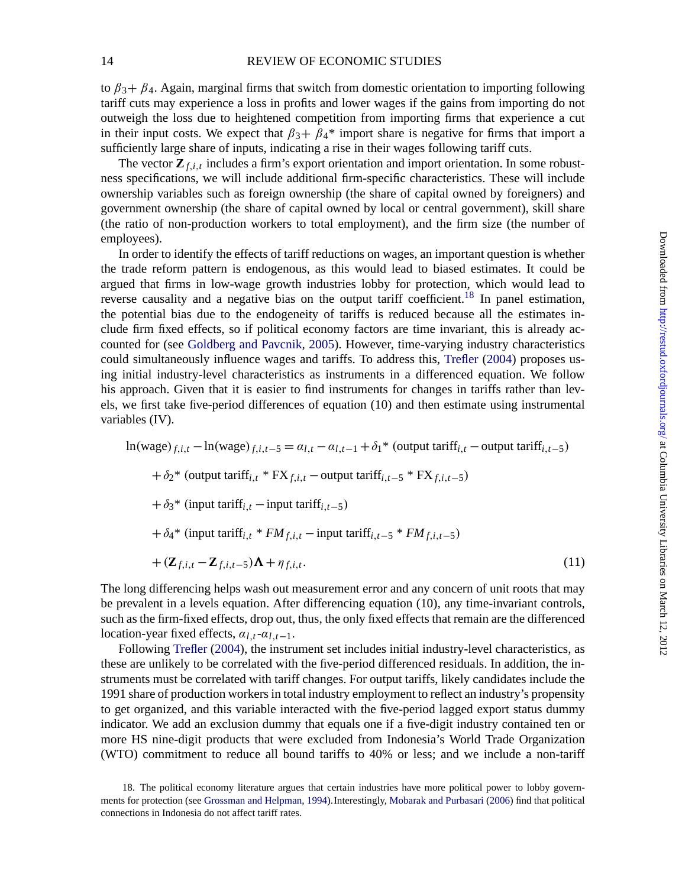to $\beta_3+\beta_4$. Again, marginal firms that switch from domestic orientation to importing following tariff cuts may experience a loss in profits and lower wages if the gains from importing do not outweigh the loss due to heightened competition from importing firms that experience a cut in their input costs. We expect that $\beta_3+\beta_4$* import share is negative for firms that import a sufficiently large share of inputs, indicating a rise in their wages following tariff cuts.

The vector $\mathbf{Z}_{f,i,t}$ includes a firm's export orientation and import orientation. In some robustness specifications, we will include additional firm-specific characteristics. These will include ownership variables such as foreign ownership (the share of capital owned by foreigners) and government ownership (the share of capital owned by local or central government), skill share (the ratio of non-production workers to total employment), and the firm size (the number of employees).

In order to identify the effects of tariff reductions on wages, an important question is whether the trade reform pattern is endogenous, as this would lead to biased estimates. It could be argued that firms in low-wage growth industries lobby for protection, which would lead to reverse causality and a negative bias on the output tariff coefficient.[18] In panel estimation, the potential bias due to the endogeneity of tariffs is reduced because all the estimates include firm fixed effects, so if political economy factors are time invariant, this is already accounted for (see Goldberg and Pavcnik, 2005). However, time-varying industry characteristics could simultaneously influence wages and tariffs. To address this, Trefler (2004) proposes using initial industry-level characteristics as instruments in a differenced equation. We follow his approach. Given that it is easier to find instruments for changes in tariffs rather than levels, we first take five-period differences of equation (10) and then estimate using instrumental variables (IV).

$$
\begin{aligned}
\ln(\text{wage})_{f,i,t} - \ln(\text{wage})_{f,i,t-5} &= \alpha_{l,t} - \alpha_{l,t-1} + \delta_1{*}\ (\text{output tariff}_{i,t} - \text{output tariff}_{i,t-5}) \\
&\quad + \delta_2{*}\ (\text{output tariff}_{i,t} * \text{FX}_{f,i,t} - \text{output tariff}_{i,t-5} * \text{FX}_{f,i,t-5}) \\
&\quad + \delta_3{*}\ (\text{input tariff}_{i,t} - \text{input tariff}_{i,t-5}) \\
&\quad + \delta_4{*}\ (\text{input tariff}_{i,t} * FM_{f,i,t} - \text{input tariff}_{i,t-5} * FM_{f,i,t-5}) \\
&\quad + (\mathbf{Z}_{f,i,t} - \mathbf{Z}_{f,i,t-5})\boldsymbol{\Lambda} + \eta_{f,i,t}. 
\end{aligned}
\tag{11}
$$

The long differencing helps wash out measurement error and any concern of unit roots that may be prevalent in a levels equation. After differencing equation (10), any time-invariant controls, such as the firm-fixed effects, drop out, thus, the only fixed effects that remain are the differenced location-year fixed effects, $\alpha_{l,t}$-$\alpha_{l,t-1}$.

Following Trefler (2004), the instrument set includes initial industry-level characteristics, as these are unlikely to be correlated with the five-period differenced residuals. In addition, the instruments must be correlated with tariff changes. For output tariffs, likely candidates include the 1991 share of production workers in total industry employment to reflect an industry's propensity to get organized, and this variable interacted with the five-period lagged export status dummy indicator. We add an exclusion dummy that equals one if a five-digit industry contained ten or more HS nine-digit products that were excluded from Indonesia's World Trade Organization (WTO) commitment to reduce all bound tariffs to 40% or less; and we include a non-tariff

18. The political economy literature argues that certain industries have more political power to lobby governments for protection (see Grossman and Helpman, 1994). Interestingly, Mobarak and Purbasari (2006) find that political connections in Indonesia do not affect tariff rates.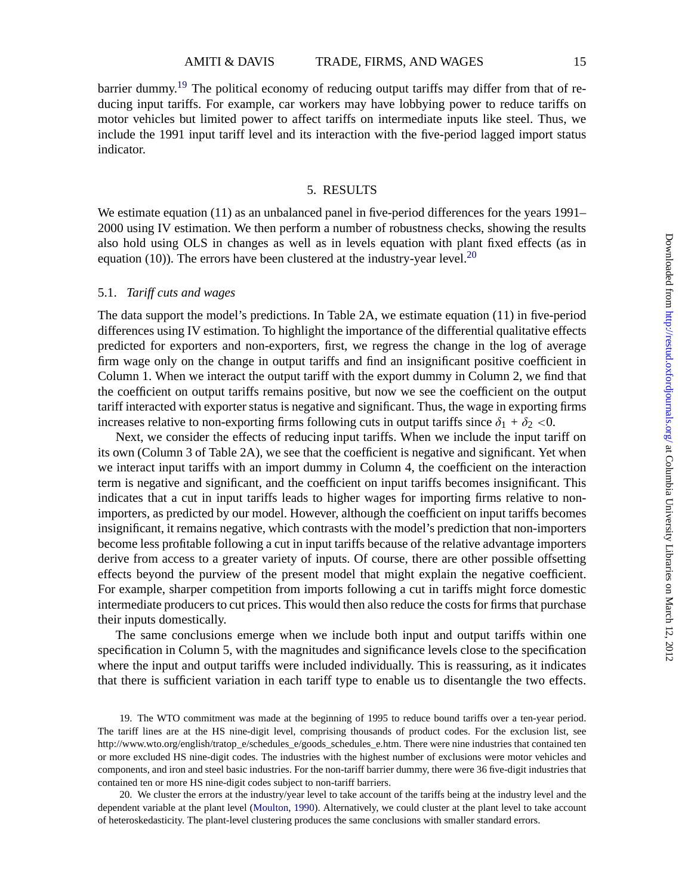barrier dummy.[19] The political economy of reducing output tariffs may differ from that of reducing input tariffs. For example, car workers may have lobbying power to reduce tariffs on motor vehicles but limited power to affect tariffs on intermediate inputs like steel. Thus, we include the 1991 input tariff level and its interaction with the five-period lagged import status indicator.

## 5. RESULTS

We estimate equation (11) as an unbalanced panel in five-period differences for the years 1991–2000 using IV estimation. We then perform a number of robustness checks, showing the results also hold using OLS in changes as well as in levels equation with plant fixed effects (as in equation (10)). The errors have been clustered at the industry-year level.[20]

### 5.1. *Tariff cuts and wages*

The data support the model's predictions. In Table 2A, we estimate equation (11) in five-period differences using IV estimation. To highlight the importance of the differential qualitative effects predicted for exporters and non-exporters, first, we regress the change in the log of average firm wage only on the change in output tariffs and find an insignificant positive coefficient in Column 1. When we interact the output tariff with the export dummy in Column 2, we find that the coefficient on output tariffs remains positive, but now we see the coefficient on the output tariff interacted with exporter status is negative and significant. Thus, the wage in exporting firms increases relative to non-exporting firms following cuts in output tariffs since $\delta_1 + \delta_2 < 0$.

Next, we consider the effects of reducing input tariffs. When we include the input tariff on its own (Column 3 of Table 2A), we see that the coefficient is negative and significant. Yet when we interact input tariffs with an import dummy in Column 4, the coefficient on the interaction term is negative and significant, and the coefficient on input tariffs becomes insignificant. This indicates that a cut in input tariffs leads to higher wages for importing firms relative to non-importers, as predicted by our model. However, although the coefficient on input tariffs becomes insignificant, it remains negative, which contrasts with the model's prediction that non-importers become less profitable following a cut in input tariffs because of the relative advantage importers derive from access to a greater variety of inputs. Of course, there are other possible offsetting effects beyond the purview of the present model that might explain the negative coefficient. For example, sharper competition from imports following a cut in tariffs might force domestic intermediate producers to cut prices. This would then also reduce the costs for firms that purchase their inputs domestically.

The same conclusions emerge when we include both input and output tariffs within one specification in Column 5, with the magnitudes and significance levels close to the specification where the input and output tariffs were included individually. This is reassuring, as it indicates that there is sufficient variation in each tariff type to enable us to disentangle the two effects.

19. The WTO commitment was made at the beginning of 1995 to reduce bound tariffs over a ten-year period. The tariff lines are at the HS nine-digit level, comprising thousands of product codes. For the exclusion list, see http://www.wto.org/english/tratop_e/schedules_e/goods_schedules_e.htm. There were nine industries that contained ten or more excluded HS nine-digit codes. The industries with the highest number of exclusions were motor vehicles and components, and iron and steel basic industries. For the non-tariff barrier dummy, there were 36 five-digit industries that contained ten or more HS nine-digit codes subject to non-tariff barriers.

20. We cluster the errors at the industry/year level to take account of the tariffs being at the industry level and the dependent variable at the plant level (Moulton, 1990). Alternatively, we could cluster at the plant level to take account of heteroskedasticity. The plant-level clustering produces the same conclusions with smaller standard errors.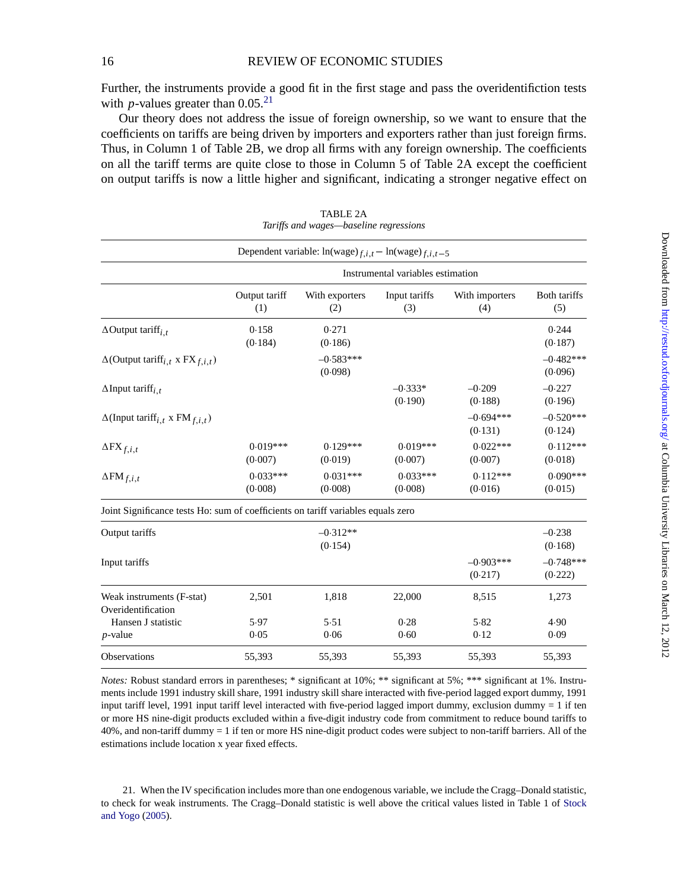Further, the instruments provide a good fit in the first stage and pass the overidentifiction tests with $p$-values greater than 0.05.[21]

Our theory does not address the issue of foreign ownership, so we want to ensure that the coefficients on tariffs are being driven by importers and exporters rather than just foreign firms. Thus, in Column 1 of Table 2B, we drop all firms with any foreign ownership. The coefficients on all the tariff terms are quite close to those in Column 5 of Table 2A except the coefficient on output tariffs is now a little higher and significant, indicating a stronger negative effect on

TABLE 2A
*Tariffs and wages—baseline regressions*

| Dependent variable: $\ln(\text{wage})_{f,i,t} - \ln(\text{wage})_{f,i,t-5}$ | | | | | |
|---|---|---|---|---|---|
| | Instrumental variables estimation | | | | |
| | Output tariff (1) | With exporters (2) | Input tariffs (3) | With importers (4) | Both tariffs (5) |
| $\Delta$Output tariff$_{i,t}$ | 0·158 (0·184) | 0·271 (0·186) | | | 0·244 (0·187) |
| $\Delta$(Output tariff$_{i,t}$ x FX$_{f,i,t}$) | | –0·583*** (0·098) | | | –0·482*** (0·096) |
| $\Delta$Input tariff$_{i,t}$ | | | –0·333* (0·190) | –0·209 (0·188) | –0·227 (0·196) |
| $\Delta$(Input tariff$_{i,t}$ x FM$_{f,i,t}$) | | | | –0·694*** (0·131) | –0·520*** (0·124) |
| $\Delta$FX$_{f,i,t}$ | 0·019*** (0·007) | 0·129*** (0·019) | 0·019*** (0·007) | 0·022*** (0·007) | 0·112*** (0·018) |
| $\Delta$FM$_{f,i,t}$ | 0·033*** (0·008) | 0·031*** (0·008) | 0·033*** (0·008) | 0·112*** (0·016) | 0·090*** (0·015) |
| Joint Significance tests Ho: sum of coefficients on tariff variables equals zero | | | | | |
| Output tariffs | | –0·312** (0·154) | | | –0·238 (0·168) |
| Input tariffs | | | | –0·903*** (0·217) | –0·748*** (0·222) |
| Weak instruments (F-stat) | 2,501 | 1,818 | 22,000 | 8,515 | 1,273 |
| Overidentification | | | | | |
| Hansen J statistic | 5·97 | 5·51 | 0·28 | 5·82 | 4·90 |
| $p$-value | 0·05 | 0·06 | 0·60 | 0·12 | 0·09 |
| Observations | 55,393 | 55,393 | 55,393 | 55,393 | 55,393 |

*Notes:* Robust standard errors in parentheses; * significant at 10%; ** significant at 5%; *** significant at 1%. Instruments include 1991 industry skill share, 1991 industry skill share interacted with five-period lagged export dummy, 1991 input tariff level, 1991 input tariff level interacted with five-period lagged import dummy, exclusion dummy = 1 if ten or more HS nine-digit products excluded within a five-digit industry code from commitment to reduce bound tariffs to 40%, and non-tariff dummy = 1 if ten or more HS nine-digit product codes were subject to non-tariff barriers. All of the estimations include location x year fixed effects.

21. When the IV specification includes more than one endogenous variable, we include the Cragg–Donald statistic, to check for weak instruments. The Cragg–Donald statistic is well above the critical values listed in Table 1 of Stock and Yogo (2005).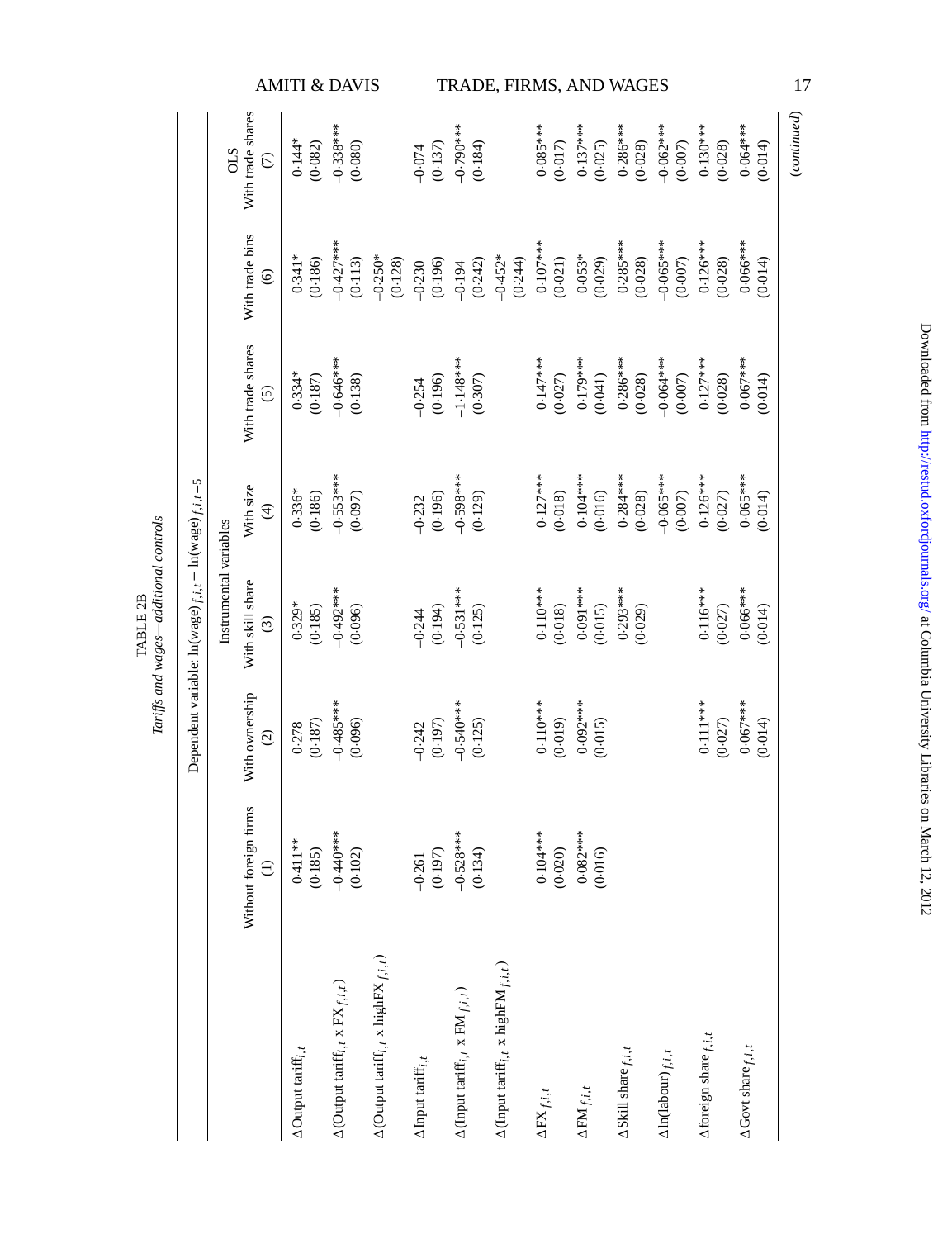TABLE 2B

*Tariffs and wages—additional controls*

| | Dependent variable: $\ln(\text{wage})_{f,i,t} - \ln(\text{wage})_{f,i,t-5}$ | | | | | | |
|---|---|---|---|---|---|---|---|
| | Instrumental variables | | | | | | OLS |
| | Without foreign firms (1) | With ownership (2) | With skill share (3) | With size (4) | With trade shares (5) | With trade bins (6) | With trade shares (7) |
| $\Delta$Output tariff$_{i,t}$ | 0·411** | 0·278 | 0·329* | 0·336* | 0·334* | 0·341* | 0·144* |
| | (0·185) | (0·187) | (0·185) | (0·186) | (0·187) | (0·186) | (0·082) |
| $\Delta$(Output tariff$_{i,t}$ x FX$_{f,i,t}$) | −0·440*** | −0·485*** | −0·492*** | −0·553*** | −0·646*** | −0·427*** | −0·338*** |
| | (0·102) | (0·096) | (0·096) | (0·097) | (0·138) | (0·113) | (0·080) |
| $\Delta$(Output tariff$_{i,t}$ x highFX$_{f,i,t}$) | | | | | | −0·250* | |
| | | | | | | (0·128) | |
| $\Delta$Input tariff$_{i,t}$ | −0·261 | −0·242 | −0·244 | −0·232 | −0·254 | −0·230 | −0·074 |
| | (0·197) | (0·197) | (0·194) | (0·196) | (0·196) | (0·196) | (0·137) |
| $\Delta$(Input tariff$_{i,t}$ x FM$_{f,i,t}$) | −0·528*** | −0·540*** | −0·531*** | −0·598*** | −1·148*** | −0·194 | −0·790*** |
| | (0·134) | (0·125) | (0·125) | (0·129) | (0·307) | (0·242) | (0·184) |
| $\Delta$(Input tariff$_{i,t}$ x highFM$_{f,i,t}$) | | | | | | −0·452* | |
| | | | | | | (0·244) | |
| $\Delta$FX$_{f,i,t}$ | 0·104*** | 0·110*** | 0·110*** | 0·127*** | 0·147*** | 0·107*** | 0·085*** |
| | (0·020) | (0·019) | (0·018) | (0·018) | (0·027) | (0·021) | (0·017) |
| $\Delta$FM$_{f,i,t}$ | 0·082*** | 0·092*** | 0·091*** | 0·104*** | 0·179*** | 0·053* | 0·137*** |
| | (0·016) | (0·015) | (0·015) | (0·016) | (0·041) | (0·029) | (0·025) |
| $\Delta$Skill share$_{f,i,t}$ | | | 0·293*** | 0·284*** | 0·286*** | 0·285*** | 0·286*** |
| | | | (0·029) | (0·028) | (0·028) | (0·028) | (0·028) |
| $\Delta\ln(\text{labour})_{f,i,t}$ | | | | −0·065*** | −0·064*** | −0·065*** | −0·062*** |
| | | | | (0·007) | (0·007) | (0·007) | (0·007) |
| $\Delta$foreign share$_{f,i,t}$ | | 0·111*** | 0·116*** | 0·126*** | 0·127*** | 0·126*** | 0·130*** |
| | | (0·027) | (0·027) | (0·027) | (0·028) | (0·028) | (0·028) |
| $\Delta$Govt share$_{f,i,t}$ | | 0·067*** | 0·066*** | 0·065*** | 0·067*** | 0·066*** | 0·064*** |
| | | (0·014) | (0·014) | (0·014) | (0·014) | (0·014) | (0·014) |

*(continued)*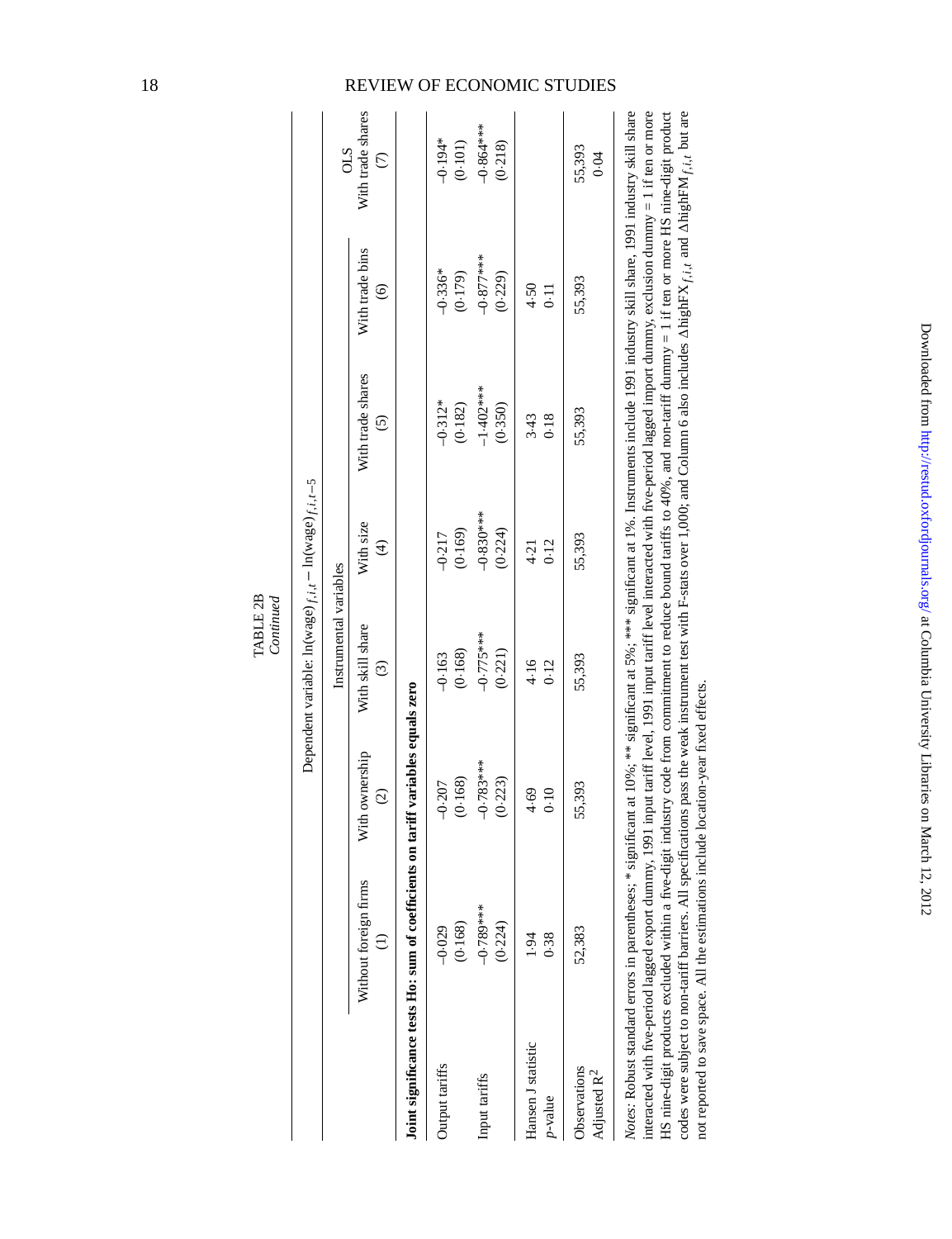TABLE 2B

*Continued*

| | Dependent variable: $\ln(\text{wage})_{f,i,t} - \ln(\text{wage})_{f,i,t-5}$ | | | | | | |
|---|---|---|---|---|---|---|---|
| | Instrumental variables | | | | | | OLS |
| | Without foreign firms (1) | With ownership (2) | With skill share (3) | With size (4) | With trade shares (5) | With trade bins (6) | With trade shares (7) |
| **Joint significance tests Ho: sum of coefficients on tariff variables equals zero** | | | | | | | |
| Output tariffs | −0·029 | −0·207 | −0·163 | −0·217 | −0·312* | −0·336* | −0·194* |
| | (0·168) | (0·168) | (0·168) | (0·169) | (0·182) | (0·179) | (0·101) |
| Input tariffs | −0·789*** | −0·783*** | −0·775*** | −0·830*** | −1·402*** | −0·877*** | −0·864*** |
| | (0·224) | (0·223) | (0·221) | (0·224) | (0·350) | (0·229) | (0·218) |
| Hansen J statistic | 1·94 | 4·69 | 4·16 | 4·21 | 3·43 | 4·50 | |
| *p*-value | 0·38 | 0·10 | 0·12 | 0·12 | 0·18 | 0·11 | |
| Observations | 52,383 | 55,393 | 55,393 | 55,393 | 55,393 | 55,393 | 55,393 |
| Adjusted $R^2$ | | | | | | | 0·04 |

*Notes*: Robust standard errors in parentheses; * significant at 10%; ** significant at 5%; *** significant at 1%. Instruments include 1991 industry skill share, 1991 industry skill share interacted with five-period lagged export dummy, 1991 input tariff level, 1991 input tariff level interacted with five-period lagged import dummy, exclusion dummy = 1 if ten or more HS nine-digit products excluded within a five-digit industry code from commitment to reduce bound tariffs to 40%, and non-tariff dummy = 1 if ten or more HS nine-digit product codes were subject to non-tariff barriers. All specifications pass the weak instrument test with F-stats over 1,000; and Column 6 also includes $\Delta\text{highFX}_{f,i,t}$ and $\Delta\text{highFM}_{f,i,t}$ but are not reported to save space. All the estimations include location-year fixed effects.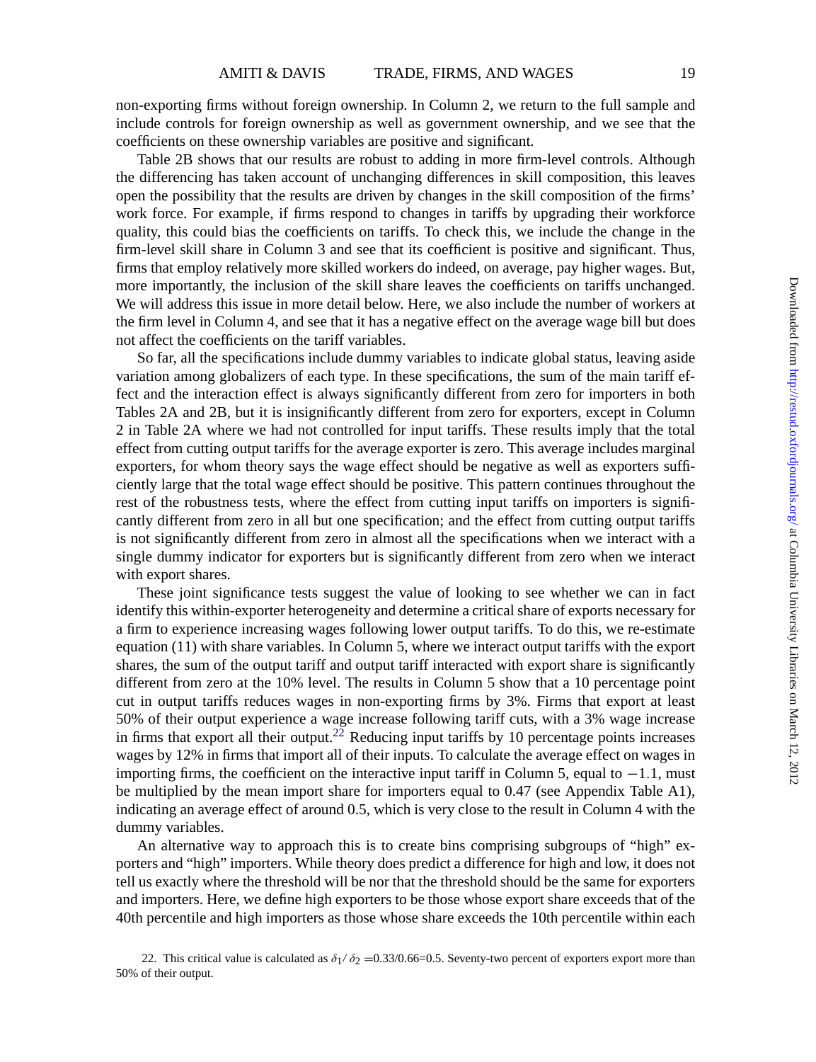non-exporting firms without foreign ownership. In Column 2, we return to the full sample and include controls for foreign ownership as well as government ownership, and we see that the coefficients on these ownership variables are positive and significant.

Table 2B shows that our results are robust to adding in more firm-level controls. Although the differencing has taken account of unchanging differences in skill composition, this leaves open the possibility that the results are driven by changes in the skill composition of the firms' work force. For example, if firms respond to changes in tariffs by upgrading their workforce quality, this could bias the coefficients on tariffs. To check this, we include the change in the firm-level skill share in Column 3 and see that its coefficient is positive and significant. Thus, firms that employ relatively more skilled workers do indeed, on average, pay higher wages. But, more importantly, the inclusion of the skill share leaves the coefficients on tariffs unchanged. We will address this issue in more detail below. Here, we also include the number of workers at the firm level in Column 4, and see that it has a negative effect on the average wage bill but does not affect the coefficients on the tariff variables.

So far, all the specifications include dummy variables to indicate global status, leaving aside variation among globalizers of each type. In these specifications, the sum of the main tariff effect and the interaction effect is always significantly different from zero for importers in both Tables 2A and 2B, but it is insignificantly different from zero for exporters, except in Column 2 in Table 2A where we had not controlled for input tariffs. These results imply that the total effect from cutting output tariffs for the average exporter is zero. This average includes marginal exporters, for whom theory says the wage effect should be negative as well as exporters sufficiently large that the total wage effect should be positive. This pattern continues throughout the rest of the robustness tests, where the effect from cutting input tariffs on importers is significantly different from zero in all but one specification; and the effect from cutting output tariffs is not significantly different from zero in almost all the specifications when we interact with a single dummy indicator for exporters but is significantly different from zero when we interact with export shares.

These joint significance tests suggest the value of looking to see whether we can in fact identify this within-exporter heterogeneity and determine a critical share of exports necessary for a firm to experience increasing wages following lower output tariffs. To do this, we re-estimate equation (11) with share variables. In Column 5, where we interact output tariffs with the export shares, the sum of the output tariff and output tariff interacted with export share is significantly different from zero at the 10% level. The results in Column 5 show that a 10 percentage point cut in output tariffs reduces wages in non-exporting firms by 3%. Firms that export at least 50% of their output experience a wage increase following tariff cuts, with a 3% wage increase in firms that export all their output.[22] Reducing input tariffs by 10 percentage points increases wages by 12% in firms that import all of their inputs. To calculate the average effect on wages in importing firms, the coefficient on the interactive input tariff in Column 5, equal to $-1.1$, must be multiplied by the mean import share for importers equal to 0.47 (see Appendix Table A1), indicating an average effect of around 0.5, which is very close to the result in Column 4 with the dummy variables.

An alternative way to approach this is to create bins comprising subgroups of "high" exporters and "high" importers. While theory does predict a difference for high and low, it does not tell us exactly where the threshold will be nor that the threshold should be the same for exporters and importers. Here, we define high exporters to be those whose export share exceeds that of the 40th percentile and high importers as those whose share exceeds the 10th percentile within each

22. This critical value is calculated as $\delta_1/\delta_2 = 0.33/0.66 = 0.5$. Seventy-two percent of exporters export more than 50% of their output.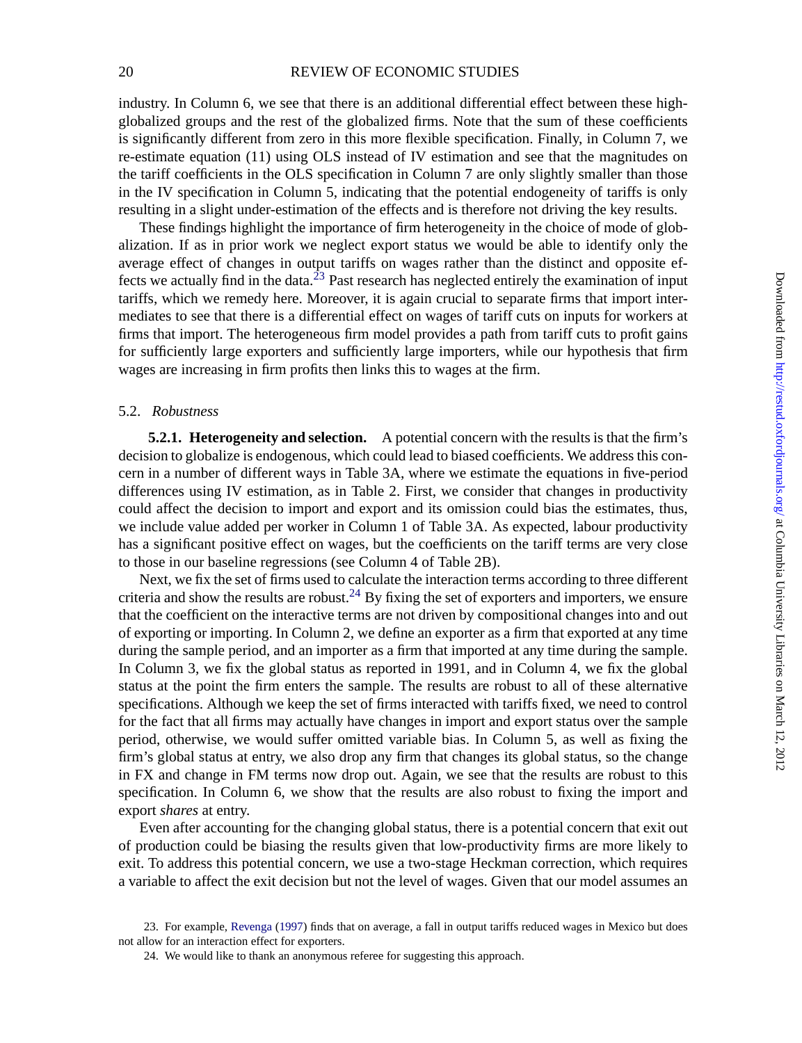industry. In Column 6, we see that there is an additional differential effect between these high-globalized groups and the rest of the globalized firms. Note that the sum of these coefficients is significantly different from zero in this more flexible specification. Finally, in Column 7, we re-estimate equation (11) using OLS instead of IV estimation and see that the magnitudes on the tariff coefficients in the OLS specification in Column 7 are only slightly smaller than those in the IV specification in Column 5, indicating that the potential endogeneity of tariffs is only resulting in a slight under-estimation of the effects and is therefore not driving the key results.

These findings highlight the importance of firm heterogeneity in the choice of mode of globalization. If as in prior work we neglect export status we would be able to identify only the average effect of changes in output tariffs on wages rather than the distinct and opposite effects we actually find in the data.[23] Past research has neglected entirely the examination of input tariffs, which we remedy here. Moreover, it is again crucial to separate firms that import intermediates to see that there is a differential effect on wages of tariff cuts on inputs for workers at firms that import. The heterogeneous firm model provides a path from tariff cuts to profit gains for sufficiently large exporters and sufficiently large importers, while our hypothesis that firm wages are increasing in firm profits then links this to wages at the firm.

## 5.2. *Robustness*

**5.2.1. Heterogeneity and selection.** A potential concern with the results is that the firm's decision to globalize is endogenous, which could lead to biased coefficients. We address this concern in a number of different ways in Table 3A, where we estimate the equations in five-period differences using IV estimation, as in Table 2. First, we consider that changes in productivity could affect the decision to import and export and its omission could bias the estimates, thus, we include value added per worker in Column 1 of Table 3A. As expected, labour productivity has a significant positive effect on wages, but the coefficients on the tariff terms are very close to those in our baseline regressions (see Column 4 of Table 2B).

Next, we fix the set of firms used to calculate the interaction terms according to three different criteria and show the results are robust.[24] By fixing the set of exporters and importers, we ensure that the coefficient on the interactive terms are not driven by compositional changes into and out of exporting or importing. In Column 2, we define an exporter as a firm that exported at any time during the sample period, and an importer as a firm that imported at any time during the sample. In Column 3, we fix the global status as reported in 1991, and in Column 4, we fix the global status at the point the firm enters the sample. The results are robust to all of these alternative specifications. Although we keep the set of firms interacted with tariffs fixed, we need to control for the fact that all firms may actually have changes in import and export status over the sample period, otherwise, we would suffer omitted variable bias. In Column 5, as well as fixing the firm's global status at entry, we also drop any firm that changes its global status, so the change in FX and change in FM terms now drop out. Again, we see that the results are robust to this specification. In Column 6, we show that the results are also robust to fixing the import and export *shares* at entry.

Even after accounting for the changing global status, there is a potential concern that exit out of production could be biasing the results given that low-productivity firms are more likely to exit. To address this potential concern, we use a two-stage Heckman correction, which requires a variable to affect the exit decision but not the level of wages. Given that our model assumes an

23. For example, Revenga (1997) finds that on average, a fall in output tariffs reduced wages in Mexico but does not allow for an interaction effect for exporters.

24. We would like to thank an anonymous referee for suggesting this approach.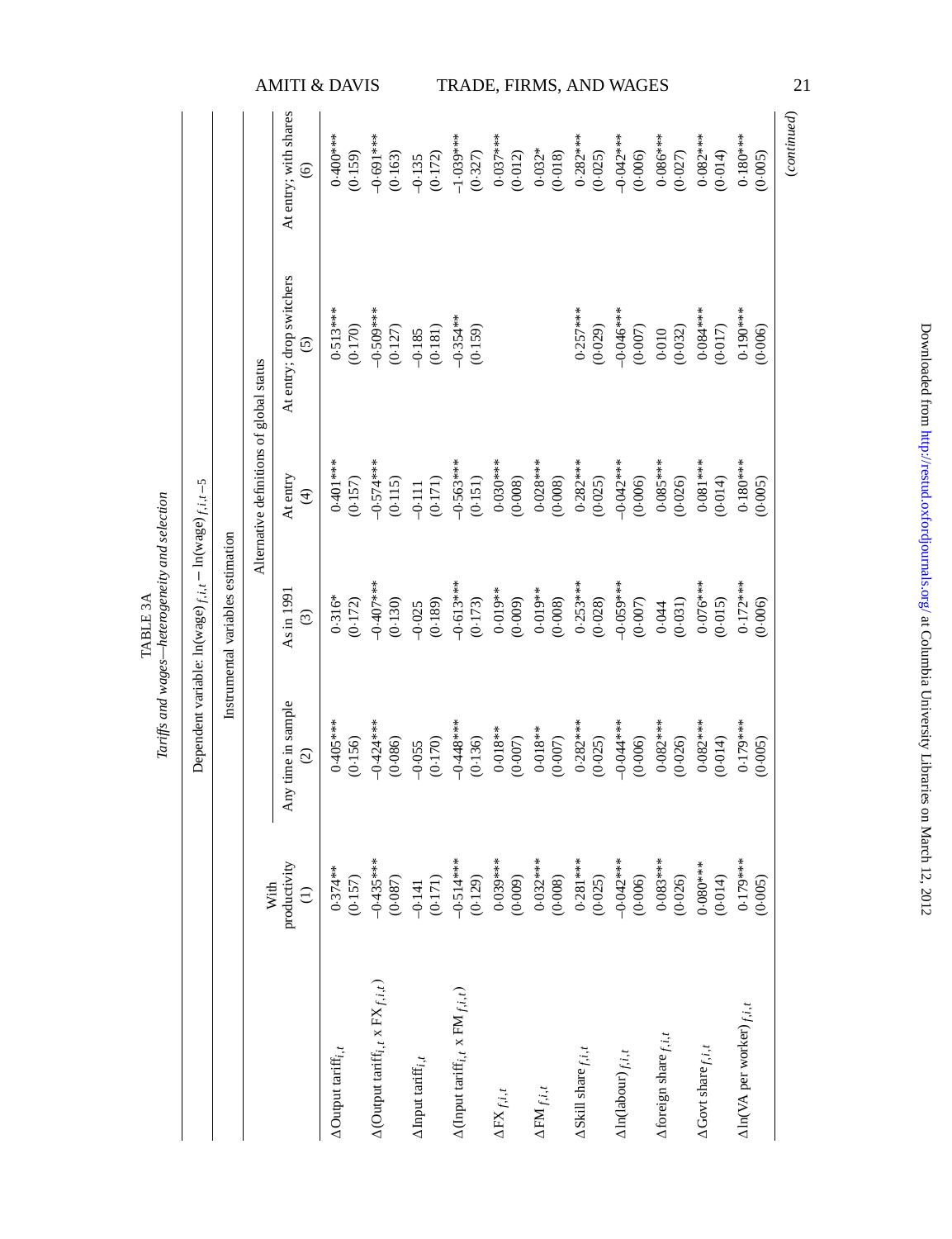TABLE 3A

*Tariffs and wages—heterogeneity and selection*

| | Dependent variable: $\ln(\text{wage})_{f,i,t} - \ln(\text{wage})_{f,i,t-5}$ | | | | | |
|---|---|---|---|---|---|---|
| | Instrumental variables estimation | | | | | |
| | | Alternative definitions of global status | | | | |
| | With productivity (1) | Any time in sample (2) | As in 1991 (3) | At entry (4) | At entry; drop switchers (5) | At entry; with shares (6) |
| $\Delta$Output tariff$_{i,t}$ | 0·374** | 0·405*** | 0·316* | 0·401*** | 0·513*** | 0·400*** |
| | (0·157) | (0·156) | (0·172) | (0·157) | (0·170) | (0·159) |
| $\Delta$(Output tariff$_{i,t}$ x FX$_{f,i,t}$) | −0·435*** | −0·424*** | −0·407*** | −0·574*** | −0·509*** | −0·691*** |
| | (0·087) | (0·086) | (0·130) | (0·115) | (0·127) | (0·163) |
| $\Delta$Input tariff$_{i,t}$ | −0·141 | −0·055 | −0·025 | −0·111 | −0·185 | −0·135 |
| | (0·171) | (0·170) | (0·189) | (0·171) | (0·181) | (0·172) |
| $\Delta$(Input tariff$_{i,t}$ x FM$_{f,i,t}$) | −0·514*** | −0·448*** | −0·613*** | −0·563*** | −0·354** | −1·039*** |
| | (0·129) | (0·136) | (0·173) | (0·151) | (0·159) | (0·327) |
| $\Delta$FX$_{f,i,t}$ | 0·039*** | 0·018** | 0·019** | 0·030*** | | 0·037*** |
| | (0·009) | (0·007) | (0·009) | (0·008) | | (0·012) |
| $\Delta$FM$_{f,i,t}$ | 0·032*** | 0·018** | 0·019** | 0·028*** | | 0·032* |
| | (0·008) | (0·007) | (0·008) | (0·008) | | (0·018) |
| $\Delta$Skill share$_{f,i,t}$ | 0·281*** | 0·282*** | 0·253*** | 0·282*** | 0·257*** | 0·282*** |
| | (0·025) | (0·025) | (0·028) | (0·025) | (0·029) | (0·025) |
| $\Delta\ln(\text{labour})_{f,i,t}$ | −0·042*** | −0·044*** | −0·059*** | −0·042*** | −0·046*** | −0·042*** |
| | (0·006) | (0·006) | (0·007) | (0·006) | (0·007) | (0·006) |
| $\Delta$foreign share$_{f,i,t}$ | 0·083*** | 0·082*** | 0·044 | 0·085*** | 0·010 | 0·086*** |
| | (0·026) | (0·026) | (0·031) | (0·026) | (0·032) | (0·027) |
| $\Delta$Govt share$_{f,i,t}$ | 0·080*** | 0·082*** | 0·076*** | 0·081*** | 0·084*** | 0·082*** |
| | (0·014) | (0·014) | (0·015) | (0·014) | (0·017) | (0·014) |
| $\Delta\ln(\text{VA per worker})_{f,i,t}$ | 0·179*** | 0·179*** | 0·172*** | 0·180*** | 0·190*** | 0·180*** |
| | (0·005) | (0·005) | (0·006) | (0·005) | (0·006) | (0·005) |

*(continued)*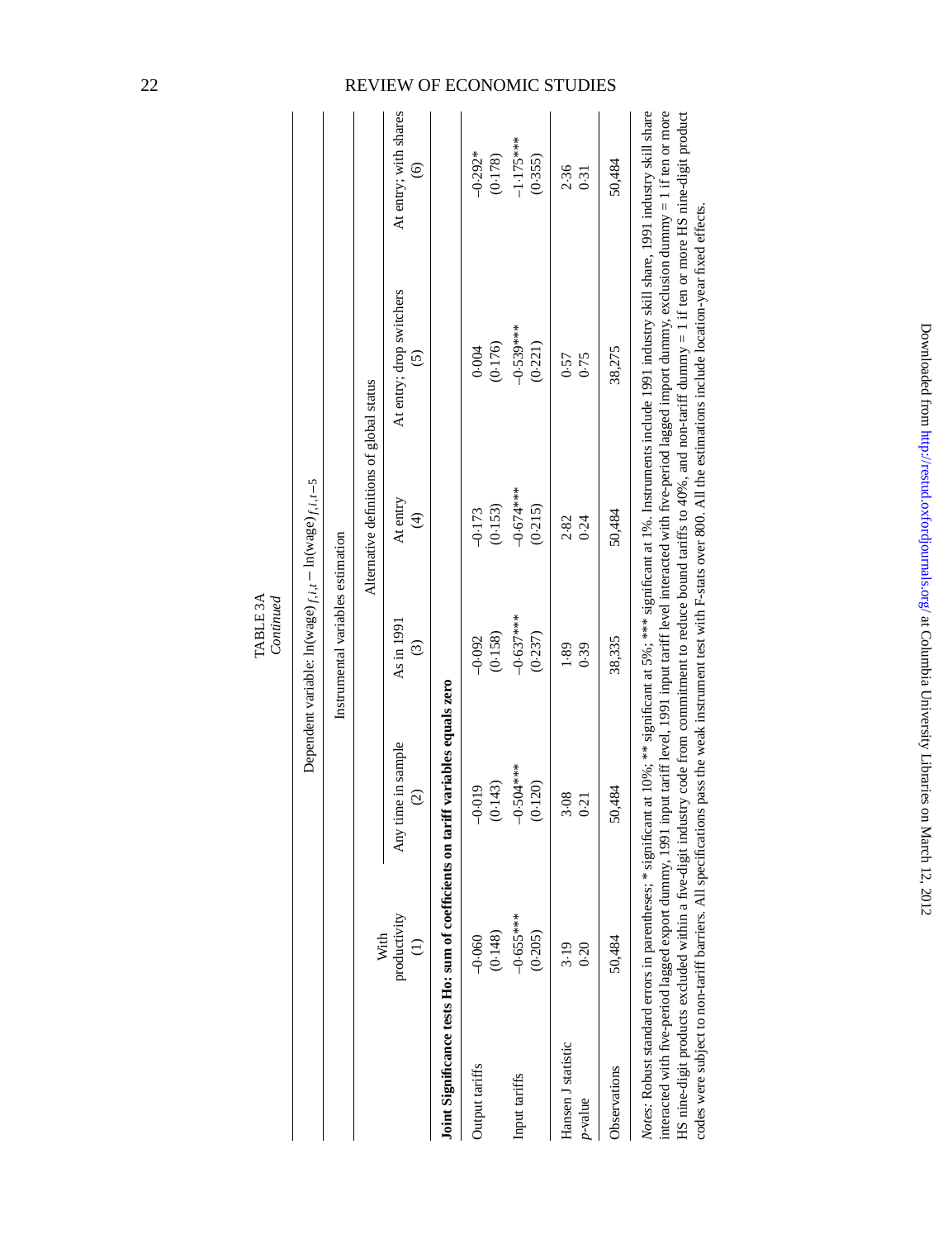TABLE 3A
*Continued*

| | Dependent variable: $\ln(\text{wage})_{f,i,t} - \ln(\text{wage})_{f,i,t-5}$ | | | | | |
|---|---|---|---|---|---|---|
| | Instrumental variables estimation | | | | | |
| | | Alternative definitions of global status | | | | |
| | With productivity | Any time in sample | As in 1991 | At entry | At entry; drop switchers | At entry; with shares |
| | (1) | (2) | (3) | (4) | (5) | (6) |
| **Joint Significance tests Ho: sum of coefficients on tariff variables equals zero** | | | | | | |
| Output tariffs | −0·060 | −0·019 | −0·092 | −0·173 | 0·004 | −0·292* |
| | (0·148) | (0·143) | (0·158) | (0·153) | (0·176) | (0·178) |
| Input tariffs | −0·655*** | −0·504*** | −0·637*** | −0·674*** | −0·539*** | −1·175*** |
| | (0·205) | (0·120) | (0·237) | (0·215) | (0·221) | (0·355) |
| Hansen J statistic | 3·19 | 3·08 | 1·89 | 2·82 | 0·57 | 2·36 |
| *p*-value | 0·20 | 0·21 | 0·39 | 0·24 | 0·75 | 0·31 |
| Observations | 50,484 | 50,484 | 38,335 | 50,484 | 38,275 | 50,484 |

*Notes*: Robust standard errors in parentheses; * significant at 10%; ** significant at 5%; *** significant at 1%. Instruments include 1991 industry skill share interacted with five-period lagged export dummy, 1991 input tariff level, 1991 input tariff level interacted with five-period lagged import dummy, exclusion dummy = 1 if ten or more HS nine-digit products excluded within a five-digit industry code from commitment to reduce bound tariffs to 40%, and non-tariff dummy = 1 if ten or more HS nine-digit product codes were subject to non-tariff barriers. All specifications pass the weak instrument test with F-stats over 800. All the estimations include location-year fixed effects.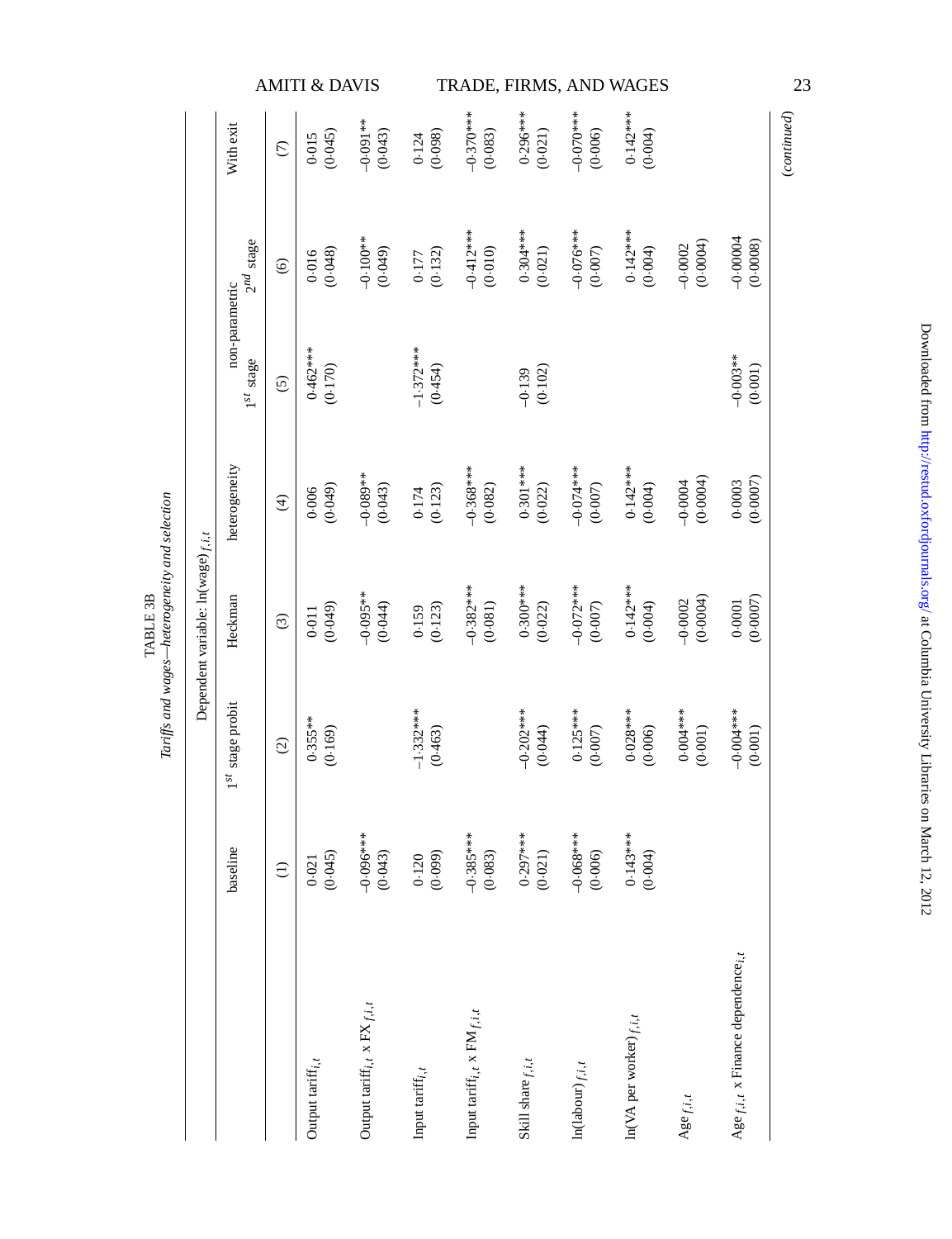TABLE 3B

*Tariffs and wages—heterogeneity and selection*

Dependent variable: $\ln(\text{wage})_{f,i,t}$

| | baseline | $1^{st}$ stage probit | Heckman | heterogeneity | non-parametric $1^{st}$ stage | non-parametric $2^{nd}$ stage | With exit |
|---|---|---|---|---|---|---|---|
| | (1) | (2) | (3) | (4) | (5) | (6) | (7) |
| Output tariff$_{i,t}$ | 0·021 | 0·355** | 0·011 | 0·006 | 0·462*** | 0·016 | 0·015 |
| | (0·045) | (0·169) | (0·049) | (0·049) | (0·170) | (0·048) | (0·045) |
| Output tariff$_{i,t}$ x FX$_{f,i,t}$ | −0·096*** | | −0·095** | −0·089** | | −0·100** | −0·091** |
| | (0·043) | | (0·044) | (0·043) | | (0·049) | (0·043) |
| Input tariff$_{i,t}$ | 0·120 | −1·332*** | 0·159 | 0·174 | −1·372*** | 0·177 | 0·124 |
| | (0·099) | (0·463) | (0·123) | (0·123) | (0·454) | (0·132) | (0·098) |
| Input tariff$_{i,t}$ x FM$_{f,i,t}$ | −0·385*** | | −0·382*** | −0·368*** | | −0·412*** | −0·370*** |
| | (0·083) | | (0·081) | (0·082) | | (0·010) | (0·083) |
| Skill share$_{f,i,t}$ | 0·297*** | −0·202*** | 0·300*** | 0·301*** | −0·139 | 0·304*** | 0·296*** |
| | (0·021) | (0·044) | (0·022) | (0·022) | (0·102) | (0·021) | (0·021) |
| ln(labour)$_{f,i,t}$ | −0·068*** | 0·125*** | −0·072*** | −0·074*** | | −0·076*** | −0·070*** |
| | (0·006) | (0·007) | (0·007) | (0·007) | | (0·007) | (0·006) |
| ln(VA per worker)$_{f,i,t}$ | 0·143*** | 0·028*** | 0·142*** | 0·142*** | | 0·142*** | 0·142*** |
| | (0·004) | (0·006) | (0·004) | (0·004) | | (0·004) | (0·004) |
| Age$_{f,i,t}$ | | 0·004*** | −0·0002 | −0·0004 | | −0·0002 | |
| | | (0·001) | (0·0004) | (0·0004) | | (0·0004) | |
| Age$_{f,i,t}$ x Finance dependence$_{i,t}$ | | −0·004*** | 0·0001 | 0·0003 | −0·003** | −0·00004 | |
| | | (0·001) | (0·0007) | (0·0007) | (0·001) | (0·0008) | |

*(continued)*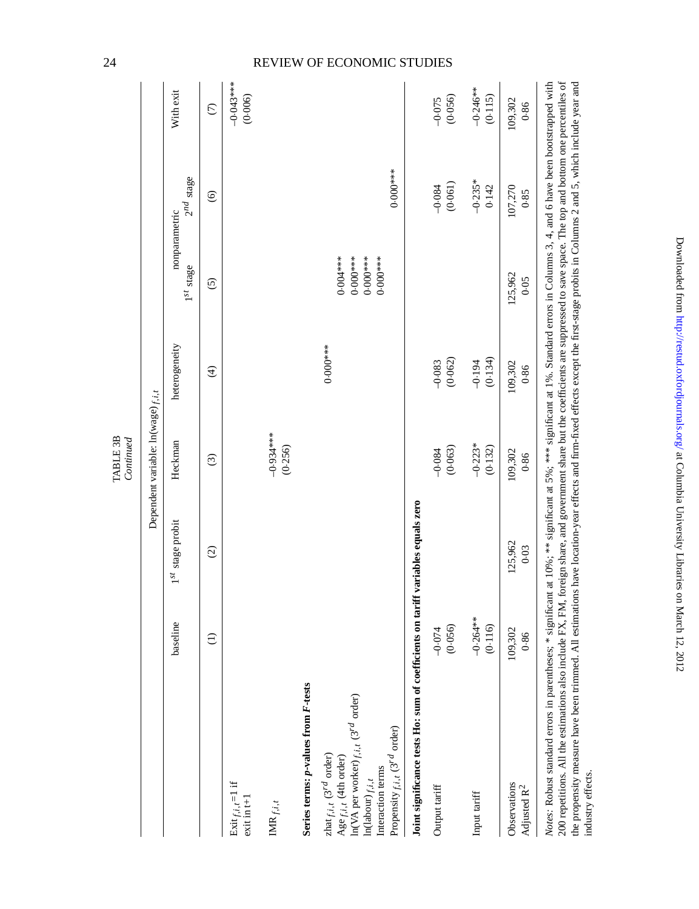TABLE 3B
*Continued*

| | Dependent variable: ln(wage)$_{f,i,t}$ | | | | | | |
|---|---|---|---|---|---|---|---|
| | baseline | 1$^{st}$ stage probit | Heckman | heterogeneity | nonparametric 1$^{st}$ stage | nonparametric 2$^{nd}$ stage | With exit |
| | (1) | (2) | (3) | (4) | (5) | (6) | (7) |
| Exit$_{f,i,t}$=1 if exit in t+1 | | | | | | | −0·043*** |
| | | | | | | | (0·006) |
| IMR$_{f,i,t}$ | | | −0·934*** | | | | |
| | | | (0·256) | | | | |
| **Series terms: *p*-values from *F*-tests** | | | | | | | |
| zhat$_{f,i,t}$ (3$^{rd}$ order) | | | | 0·000*** | | | |
| Age$_{f,i,t}$ (4th order) | | | | | 0·004*** | | |
| ln(VA per worker)$_{f,i,t}$ (3$^{rd}$ order) | | | | | 0·000*** | | |
| ln(labour)$_{f,i,t}$ | | | | | 0·000*** | | |
| Interaction terms | | | | | 0·000*** | | |
| Propensity$_{f,i,t}$ (3$^{rd}$ order) | | | | | | 0·000*** | |
| **Joint significance tests Ho: sum of coefficients on tariff variables equals zero** | | | | | | | |
| Output tariff | −0·074 | | −0·084 | −0·083 | | −0·084 | −0·075 |
| | (0·056) | | (0·063) | (0·062) | | (0·061) | (0·056) |
| Input tariff | −0·264** | | −0·223* | −0·194 | | −0·235* | −0·246** |
| | (0·116) | | (0·132) | (0·134) | | 0·142 | (0·115) |
| Observations | 109,302 | 125,962 | 109,302 | 109,302 | 125,962 | 107,270 | 109,302 |
| Adjusted R$^2$ | 0·86 | 0·03 | 0·86 | 0·86 | 0·05 | 0·85 | 0·86 |

*Notes*: Robust standard errors in parentheses; * significant at 10%; ** significant at 5%; *** significant at 1%. Standard errors in Columns 3, 4, and 6 have been bootstrapped with 200 repetitions. All the estimations also include FX, FM, foreign share, and government share but the coefficients are suppressed to save space. The top and bottom one percentiles of the propensity measure have been trimmed. All estimations have location-year effects and firm-fixed effects except the first-stage probits in Columns 2 and 5, which include year and industry effects.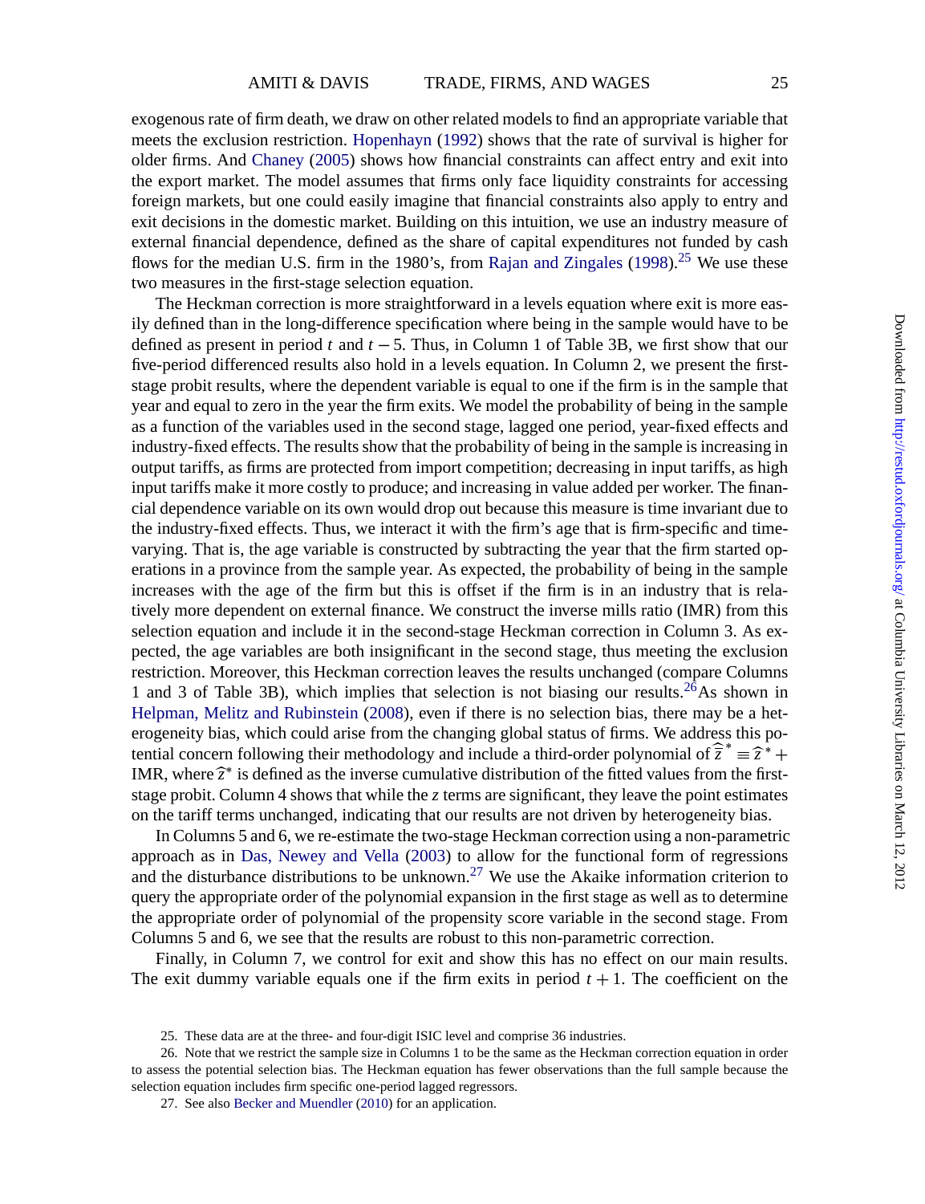exogenous rate of firm death, we draw on other related models to find an appropriate variable that meets the exclusion restriction. Hopenhayn (1992) shows that the rate of survival is higher for older firms. And Chaney (2005) shows how financial constraints can affect entry and exit into the export market. The model assumes that firms only face liquidity constraints for accessing foreign markets, but one could easily imagine that financial constraints also apply to entry and exit decisions in the domestic market. Building on this intuition, we use an industry measure of external financial dependence, defined as the share of capital expenditures not funded by cash flows for the median U.S. firm in the 1980's, from Rajan and Zingales (1998).[25] We use these two measures in the first-stage selection equation.

The Heckman correction is more straightforward in a levels equation where exit is more easily defined than in the long-difference specification where being in the sample would have to be defined as present in period $t$ and $t-5$. Thus, in Column 1 of Table 3B, we first show that our five-period differenced results also hold in a levels equation. In Column 2, we present the first-stage probit results, where the dependent variable is equal to one if the firm is in the sample that year and equal to zero in the year the firm exits. We model the probability of being in the sample as a function of the variables used in the second stage, lagged one period, year-fixed effects and industry-fixed effects. The results show that the probability of being in the sample is increasing in output tariffs, as firms are protected from import competition; decreasing in input tariffs, as high input tariffs make it more costly to produce; and increasing in value added per worker. The financial dependence variable on its own would drop out because this measure is time invariant due to the industry-fixed effects. Thus, we interact it with the firm's age that is firm-specific and time-varying. That is, the age variable is constructed by subtracting the year that the firm started operations in a province from the sample year. As expected, the probability of being in the sample increases with the age of the firm but this is offset if the firm is in an industry that is relatively more dependent on external finance. We construct the inverse mills ratio (IMR) from this selection equation and include it in the second-stage Heckman correction in Column 3. As expected, the age variables are both insignificant in the second stage, thus meeting the exclusion restriction. Moreover, this Heckman correction leaves the results unchanged (compare Columns 1 and 3 of Table 3B), which implies that selection is not biasing our results.[26] As shown in Helpman, Melitz and Rubinstein (2008), even if there is no selection bias, there may be a heterogeneity bias, which could arise from the changing global status of firms. We address this potential concern following their methodology and include a third-order polynomial of $\widehat{\bar{z}}^* \equiv \hat{z}^* +$ IMR, where $\hat{z}^*$ is defined as the inverse cumulative distribution of the fitted values from the first-stage probit. Column 4 shows that while the $z$ terms are significant, they leave the point estimates on the tariff terms unchanged, indicating that our results are not driven by heterogeneity bias.

In Columns 5 and 6, we re-estimate the two-stage Heckman correction using a non-parametric approach as in Das, Newey and Vella (2003) to allow for the functional form of regressions and the disturbance distributions to be unknown.[27] We use the Akaike information criterion to query the appropriate order of the polynomial expansion in the first stage as well as to determine the appropriate order of polynomial of the propensity score variable in the second stage. From Columns 5 and 6, we see that the results are robust to this non-parametric correction.

Finally, in Column 7, we control for exit and show this has no effect on our main results. The exit dummy variable equals one if the firm exits in period $t+1$. The coefficient on the

25. These data are at the three- and four-digit ISIC level and comprise 36 industries.

26. Note that we restrict the sample size in Columns 1 to be the same as the Heckman correction equation in order to assess the potential selection bias. The Heckman equation has fewer observations than the full sample because the selection equation includes firm specific one-period lagged regressors.

27. See also Becker and Muendler (2010) for an application.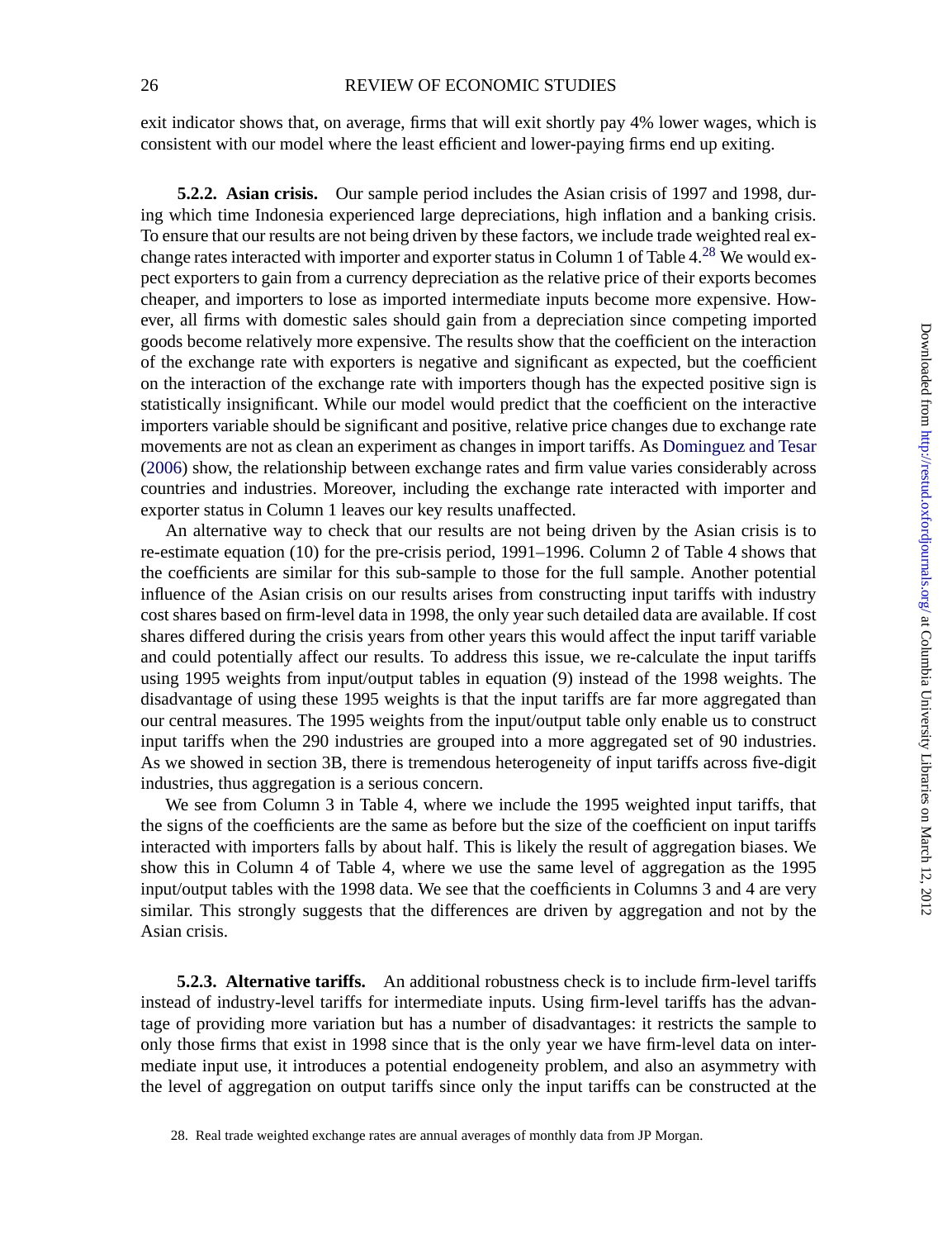exit indicator shows that, on average, firms that will exit shortly pay 4% lower wages, which is consistent with our model where the least efficient and lower-paying firms end up exiting.

#### 5.2.2. Asian crisis.

Our sample period includes the Asian crisis of 1997 and 1998, during which time Indonesia experienced large depreciations, high inflation and a banking crisis. To ensure that our results are not being driven by these factors, we include trade weighted real exchange rates interacted with importer and exporter status in Column 1 of Table 4.[28] We would expect exporters to gain from a currency depreciation as the relative price of their exports becomes cheaper, and importers to lose as imported intermediate inputs become more expensive. However, all firms with domestic sales should gain from a depreciation since competing imported goods become relatively more expensive. The results show that the coefficient on the interaction of the exchange rate with exporters is negative and significant as expected, but the coefficient on the interaction of the exchange rate with importers though has the expected positive sign is statistically insignificant. While our model would predict that the coefficient on the interactive importers variable should be significant and positive, relative price changes due to exchange rate movements are not as clean an experiment as changes in import tariffs. As Dominguez and Tesar (2006) show, the relationship between exchange rates and firm value varies considerably across countries and industries. Moreover, including the exchange rate interacted with importer and exporter status in Column 1 leaves our key results unaffected.

An alternative way to check that our results are not being driven by the Asian crisis is to re-estimate equation (10) for the pre-crisis period, 1991–1996. Column 2 of Table 4 shows that the coefficients are similar for this sub-sample to those for the full sample. Another potential influence of the Asian crisis on our results arises from constructing input tariffs with industry cost shares based on firm-level data in 1998, the only year such detailed data are available. If cost shares differed during the crisis years from other years this would affect the input tariff variable and could potentially affect our results. To address this issue, we re-calculate the input tariffs using 1995 weights from input/output tables in equation (9) instead of the 1998 weights. The disadvantage of using these 1995 weights is that the input tariffs are far more aggregated than our central measures. The 1995 weights from the input/output table only enable us to construct input tariffs when the 290 industries are grouped into a more aggregated set of 90 industries. As we showed in section 3B, there is tremendous heterogeneity of input tariffs across five-digit industries, thus aggregation is a serious concern.

We see from Column 3 in Table 4, where we include the 1995 weighted input tariffs, that the signs of the coefficients are the same as before but the size of the coefficient on input tariffs interacted with importers falls by about half. This is likely the result of aggregation biases. We show this in Column 4 of Table 4, where we use the same level of aggregation as the 1995 input/output tables with the 1998 data. We see that the coefficients in Columns 3 and 4 are very similar. This strongly suggests that the differences are driven by aggregation and not by the Asian crisis.

#### 5.2.3. Alternative tariffs.

An additional robustness check is to include firm-level tariffs instead of industry-level tariffs for intermediate inputs. Using firm-level tariffs has the advantage of providing more variation but has a number of disadvantages: it restricts the sample to only those firms that exist in 1998 since that is the only year we have firm-level data on intermediate input use, it introduces a potential endogeneity problem, and also an asymmetry with the level of aggregation on output tariffs since only the input tariffs can be constructed at the

28. Real trade weighted exchange rates are annual averages of monthly data from JP Morgan.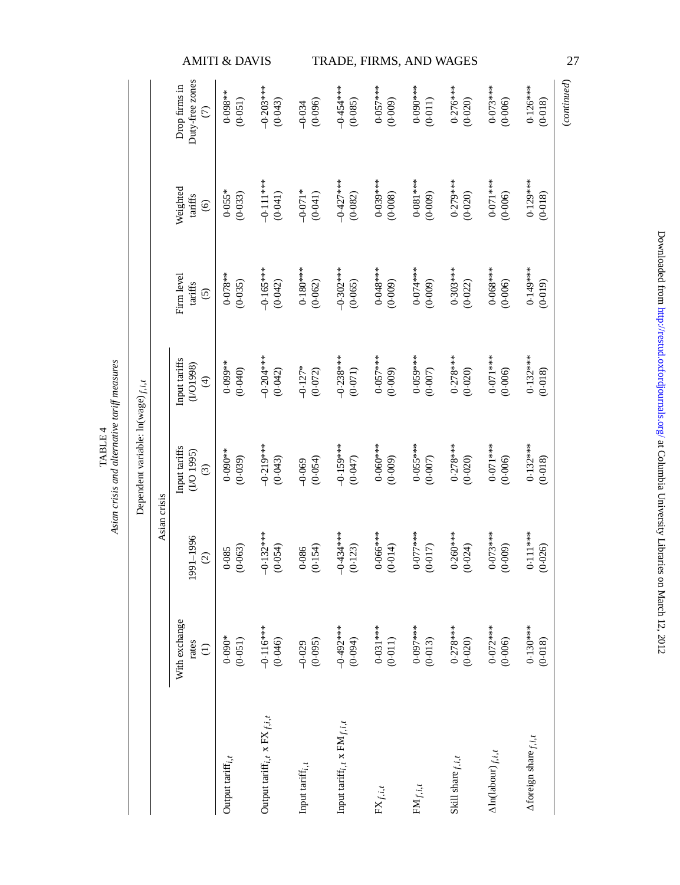TABLE 4

*Asian crisis and alternative tariff measures*

| | Dependent variable: $\ln(\text{wage})_{f,i,t}$ | | | | | | |
|---|---|---|---|---|---|---|---|
| | | Asian crisis | | | | | |
| | With exchange rates (1) | 1991–1996 (2) | Input tariffs (I/O 1995) (3) | Input tariffs (I/O1998) (4) | Firm level tariffs (5) | Weighted tariffs (6) | Drop firms in Duty-free zones (7) |
| Output tariff$_{i,t}$ | 0·090* | 0·085 | 0·090** | 0·099** | 0·078** | 0·055* | 0·098** |
| | (0·051) | (0·063) | (0·039) | (0·040) | (0·035) | (0·033) | (0·051) |
| Output tariff$_{i,t}$ x FX$_{f,i,t}$ | −0·116*** | −0·132*** | −0·219*** | −0·204*** | −0·165*** | −0·111*** | −0·203*** |
| | (0·046) | (0·054) | (0·043) | (0·042) | (0·042) | (0·041) | (0·043) |
| Input tariff$_{i,t}$ | −0·029 | 0·086 | −0·069 | −0·127* | 0·180*** | −0·071* | −0·034 |
| | (0·095) | (0·154) | (0·054) | (0·072) | (0·062) | (0·041) | (0·096) |
| Input tariff$_{i,t}$ x FM$_{f,i,t}$ | −0·492*** | −0·434*** | −0·159*** | −0·238*** | −0·302*** | −0·427*** | −0·454*** |
| | (0·094) | (0·123) | (0·047) | (0·071) | (0·065) | (0·082) | (0·085) |
| FX$_{f,i,t}$ | 0·031*** | 0·066*** | 0·060*** | 0·057*** | 0·048*** | 0·039*** | 0·057*** |
| | (0·011) | (0·014) | (0·009) | (0·009) | (0·009) | (0·008) | (0·009) |
| FM$_{f,i,t}$ | 0·097*** | 0·077*** | 0·055*** | 0·059*** | 0·074*** | 0·081*** | 0·090*** |
| | (0·013) | (0·017) | (0·007) | (0·007) | (0·009) | (0·009) | (0·011) |
| Skill share$_{f,i,t}$ | 0·278*** | 0·260*** | 0·278*** | 0·278*** | 0·303*** | 0·279*** | 0·276*** |
| | (0·020) | (0·024) | (0·020) | (0·020) | (0·022) | (0·020) | (0·020) |
| $\Delta$ln(labour)$_{f,i,t}$ | 0·072*** | 0·073*** | 0·071*** | 0·071*** | 0·068*** | 0·071*** | 0·073*** |
| | (0·006) | (0·009) | (0·006) | (0·006) | (0·006) | (0·006) | (0·006) |
| $\Delta$foreign share$_{f,i,t}$ | 0·130*** | 0·111*** | 0·132*** | 0·132*** | 0·149*** | 0·129*** | 0·126*** |
| | (0·018) | (0·026) | (0·018) | (0·018) | (0·019) | (0·018) | (0·018) |

*(continued)*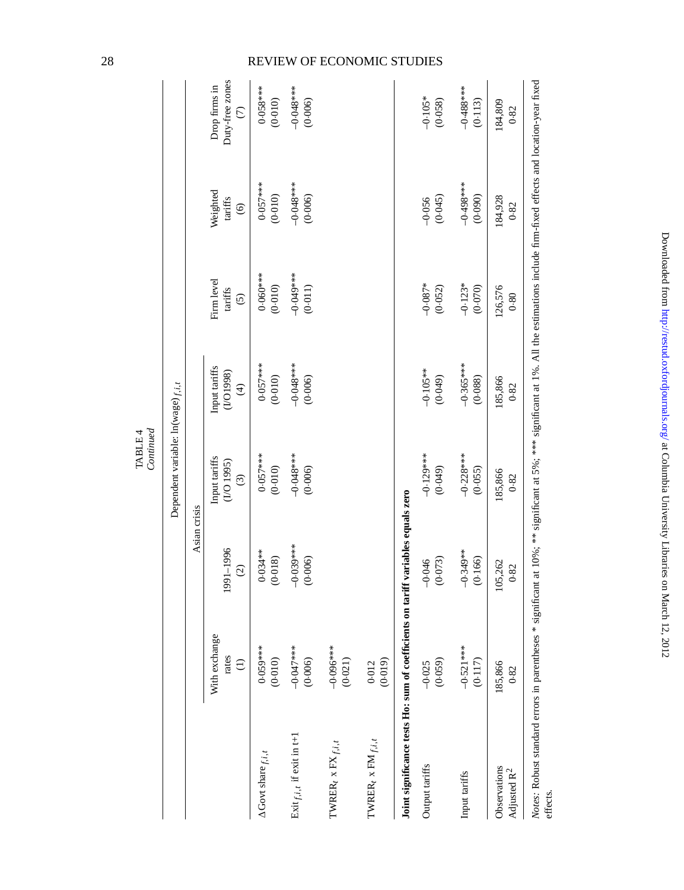TABLE 4
*Continued*

| | Dependent variable: ln(wage)$_{f,i,t}$ | | | | | | |
|---|---|---|---|---|---|---|---|
| | | Asian crisis | | | | | |
| | With exchange rates (1) | 1991–1996 (2) | Input tariffs (I/O 1995) (3) | Input tariffs (I/O1998) (4) | Firm level tariffs (5) | Weighted tariffs (6) | Drop firms in Duty-free zones (7) |
| ΔGovt share$_{f,i,t}$ | 0·059*** | 0·034** | 0·057*** | 0·057*** | 0·060*** | 0·057*** | 0·058*** |
| | (0·010) | (0·018) | (0·010) | (0·010) | (0·010) | (0·010) | (0·010) |
| Exit$_{f,i,t}$ if exit in t+1 | −0·047*** | −0·039*** | −0·048*** | −0·048*** | −0·049*** | −0·048*** | −0·048*** |
| | (0·006) | (0·006) | (0·006) | (0·006) | (0·011) | (0·006) | (0·006) |
| TWRER$_t$ x FX$_{f,i,t}$ | −0·096*** | | | | | | |
| | (0·021) | | | | | | |
| TWRER$_t$ x FM$_{f,i,t}$ | 0·012 | | | | | | |
| | (0·019) | | | | | | |
| **Joint significance tests Ho: sum of coefficients on tariff variables equals zero** | | | | | | | |
| Output tariffs | −0·025 | −0·046 | −0·129*** | −0·105** | −0·087* | −0·056 | −0·105* |
| | (0·059) | (0·073) | (0·049) | (0·049) | (0·052) | (0·045) | (0·058) |
| Input tariffs | −0·521*** | −0·349** | −0·228*** | −0·365*** | −0·123* | −0·498*** | −0·488*** |
| | (0·117) | (0·166) | (0·055) | (0·088) | (0·070) | (0·090) | (0·113) |
| Observations | 185,866 | 105,262 | 185,866 | 185,866 | 126,576 | 184,928 | 184,809 |
| Adjusted $R^2$ | 0·82 | 0·82 | 0·82 | 0·82 | 0·80 | 0·82 | 0·82 |

*Notes*: Robust standard errors in parentheses * significant at 10%; ** significant at 5%; *** significant at 1%. All the estimations include firm-fixed effects and location-year fixed effects.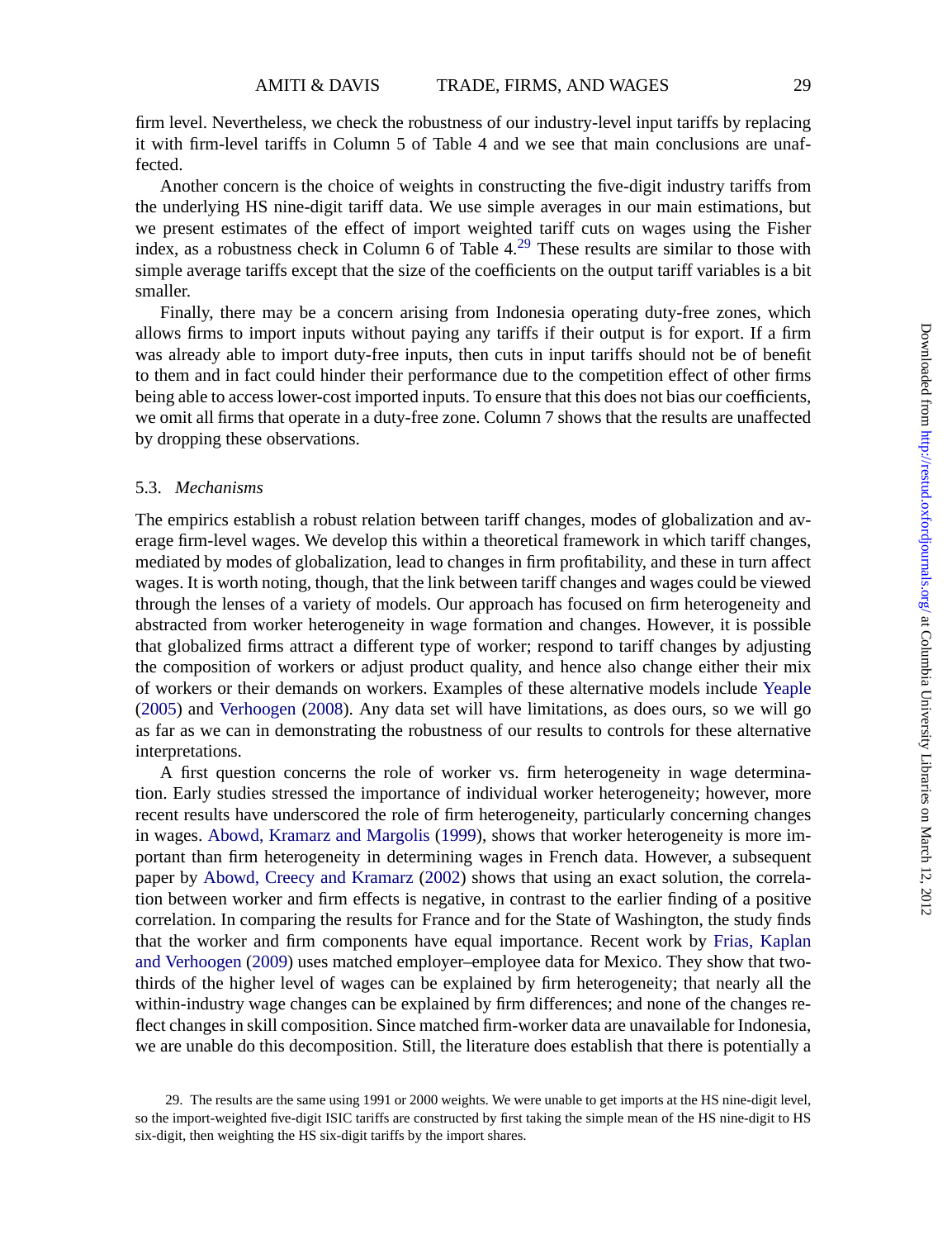firm level. Nevertheless, we check the robustness of our industry-level input tariffs by replacing it with firm-level tariffs in Column 5 of Table 4 and we see that main conclusions are unaffected.

Another concern is the choice of weights in constructing the five-digit industry tariffs from the underlying HS nine-digit tariff data. We use simple averages in our main estimations, but we present estimates of the effect of import weighted tariff cuts on wages using the Fisher index, as a robustness check in Column 6 of Table 4.[29] These results are similar to those with simple average tariffs except that the size of the coefficients on the output tariff variables is a bit smaller.

Finally, there may be a concern arising from Indonesia operating duty-free zones, which allows firms to import inputs without paying any tariffs if their output is for export. If a firm was already able to import duty-free inputs, then cuts in input tariffs should not be of benefit to them and in fact could hinder their performance due to the competition effect of other firms being able to access lower-cost imported inputs. To ensure that this does not bias our coefficients, we omit all firms that operate in a duty-free zone. Column 7 shows that the results are unaffected by dropping these observations.

### 5.3. *Mechanisms*

The empirics establish a robust relation between tariff changes, modes of globalization and average firm-level wages. We develop this within a theoretical framework in which tariff changes, mediated by modes of globalization, lead to changes in firm profitability, and these in turn affect wages. It is worth noting, though, that the link between tariff changes and wages could be viewed through the lenses of a variety of models. Our approach has focused on firm heterogeneity and abstracted from worker heterogeneity in wage formation and changes. However, it is possible that globalized firms attract a different type of worker; respond to tariff changes by adjusting the composition of workers or adjust product quality, and hence also change either their mix of workers or their demands on workers. Examples of these alternative models include Yeaple (2005) and Verhoogen (2008). Any data set will have limitations, as does ours, so we will go as far as we can in demonstrating the robustness of our results to controls for these alternative interpretations.

A first question concerns the role of worker vs. firm heterogeneity in wage determination. Early studies stressed the importance of individual worker heterogeneity; however, more recent results have underscored the role of firm heterogeneity, particularly concerning changes in wages. Abowd, Kramarz and Margolis (1999), shows that worker heterogeneity is more important than firm heterogeneity in determining wages in French data. However, a subsequent paper by Abowd, Creecy and Kramarz (2002) shows that using an exact solution, the correlation between worker and firm effects is negative, in contrast to the earlier finding of a positive correlation. In comparing the results for France and for the State of Washington, the study finds that the worker and firm components have equal importance. Recent work by Frias, Kaplan and Verhoogen (2009) uses matched employer–employee data for Mexico. They show that two-thirds of the higher level of wages can be explained by firm heterogeneity; that nearly all the within-industry wage changes can be explained by firm differences; and none of the changes reflect changes in skill composition. Since matched firm-worker data are unavailable for Indonesia, we are unable do this decomposition. Still, the literature does establish that there is potentially a

29. The results are the same using 1991 or 2000 weights. We were unable to get imports at the HS nine-digit level, so the import-weighted five-digit ISIC tariffs are constructed by first taking the simple mean of the HS nine-digit to HS six-digit, then weighting the HS six-digit tariffs by the import shares.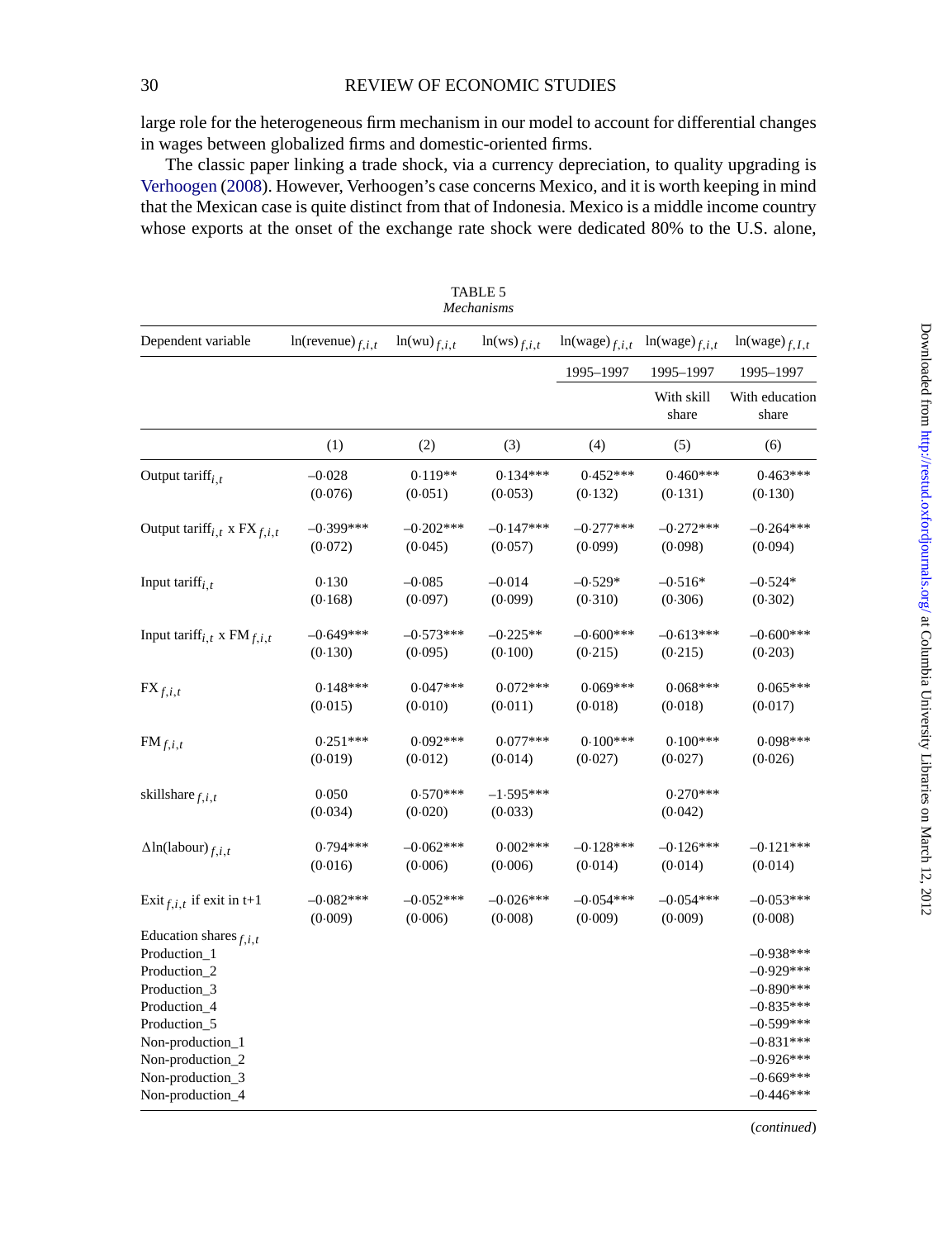large role for the heterogeneous firm mechanism in our model to account for differential changes in wages between globalized firms and domestic-oriented firms.

The classic paper linking a trade shock, via a currency depreciation, to quality upgrading is Verhoogen (2008). However, Verhoogen's case concerns Mexico, and it is worth keeping in mind that the Mexican case is quite distinct from that of Indonesia. Mexico is a middle income country whose exports at the onset of the exchange rate shock were dedicated 80% to the U.S. alone,

TABLE 5
*Mechanisms*

| Dependent variable | $\ln(\text{revenue})_{f,i,t}$ | $\ln(\text{wu})_{f,i,t}$ | $\ln(\text{ws})_{f,i,t}$ | $\ln(\text{wage})_{f,i,t}$ | $\ln(\text{wage})_{f,i,t}$ | $\ln(\text{wage})_{f,I,t}$ |
|---|---|---|---|---|---|---|
| | | | | 1995–1997 | 1995–1997 | 1995–1997 |
| | | | | | With skill share | With education share |
| | (1) | (2) | (3) | (4) | (5) | (6) |
| Output $\text{tariff}_{i,t}$ | –0.028 | 0.119** | 0.134*** | 0.452*** | 0.460*** | 0.463*** |
| | (0.076) | (0.051) | (0.053) | (0.132) | (0.131) | (0.130) |
| Output $\text{tariff}_{i,t}$ x $\text{FX}_{f,i,t}$ | –0.399*** | –0.202*** | –0.147*** | –0.277*** | –0.272*** | –0.264*** |
| | (0.072) | (0.045) | (0.057) | (0.099) | (0.098) | (0.094) |
| Input $\text{tariff}_{i,t}$ | 0.130 | –0.085 | –0.014 | –0.529* | –0.516* | –0.524* |
| | (0.168) | (0.097) | (0.099) | (0.310) | (0.306) | (0.302) |
| Input $\text{tariff}_{i,t}$ x $\text{FM}_{f,i,t}$ | –0.649*** | –0.573*** | –0.225** | –0.600*** | –0.613*** | –0.600*** |
| | (0.130) | (0.095) | (0.100) | (0.215) | (0.215) | (0.203) |
| $\text{FX}_{f,i,t}$ | 0.148*** | 0.047*** | 0.072*** | 0.069*** | 0.068*** | 0.065*** |
| | (0.015) | (0.010) | (0.011) | (0.018) | (0.018) | (0.017) |
| $\text{FM}_{f,i,t}$ | 0.251*** | 0.092*** | 0.077*** | 0.100*** | 0.100*** | 0.098*** |
| | (0.019) | (0.012) | (0.014) | (0.027) | (0.027) | (0.026) |
| $\text{skillshare}_{f,i,t}$ | 0.050 | 0.570*** | –1.595*** | | 0.270*** | |
| | (0.034) | (0.020) | (0.033) | | (0.042) | |
| $\Delta\ln(\text{labour})_{f,i,t}$ | 0.794*** | –0.062*** | 0.002*** | –0.128*** | –0.126*** | –0.121*** |
| | (0.016) | (0.006) | (0.006) | (0.014) | (0.014) | (0.014) |
| $\text{Exit}_{f,i,t}$ if exit in t+1 | –0.082*** | –0.052*** | –0.026*** | –0.054*** | –0.054*** | –0.053*** |
| | (0.009) | (0.006) | (0.008) | (0.009) | (0.009) | (0.008) |
| Education $\text{shares}_{f,i,t}$ | | | | | | |
| Production_1 | | | | | | –0.938*** |
| Production_2 | | | | | | –0.929*** |
| Production_3 | | | | | | –0.890*** |
| Production_4 | | | | | | –0.835*** |
| Production_5 | | | | | | –0.599*** |
| Non-production_1 | | | | | | –0.831*** |
| Non-production_2 | | | | | | –0.926*** |
| Non-production_3 | | | | | | –0.669*** |
| Non-production_4 | | | | | | –0.446*** |

(*continued*)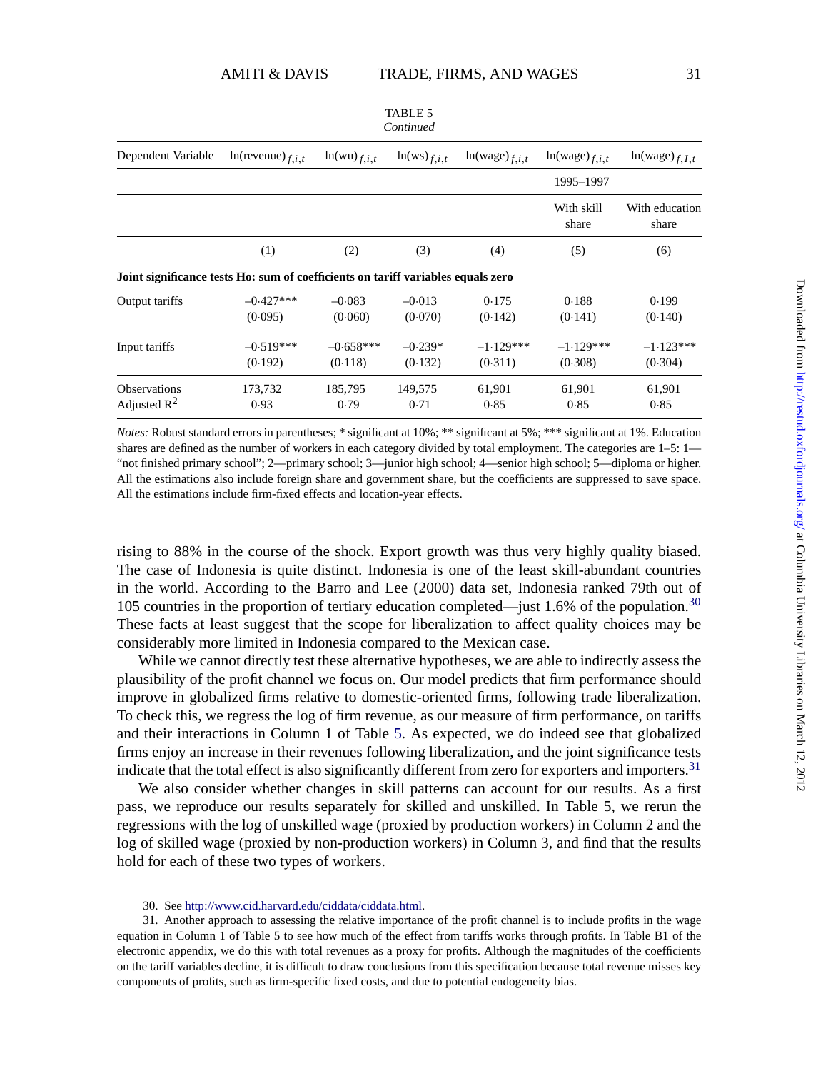TABLE 5
*Continued*

| Dependent Variable | $\ln(\text{revenue})_{f,i,t}$ | $\ln(\text{wu})_{f,i,t}$ | $\ln(\text{ws})_{f,i,t}$ | $\ln(\text{wage})_{f,i,t}$ | $\ln(\text{wage})_{f,i,t}$ | $\ln(\text{wage})_{f,I,t}$ |
|---|---|---|---|---|---|---|
| | | | | | 1995–1997 | |
| | | | | | With skill share | With education share |
| | (1) | (2) | (3) | (4) | (5) | (6) |
| ***Joint significance tests Ho: sum of coefficients on tariff variables equals zero*** | | | | | | |
| Output tariffs | –0·427*** | –0·083 | –0·013 | 0·175 | 0·188 | 0·199 |
| | (0·095) | (0·060) | (0·070) | (0·142) | (0·141) | (0·140) |
| Input tariffs | –0·519*** | –0·658*** | –0·239* | –1·129*** | –1·129*** | –1·123*** |
| | (0·192) | (0·118) | (0·132) | (0·311) | (0·308) | (0·304) |
| Observations | 173,732 | 185,795 | 149,575 | 61,901 | 61,901 | 61,901 |
| Adjusted $R^2$ | 0·93 | 0·79 | 0·71 | 0·85 | 0·85 | 0·85 |

*Notes:* Robust standard errors in parentheses; * significant at 10%; ** significant at 5%; *** significant at 1%. Education shares are defined as the number of workers in each category divided by total employment. The categories are 1–5: 1—"not finished primary school"; 2—primary school; 3—junior high school; 4—senior high school; 5—diploma or higher. All the estimations also include foreign share and government share, but the coefficients are suppressed to save space. All the estimations include firm-fixed effects and location-year effects.

rising to 88% in the course of the shock. Export growth was thus very highly quality biased. The case of Indonesia is quite distinct. Indonesia is one of the least skill-abundant countries in the world. According to the Barro and Lee (2000) data set, Indonesia ranked 79th out of 105 countries in the proportion of tertiary education completed—just 1.6% of the population.[30] These facts at least suggest that the scope for liberalization to affect quality choices may be considerably more limited in Indonesia compared to the Mexican case.

While we cannot directly test these alternative hypotheses, we are able to indirectly assess the plausibility of the profit channel we focus on. Our model predicts that firm performance should improve in globalized firms relative to domestic-oriented firms, following trade liberalization. To check this, we regress the log of firm revenue, as our measure of firm performance, on tariffs and their interactions in Column 1 of Table 5. As expected, we do indeed see that globalized firms enjoy an increase in their revenues following liberalization, and the joint significance tests indicate that the total effect is also significantly different from zero for exporters and importers.[31]

We also consider whether changes in skill patterns can account for our results. As a first pass, we reproduce our results separately for skilled and unskilled. In Table 5, we rerun the regressions with the log of unskilled wage (proxied by production workers) in Column 2 and the log of skilled wage (proxied by non-production workers) in Column 3, and find that the results hold for each of these two types of workers.

30. See http://www.cid.harvard.edu/ciddata/ciddata.html.

31. Another approach to assessing the relative importance of the profit channel is to include profits in the wage equation in Column 1 of Table 5 to see how much of the effect from tariffs works through profits. In Table B1 of the electronic appendix, we do this with total revenues as a proxy for profits. Although the magnitudes of the coefficients on the tariff variables decline, it is difficult to draw conclusions from this specification because total revenue misses key components of profits, such as firm-specific fixed costs, and due to potential endogeneity bias.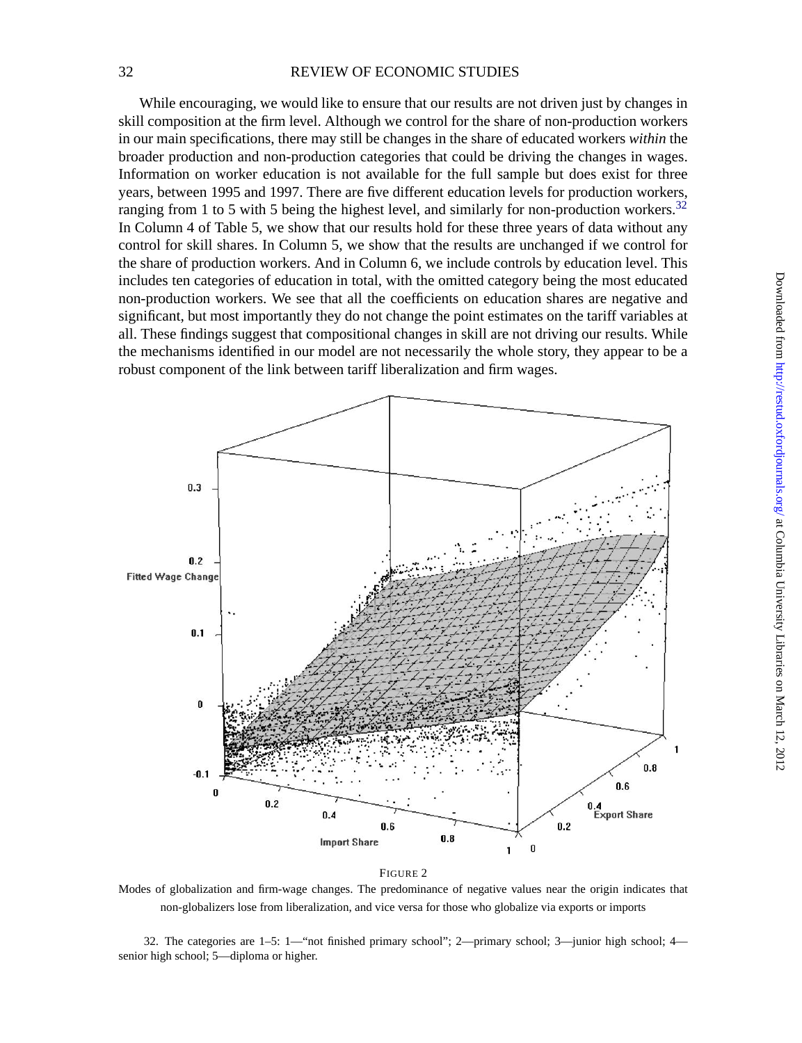While encouraging, we would like to ensure that our results are not driven just by changes in skill composition at the firm level. Although we control for the share of non-production workers in our main specifications, there may still be changes in the share of educated workers *within* the broader production and non-production categories that could be driving the changes in wages. Information on worker education is not available for the full sample but does exist for three years, between 1995 and 1997. There are five different education levels for production workers, ranging from 1 to 5 with 5 being the highest level, and similarly for non-production workers.[32] In Column 4 of Table 5, we show that our results hold for these three years of data without any control for skill shares. In Column 5, we show that the results are unchanged if we control for the share of production workers. And in Column 6, we include controls by education level. This includes ten categories of education in total, with the omitted category being the most educated non-production workers. We see that all the coefficients on education shares are negative and significant, but most importantly they do not change the point estimates on the tariff variables at all. These findings suggest that compositional changes in skill are not driving our results. While the mechanisms identified in our model are not necessarily the whole story, they appear to be a robust component of the link between tariff liberalization and firm wages.

FIGURE 2

Modes of globalization and firm-wage changes. The predominance of negative values near the origin indicates that non-globalizers lose from liberalization, and vice versa for those who globalize via exports or imports

32. The categories are 1–5: 1—"not finished primary school"; 2—primary school; 3—junior high school; 4—senior high school; 5—diploma or higher.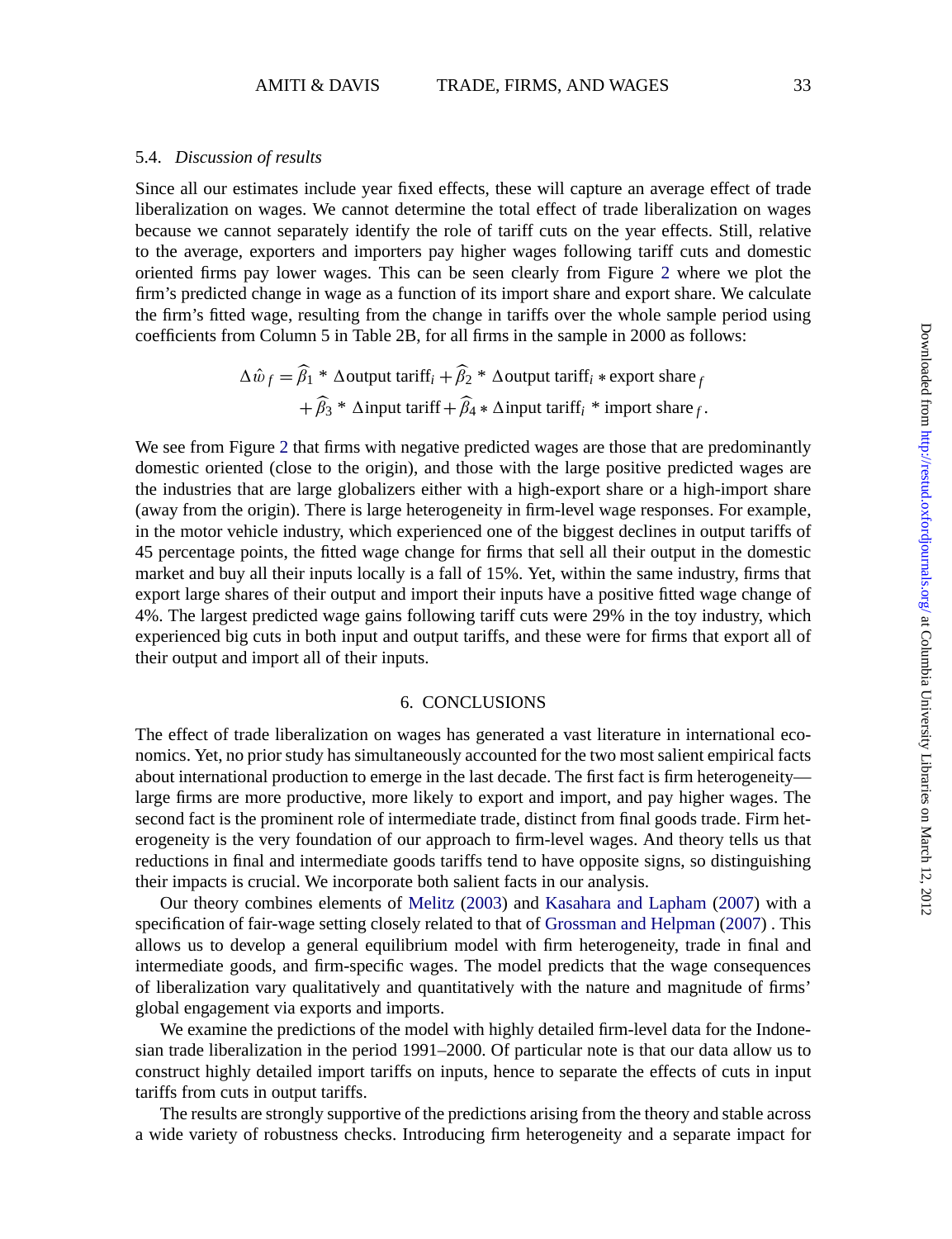### 5.4. *Discussion of results*

Since all our estimates include year fixed effects, these will capture an average effect of trade liberalization on wages. We cannot determine the total effect of trade liberalization on wages because we cannot separately identify the role of tariff cuts on the year effects. Still, relative to the average, exporters and importers pay higher wages following tariff cuts and domestic oriented firms pay lower wages. This can be seen clearly from Figure 2 where we plot the firm's predicted change in wage as a function of its import share and export share. We calculate the firm's fitted wage, resulting from the change in tariffs over the whole sample period using coefficients from Column 5 in Table 2B, for all firms in the sample in 2000 as follows:

$$\Delta \hat{w}_f = \widehat{\beta}_1 * \Delta \text{output tariff}_i + \widehat{\beta}_2 * \Delta \text{output tariff}_i * \text{export share}_f$$
$$+ \widehat{\beta}_3 * \Delta \text{input tariff} + \widehat{\beta}_4 * \Delta \text{input tariff}_i * \text{import share}_f.$$

We see from Figure 2 that firms with negative predicted wages are those that are predominantly domestic oriented (close to the origin), and those with the large positive predicted wages are the industries that are large globalizers either with a high-export share or a high-import share (away from the origin). There is large heterogeneity in firm-level wage responses. For example, in the motor vehicle industry, which experienced one of the biggest declines in output tariffs of 45 percentage points, the fitted wage change for firms that sell all their output in the domestic market and buy all their inputs locally is a fall of 15%. Yet, within the same industry, firms that export large shares of their output and import their inputs have a positive fitted wage change of 4%. The largest predicted wage gains following tariff cuts were 29% in the toy industry, which experienced big cuts in both input and output tariffs, and these were for firms that export all of their output and import all of their inputs.

## 6. CONCLUSIONS

The effect of trade liberalization on wages has generated a vast literature in international economics. Yet, no prior study has simultaneously accounted for the two most salient empirical facts about international production to emerge in the last decade. The first fact is firm heterogeneity—large firms are more productive, more likely to export and import, and pay higher wages. The second fact is the prominent role of intermediate trade, distinct from final goods trade. Firm heterogeneity is the very foundation of our approach to firm-level wages. And theory tells us that reductions in final and intermediate goods tariffs tend to have opposite signs, so distinguishing their impacts is crucial. We incorporate both salient facts in our analysis.

Our theory combines elements of Melitz (2003) and Kasahara and Lapham (2007) with a specification of fair-wage setting closely related to that of Grossman and Helpman (2007) . This allows us to develop a general equilibrium model with firm heterogeneity, trade in final and intermediate goods, and firm-specific wages. The model predicts that the wage consequences of liberalization vary qualitatively and quantitatively with the nature and magnitude of firms' global engagement via exports and imports.

We examine the predictions of the model with highly detailed firm-level data for the Indonesian trade liberalization in the period 1991–2000. Of particular note is that our data allow us to construct highly detailed import tariffs on inputs, hence to separate the effects of cuts in input tariffs from cuts in output tariffs.

The results are strongly supportive of the predictions arising from the theory and stable across a wide variety of robustness checks. Introducing firm heterogeneity and a separate impact for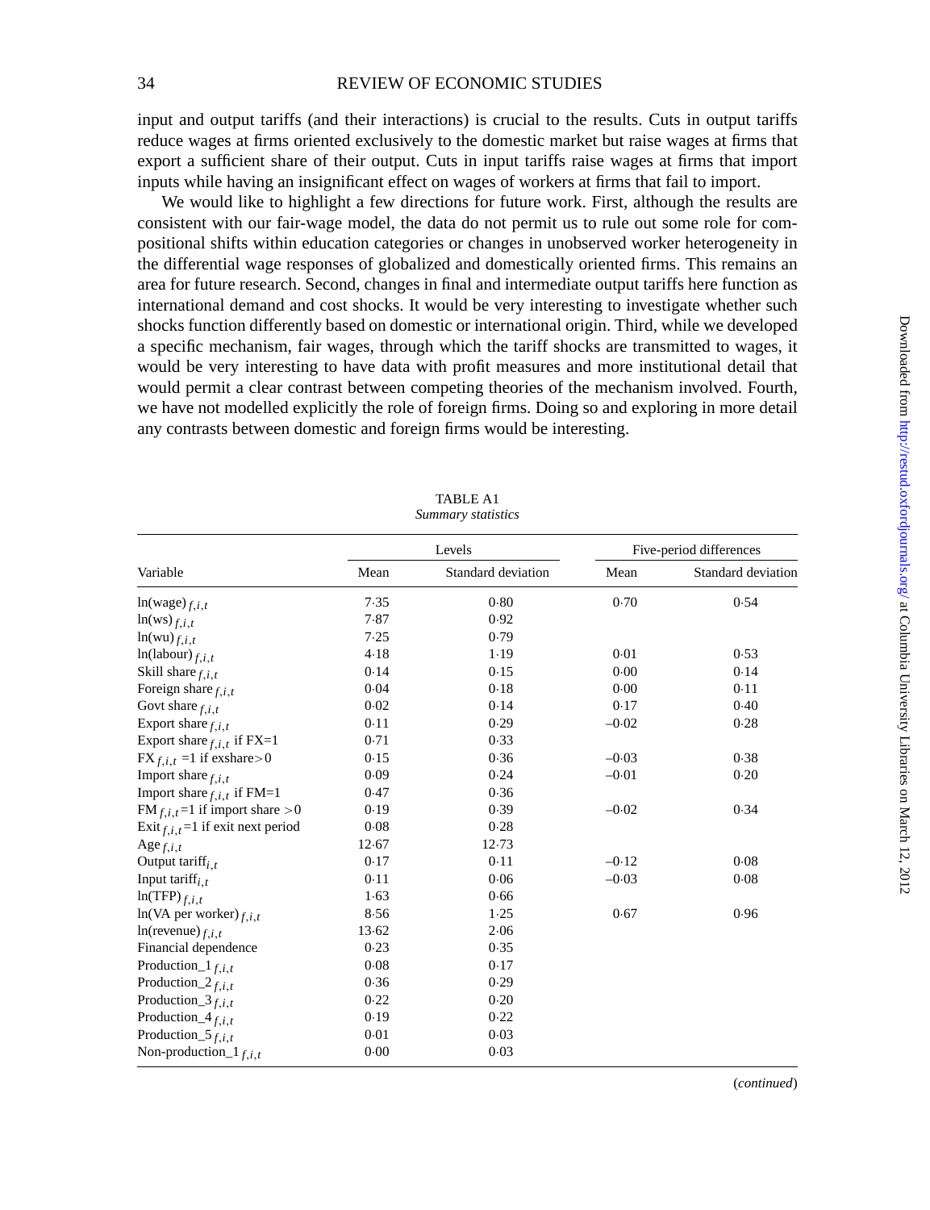input and output tariffs (and their interactions) is crucial to the results. Cuts in output tariffs reduce wages at firms oriented exclusively to the domestic market but raise wages at firms that export a sufficient share of their output. Cuts in input tariffs raise wages at firms that import inputs while having an insignificant effect on wages of workers at firms that fail to import.

We would like to highlight a few directions for future work. First, although the results are consistent with our fair-wage model, the data do not permit us to rule out some role for compositional shifts within education categories or changes in unobserved worker heterogeneity in the differential wage responses of globalized and domestically oriented firms. This remains an area for future research. Second, changes in final and intermediate output tariffs here function as international demand and cost shocks. It would be very interesting to investigate whether such shocks function differently based on domestic or international origin. Third, while we developed a specific mechanism, fair wages, through which the tariff shocks are transmitted to wages, it would be very interesting to have data with profit measures and more institutional detail that would permit a clear contrast between competing theories of the mechanism involved. Fourth, we have not modelled explicitly the role of foreign firms. Doing so and exploring in more detail any contrasts between domestic and foreign firms would be interesting.

TABLE A1
*Summary statistics*

| | Levels | | Five-period differences | |
|---|---|---|---|---|
| Variable | Mean | Standard deviation | Mean | Standard deviation |
| $\ln(\text{wage})_{f,i,t}$ | 7·35 | 0·80 | 0·70 | 0·54 |
| $\ln(\text{ws})_{f,i,t}$ | 7·87 | 0·92 | | |
| $\ln(\text{wu})_{f,i,t}$ | 7·25 | 0·79 | | |
| $\ln(\text{labour})_{f,i,t}$ | 4·18 | 1·19 | 0·01 | 0·53 |
| Skill share$_{f,i,t}$ | 0·14 | 0·15 | 0·00 | 0·14 |
| Foreign share$_{f,i,t}$ | 0·04 | 0·18 | 0·00 | 0·11 |
| Govt share$_{f,i,t}$ | 0·02 | 0·14 | 0·17 | 0·40 |
| Export share$_{f,i,t}$ | 0·11 | 0·29 | –0·02 | 0·28 |
| Export share$_{f,i,t}$ if FX=1 | 0·71 | 0·33 | | |
| FX$_{f,i,t}$ =1 if exshare>0 | 0·15 | 0·36 | –0·03 | 0·38 |
| Import share$_{f,i,t}$ | 0·09 | 0·24 | –0·01 | 0·20 |
| Import share$_{f,i,t}$ if FM=1 | 0·47 | 0·36 | | |
| FM$_{f,i,t}$=1 if import share >0 | 0·19 | 0·39 | –0·02 | 0·34 |
| Exit$_{f,i,t}$=1 if exit next period | 0·08 | 0·28 | | |
| Age$_{f,i,t}$ | 12·67 | 12·73 | | |
| Output tariff$_{i,t}$ | 0·17 | 0·11 | –0·12 | 0·08 |
| Input tariff$_{i,t}$ | 0·11 | 0·06 | –0·03 | 0·08 |
| $\ln(\text{TFP})_{f,i,t}$ | 1·63 | 0·66 | | |
| $\ln(\text{VA per worker})_{f,i,t}$ | 8·56 | 1·25 | 0·67 | 0·96 |
| $\ln(\text{revenue})_{f,i,t}$ | 13·62 | 2·06 | | |
| Financial dependence | 0·23 | 0·35 | | |
| Production_1$_{f,i,t}$ | 0·08 | 0·17 | | |
| Production_2$_{f,i,t}$ | 0·36 | 0·29 | | |
| Production_3$_{f,i,t}$ | 0·22 | 0·20 | | |
| Production_4$_{f,i,t}$ | 0·19 | 0·22 | | |
| Production_5$_{f,i,t}$ | 0·01 | 0·03 | | |
| Non-production_1$_{f,i,t}$ | 0·00 | 0·03 | | |

(*continued*)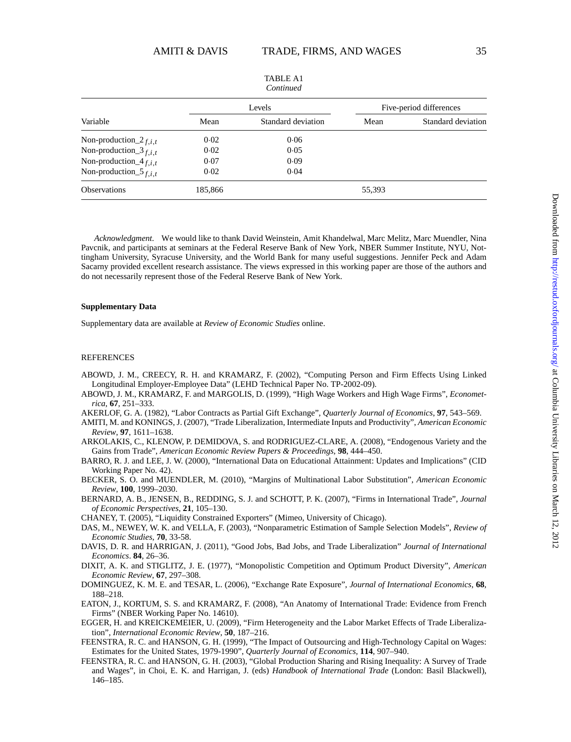TABLE A1
*Continued*

| Variable | Levels | | Five-period differences | |
|---|---|---|---|---|
| | Mean | Standard deviation | Mean | Standard deviation |
| Non-production_2 $_{f,i,t}$ | 0·02 | 0·06 | | |
| Non-production_3 $_{f,i,t}$ | 0·02 | 0·05 | | |
| Non-production_4 $_{f,i,t}$ | 0·07 | 0·09 | | |
| Non-production_5 $_{f,i,t}$ | 0·02 | 0·04 | | |
| Observations | 185,866 | | 55,393 | |

*Acknowledgment*. We would like to thank David Weinstein, Amit Khandelwal, Marc Melitz, Marc Muendler, Nina Pavcnik, and participants at seminars at the Federal Reserve Bank of New York, NBER Summer Institute, NYU, Nottingham University, Syracuse University, and the World Bank for many useful suggestions. Jennifer Peck and Adam Sacarny provided excellent research assistance. The views expressed in this working paper are those of the authors and do not necessarily represent those of the Federal Reserve Bank of New York.

**Supplementary Data**

Supplementary data are available at *Review of Economic Studies* online.

REFERENCES

ABOWD, J. M., CREECY, R. H. and KRAMARZ, F. (2002), "Computing Person and Firm Effects Using Linked Longitudinal Employer-Employee Data" (LEHD Technical Paper No. TP-2002-09).

ABOWD, J. M., KRAMARZ, F. and MARGOLIS, D. (1999), "High Wage Workers and High Wage Firms", *Econometrica*, **67**, 251–333.

AKERLOF, G. A. (1982), "Labor Contracts as Partial Gift Exchange", *Quarterly Journal of Economics*, **97**, 543–569.

AMITI, M. and KONINGS, J. (2007), "Trade Liberalization, Intermediate Inputs and Productivity", *American Economic Review*, **97**, 1611–1638.

ARKOLAKIS, C., KLENOW, P. DEMIDOVA, S. and RODRIGUEZ-CLARE, A. (2008), "Endogenous Variety and the Gains from Trade", *American Economic Review Papers & Proceedings*, **98**, 444–450.

BARRO, R. J. and LEE, J. W. (2000), "International Data on Educational Attainment: Updates and Implications" (CID Working Paper No. 42).

BECKER, S. O. and MUENDLER, M. (2010), "Margins of Multinational Labor Substitution", *American Economic Review*, **100**, 1999–2030.

BERNARD, A. B., JENSEN, B., REDDING, S. J. and SCHOTT, P. K. (2007), "Firms in International Trade", *Journal of Economic Perspectives*, **21**, 105–130.

CHANEY, T. (2005), "Liquidity Constrained Exporters" (Mimeo, University of Chicago).

DAS, M., NEWEY, W. K. and VELLA, F. (2003), "Nonparametric Estimation of Sample Selection Models", *Review of Economic Studies*, **70**, 33-58.

DAVIS, D. R. and HARRIGAN, J. (2011), "Good Jobs, Bad Jobs, and Trade Liberalization" *Journal of International Economics*. **84**, 26–36.

DIXIT, A. K. and STIGLITZ, J. E. (1977), "Monopolistic Competition and Optimum Product Diversity", *American Economic Review*, **67**, 297–308.

DOMINGUEZ, K. M. E. and TESAR, L. (2006), "Exchange Rate Exposure", *Journal of International Economics*, **68**, 188–218.

EATON, J., KORTUM, S. S. and KRAMARZ, F. (2008), "An Anatomy of International Trade: Evidence from French Firms" (NBER Working Paper No. 14610).

EGGER, H. and KREICKEMEIER, U. (2009), "Firm Heterogeneity and the Labor Market Effects of Trade Liberalization", *International Economic Review*, **50**, 187–216.

FEENSTRA, R. C. and HANSON, G. H. (1999), "The Impact of Outsourcing and High-Technology Capital on Wages: Estimates for the United States, 1979-1990", *Quarterly Journal of Economics*, **114**, 907–940.

FEENSTRA, R. C. and HANSON, G. H. (2003), "Global Production Sharing and Rising Inequality: A Survey of Trade and Wages", in Choi, E. K. and Harrigan, J. (eds) *Handbook of International Trade* (London: Basil Blackwell), 146–185.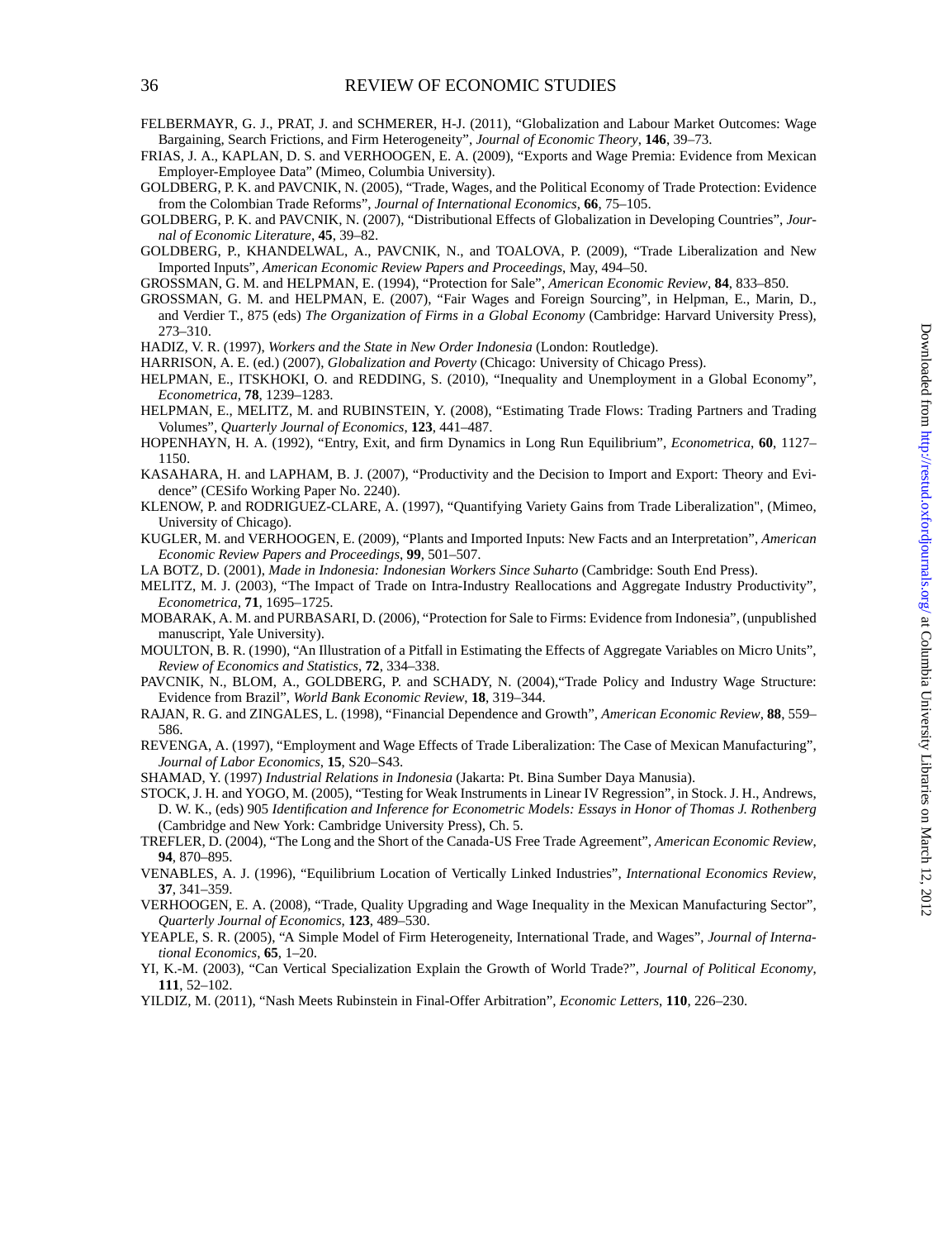FELBERMAYR, G. J., PRAT, J. and SCHMERER, H-J. (2011), "Globalization and Labour Market Outcomes: Wage Bargaining, Search Frictions, and Firm Heterogeneity", *Journal of Economic Theory*, **146**, 39–73.

FRIAS, J. A., KAPLAN, D. S. and VERHOOGEN, E. A. (2009), "Exports and Wage Premia: Evidence from Mexican Employer-Employee Data" (Mimeo, Columbia University).

GOLDBERG, P. K. and PAVCNIK, N. (2005), "Trade, Wages, and the Political Economy of Trade Protection: Evidence from the Colombian Trade Reforms", *Journal of International Economics*, **66**, 75–105.

GOLDBERG, P. K. and PAVCNIK, N. (2007), "Distributional Effects of Globalization in Developing Countries", *Journal of Economic Literature*, **45**, 39–82.

GOLDBERG, P., KHANDELWAL, A., PAVCNIK, N., and TOALOVA, P. (2009), "Trade Liberalization and New Imported Inputs", *American Economic Review Papers and Proceedings*, May, 494–50.

GROSSMAN, G. M. and HELPMAN, E. (1994), "Protection for Sale", *American Economic Review*, **84**, 833–850.

GROSSMAN, G. M. and HELPMAN, E. (2007), "Fair Wages and Foreign Sourcing", in Helpman, E., Marin, D., and Verdier T., 875 (eds) *The Organization of Firms in a Global Economy* (Cambridge: Harvard University Press), 273–310.

HADIZ, V. R. (1997), *Workers and the State in New Order Indonesia* (London: Routledge).

HARRISON, A. E. (ed.) (2007), *Globalization and Poverty* (Chicago: University of Chicago Press).

HELPMAN, E., ITSKHOKI, O. and REDDING, S. (2010), "Inequality and Unemployment in a Global Economy", *Econometrica*, **78**, 1239–1283.

HELPMAN, E., MELITZ, M. and RUBINSTEIN, Y. (2008), "Estimating Trade Flows: Trading Partners and Trading Volumes", *Quarterly Journal of Economics*, **123**, 441–487.

HOPENHAYN, H. A. (1992), "Entry, Exit, and firm Dynamics in Long Run Equilibrium", *Econometrica*, **60**, 1127–1150.

KASAHARA, H. and LAPHAM, B. J. (2007), "Productivity and the Decision to Import and Export: Theory and Evidence" (CESifo Working Paper No. 2240).

KLENOW, P. and RODRIGUEZ-CLARE, A. (1997), "Quantifying Variety Gains from Trade Liberalization", (Mimeo, University of Chicago).

KUGLER, M. and VERHOOGEN, E. (2009), "Plants and Imported Inputs: New Facts and an Interpretation", *American Economic Review Papers and Proceedings*, **99**, 501–507.

LA BOTZ, D. (2001), *Made in Indonesia: Indonesian Workers Since Suharto* (Cambridge: South End Press).

MELITZ, M. J. (2003), "The Impact of Trade on Intra-Industry Reallocations and Aggregate Industry Productivity", *Econometrica*, **71**, 1695–1725.

MOBARAK, A. M. and PURBASARI, D. (2006), "Protection for Sale to Firms: Evidence from Indonesia", (unpublished manuscript, Yale University).

MOULTON, B. R. (1990), "An Illustration of a Pitfall in Estimating the Effects of Aggregate Variables on Micro Units", *Review of Economics and Statistics*, **72**, 334–338.

PAVCNIK, N., BLOM, A., GOLDBERG, P. and SCHADY, N. (2004),"Trade Policy and Industry Wage Structure: Evidence from Brazil", *World Bank Economic Review*, **18**, 319–344.

RAJAN, R. G. and ZINGALES, L. (1998), "Financial Dependence and Growth", *American Economic Review*, **88**, 559–586.

REVENGA, A. (1997), "Employment and Wage Effects of Trade Liberalization: The Case of Mexican Manufacturing", *Journal of Labor Economics*, **15**, S20–S43.

SHAMAD, Y. (1997) *Industrial Relations in Indonesia* (Jakarta: Pt. Bina Sumber Daya Manusia).

STOCK, J. H. and YOGO, M. (2005), "Testing for Weak Instruments in Linear IV Regression", in Stock. J. H., Andrews, D. W. K., (eds) 905 *Identification and Inference for Econometric Models: Essays in Honor of Thomas J. Rothenberg* (Cambridge and New York: Cambridge University Press), Ch. 5.

TREFLER, D. (2004), "The Long and the Short of the Canada-US Free Trade Agreement", *American Economic Review*, **94**, 870–895.

VENABLES, A. J. (1996), "Equilibrium Location of Vertically Linked Industries", *International Economics Review*, **37**, 341–359.

VERHOOGEN, E. A. (2008), "Trade, Quality Upgrading and Wage Inequality in the Mexican Manufacturing Sector", *Quarterly Journal of Economics*, **123**, 489–530.

YEAPLE, S. R. (2005), "A Simple Model of Firm Heterogeneity, International Trade, and Wages", *Journal of International Economics*, **65**, 1–20.

YI, K.-M. (2003), "Can Vertical Specialization Explain the Growth of World Trade?", *Journal of Political Economy*, **111**, 52–102.

YILDIZ, M. (2011), "Nash Meets Rubinstein in Final-Offer Arbitration", *Economic Letters*, **110**, 226–230.